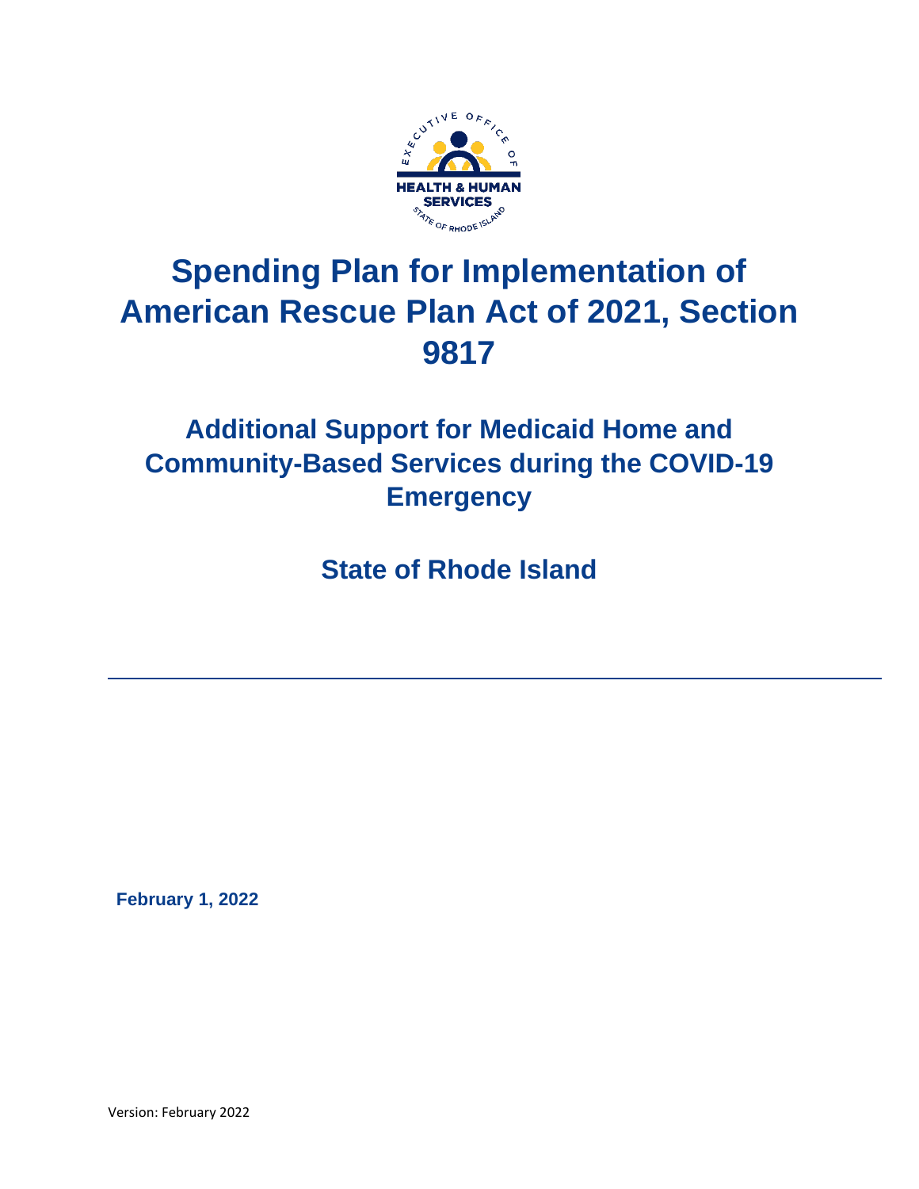# Spending Plan for Implementation of American Rescue Plan Act of 2021, Section 9817

## Additional Support for Medicaid Home and Community-Based Services during the COVID-19 Emergency

## State of Rhode Island

**February 1, 2022**

Version: February 2022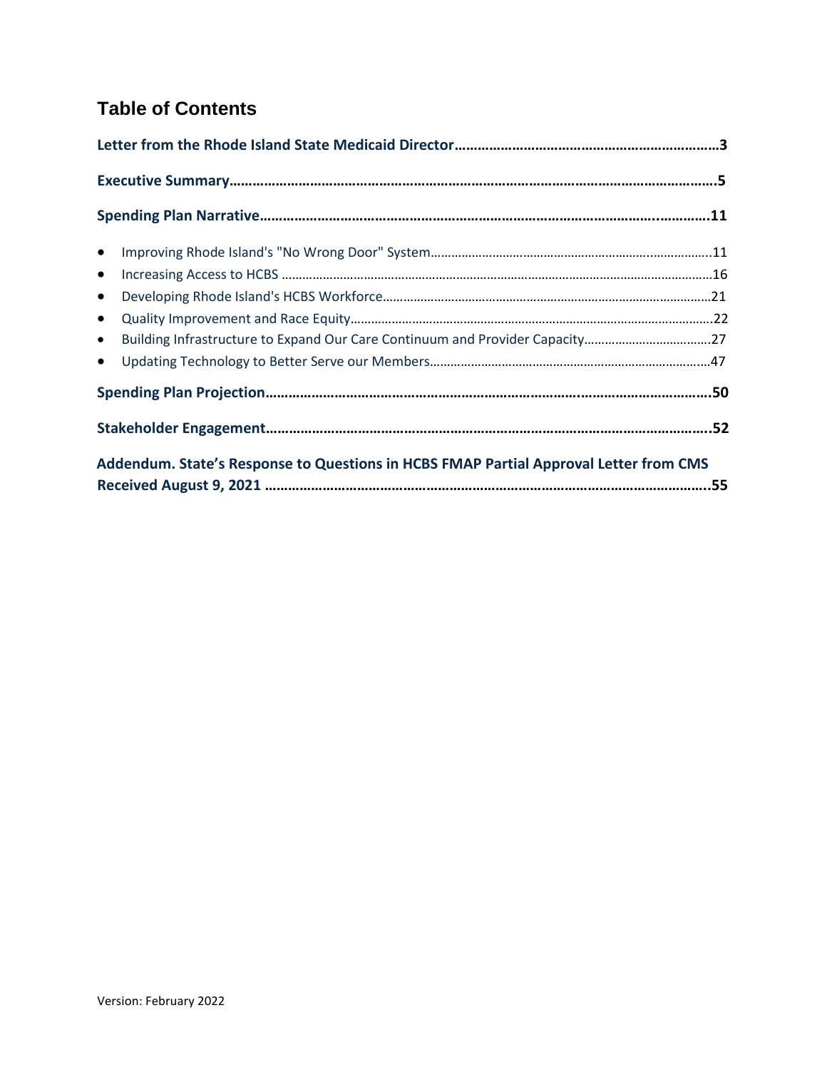## Table of Contents

**Letter from the Rhode Island State Medicaid Director……………………………………………………………3**

**Executive Summary………………………………………………………………………………………………………………5**

**Spending Plan Narrative…………………………………………………………………………………………..……………11**

- Improving Rhode Island's "No Wrong Door" System……………………………………………………….……………11
- Increasing Access to HCBS ……………………………………………………………………………………………………16
- Developing Rhode Island's HCBS Workforce……………………………………………………………………………21
- Quality Improvement and Race Equity…………………………………………………………………………………22
- Building Infrastructure to Expand Our Care Continuum and Provider Capacity………………………………27
- Updating Technology to Better Serve our Members……………………………………………………………………47

**Spending Plan Projection……………………………………………………………………………….………………………50**

**Stakeholder Engagement……………………………………………………………………………………………………….52**

**Addendum. State's Response to Questions in HCBS FMAP Partial Approval Letter from CMS Received August 9, 2021 …………………………………………………………………………………………………………..55**

Version: February 2022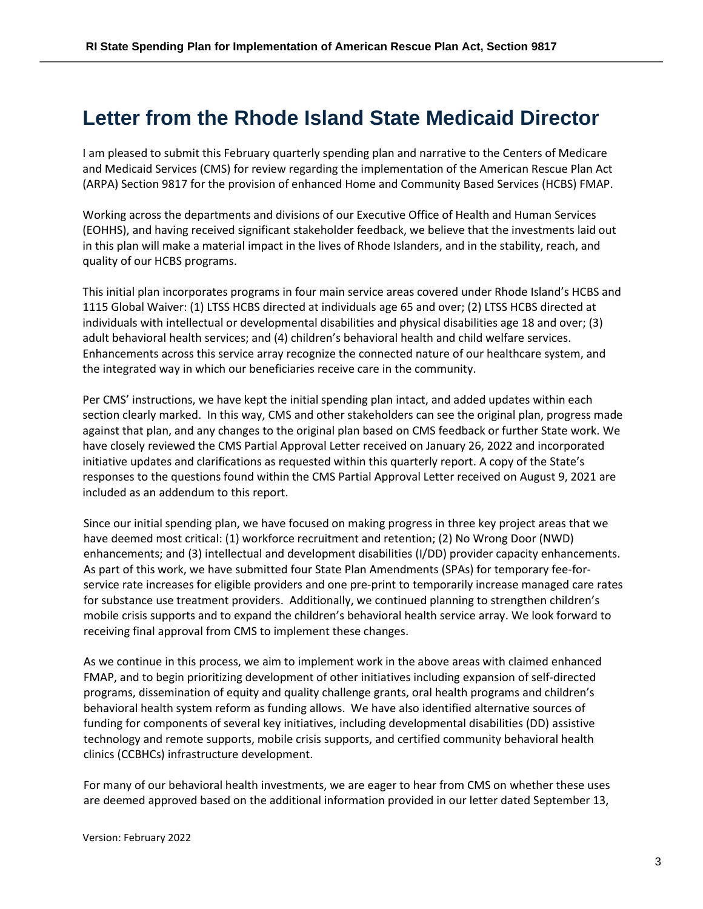# Letter from the Rhode Island State Medicaid Director

I am pleased to submit this February quarterly spending plan and narrative to the Centers of Medicare and Medicaid Services (CMS) for review regarding the implementation of the American Rescue Plan Act (ARPA) Section 9817 for the provision of enhanced Home and Community Based Services (HCBS) FMAP.

Working across the departments and divisions of our Executive Office of Health and Human Services (EOHHS), and having received significant stakeholder feedback, we believe that the investments laid out in this plan will make a material impact in the lives of Rhode Islanders, and in the stability, reach, and quality of our HCBS programs.

This initial plan incorporates programs in four main service areas covered under Rhode Island's HCBS and 1115 Global Waiver: (1) LTSS HCBS directed at individuals age 65 and over; (2) LTSS HCBS directed at individuals with intellectual or developmental disabilities and physical disabilities age 18 and over; (3) adult behavioral health services; and (4) children's behavioral health and child welfare services. Enhancements across this service array recognize the connected nature of our healthcare system, and the integrated way in which our beneficiaries receive care in the community.

Per CMS' instructions, we have kept the initial spending plan intact, and added updates within each section clearly marked. In this way, CMS and other stakeholders can see the original plan, progress made against that plan, and any changes to the original plan based on CMS feedback or further State work. We have closely reviewed the CMS Partial Approval Letter received on January 26, 2022 and incorporated initiative updates and clarifications as requested within this quarterly report. A copy of the State's responses to the questions found within the CMS Partial Approval Letter received on August 9, 2021 are included as an addendum to this report.

Since our initial spending plan, we have focused on making progress in three key project areas that we have deemed most critical: (1) workforce recruitment and retention; (2) No Wrong Door (NWD) enhancements; and (3) intellectual and development disabilities (I/DD) provider capacity enhancements. As part of this work, we have submitted four State Plan Amendments (SPAs) for temporary fee-for-service rate increases for eligible providers and one pre-print to temporarily increase managed care rates for substance use treatment providers. Additionally, we continued planning to strengthen children's mobile crisis supports and to expand the children's behavioral health service array. We look forward to receiving final approval from CMS to implement these changes.

As we continue in this process, we aim to implement work in the above areas with claimed enhanced FMAP, and to begin prioritizing development of other initiatives including expansion of self-directed programs, dissemination of equity and quality challenge grants, oral health programs and children's behavioral health system reform as funding allows. We have also identified alternative sources of funding for components of several key initiatives, including developmental disabilities (DD) assistive technology and remote supports, mobile crisis supports, and certified community behavioral health clinics (CCBHCs) infrastructure development.

For many of our behavioral health investments, we are eager to hear from CMS on whether these uses are deemed approved based on the additional information provided in our letter dated September 13,

Version: February 2022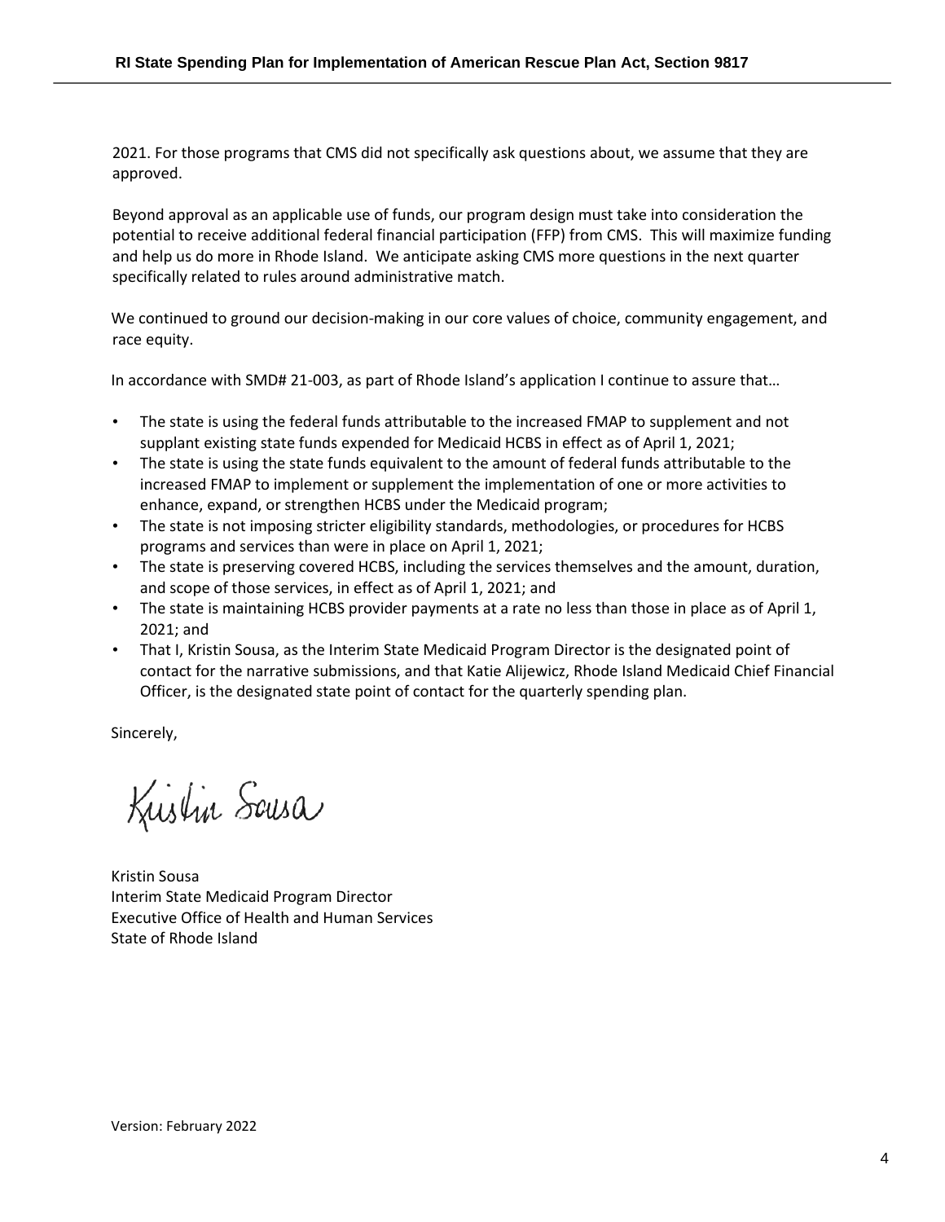2021. For those programs that CMS did not specifically ask questions about, we assume that they are approved.

Beyond approval as an applicable use of funds, our program design must take into consideration the potential to receive additional federal financial participation (FFP) from CMS. This will maximize funding and help us do more in Rhode Island. We anticipate asking CMS more questions in the next quarter specifically related to rules around administrative match.

We continued to ground our decision-making in our core values of choice, community engagement, and race equity.

In accordance with SMD# 21-003, as part of Rhode Island's application I continue to assure that…

- The state is using the federal funds attributable to the increased FMAP to supplement and not supplant existing state funds expended for Medicaid HCBS in effect as of April 1, 2021;
- The state is using the state funds equivalent to the amount of federal funds attributable to the increased FMAP to implement or supplement the implementation of one or more activities to enhance, expand, or strengthen HCBS under the Medicaid program;
- The state is not imposing stricter eligibility standards, methodologies, or procedures for HCBS programs and services than were in place on April 1, 2021;
- The state is preserving covered HCBS, including the services themselves and the amount, duration, and scope of those services, in effect as of April 1, 2021; and
- The state is maintaining HCBS provider payments at a rate no less than those in place as of April 1, 2021; and
- That I, Kristin Sousa, as the Interim State Medicaid Program Director is the designated point of contact for the narrative submissions, and that Katie Alijewicz, Rhode Island Medicaid Chief Financial Officer, is the designated state point of contact for the quarterly spending plan.

Sincerely,

Kristin Sousa

Kristin Sousa
Interim State Medicaid Program Director
Executive Office of Health and Human Services
State of Rhode Island

Version: February 2022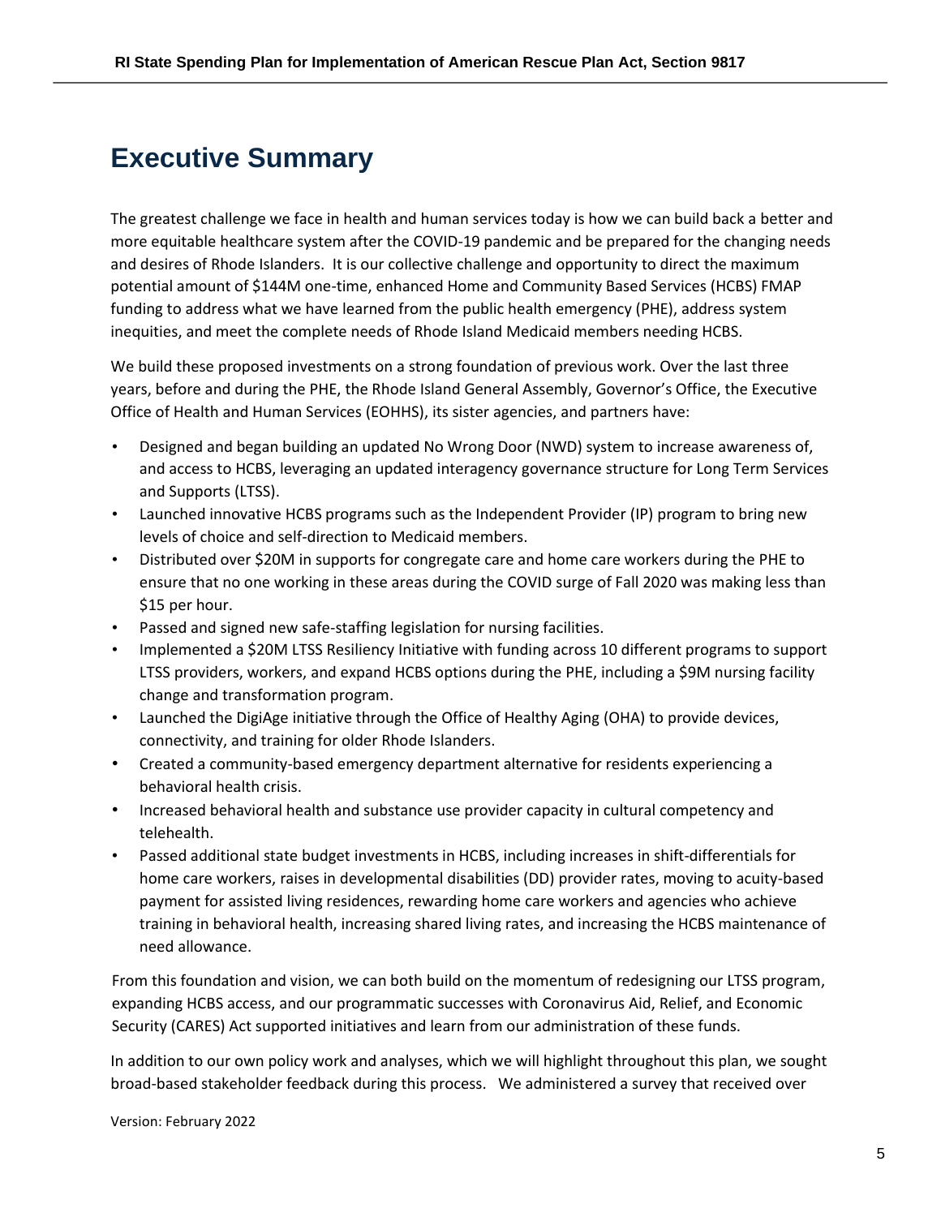# Executive Summary

The greatest challenge we face in health and human services today is how we can build back a better and more equitable healthcare system after the COVID-19 pandemic and be prepared for the changing needs and desires of Rhode Islanders. It is our collective challenge and opportunity to direct the maximum potential amount of $144M one-time, enhanced Home and Community Based Services (HCBS) FMAP funding to address what we have learned from the public health emergency (PHE), address system inequities, and meet the complete needs of Rhode Island Medicaid members needing HCBS.

We build these proposed investments on a strong foundation of previous work. Over the last three years, before and during the PHE, the Rhode Island General Assembly, Governor's Office, the Executive Office of Health and Human Services (EOHHS), its sister agencies, and partners have:

- Designed and began building an updated No Wrong Door (NWD) system to increase awareness of, and access to HCBS, leveraging an updated interagency governance structure for Long Term Services and Supports (LTSS).
- Launched innovative HCBS programs such as the Independent Provider (IP) program to bring new levels of choice and self-direction to Medicaid members.
- Distributed over $20M in supports for congregate care and home care workers during the PHE to ensure that no one working in these areas during the COVID surge of Fall 2020 was making less than $15 per hour.
- Passed and signed new safe-staffing legislation for nursing facilities.
- Implemented a $20M LTSS Resiliency Initiative with funding across 10 different programs to support LTSS providers, workers, and expand HCBS options during the PHE, including a $9M nursing facility change and transformation program.
- Launched the DigiAge initiative through the Office of Healthy Aging (OHA) to provide devices, connectivity, and training for older Rhode Islanders.
- Created a community-based emergency department alternative for residents experiencing a behavioral health crisis.
- Increased behavioral health and substance use provider capacity in cultural competency and telehealth.
- Passed additional state budget investments in HCBS, including increases in shift-differentials for home care workers, raises in developmental disabilities (DD) provider rates, moving to acuity-based payment for assisted living residences, rewarding home care workers and agencies who achieve training in behavioral health, increasing shared living rates, and increasing the HCBS maintenance of need allowance.

From this foundation and vision, we can both build on the momentum of redesigning our LTSS program, expanding HCBS access, and our programmatic successes with Coronavirus Aid, Relief, and Economic Security (CARES) Act supported initiatives and learn from our administration of these funds.

In addition to our own policy work and analyses, which we will highlight throughout this plan, we sought broad-based stakeholder feedback during this process. We administered a survey that received over

Version: February 2022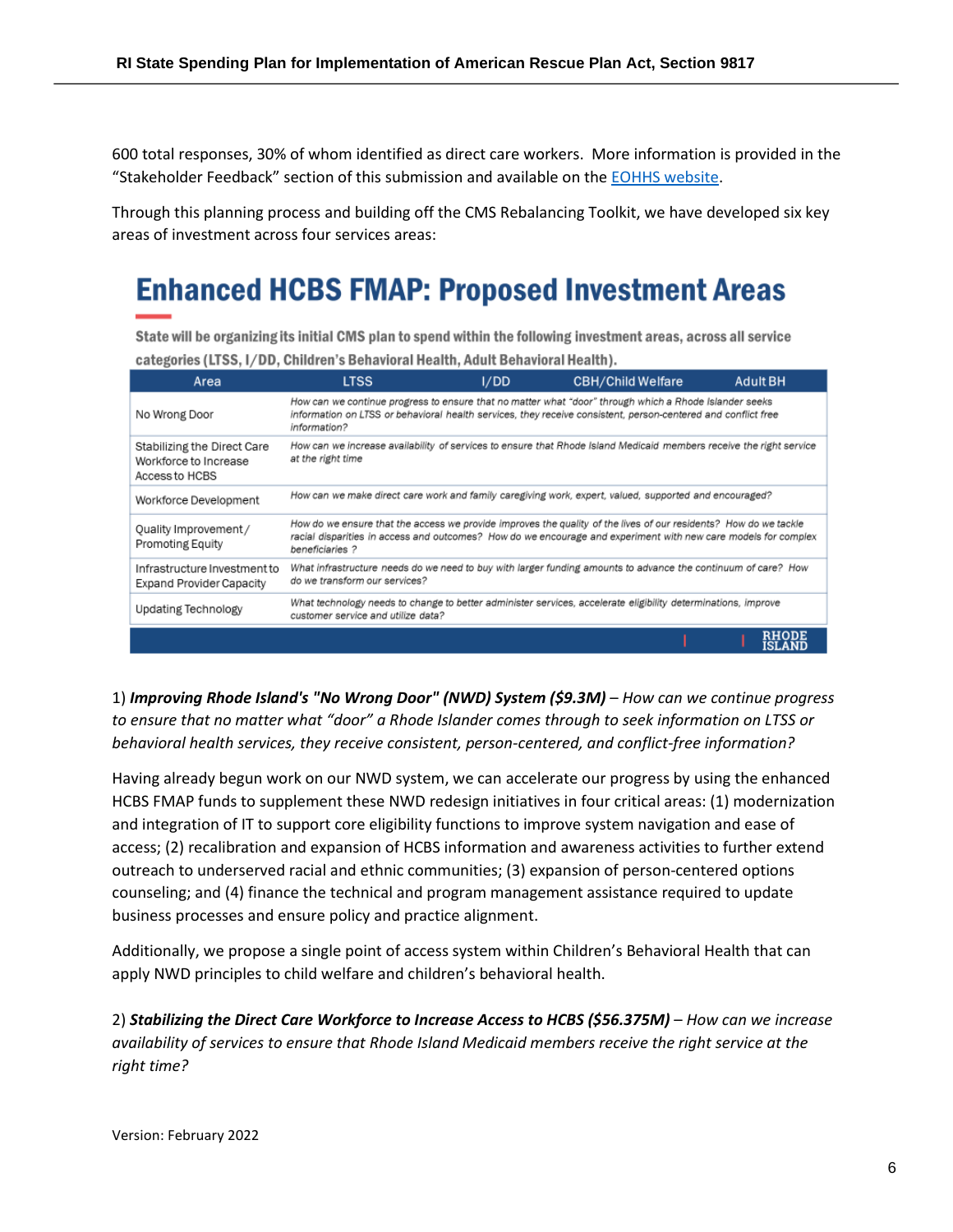600 total responses, 30% of whom identified as direct care workers. More information is provided in the "Stakeholder Feedback" section of this submission and available on the EOHHS website.

Through this planning process and building off the CMS Rebalancing Toolkit, we have developed six key areas of investment across four services areas:

## Enhanced HCBS FMAP: Proposed Investment Areas

**State will be organizing its initial CMS plan to spend within the following investment areas, across all service categories (LTSS, I/DD, Children's Behavioral Health, Adult Behavioral Health).**

| Area | LTSS / I/DD / CBH/Child Welfare / Adult BH |
|---|---|
| No Wrong Door | *How can we continue progress to ensure that no matter what "door" through which a Rhode Islander seeks information on LTSS or behavioral health services, they receive consistent, person-centered and conflict free information?* |
| Stabilizing the Direct Care Workforce to Increase Access to HCBS | *How can we increase availability of services to ensure that Rhode Island Medicaid members receive the right service at the right time* |
| Workforce Development | *How can we make direct care work and family caregiving work, expert, valued, supported and encouraged?* |
| Quality Improvement/ Promoting Equity | *How do we ensure that the access we provide improves the quality of the lives of our residents? How do we tackle racial disparities in access and outcomes? How do we encourage and experiment with new care models for complex beneficiaries ?* |
| Infrastructure Investment to Expand Provider Capacity | *What infrastructure needs do we need to buy with larger funding amounts to advance the continuum of care? How do we transform our services?* |
| Updating Technology | *What technology needs to change to better administer services, accelerate eligibility determinations, improve customer service and utilize data?* |

1) ***Improving Rhode Island's "No Wrong Door" (NWD) System ($9.3M)*** – *How can we continue progress to ensure that no matter what "door" a Rhode Islander comes through to seek information on LTSS or behavioral health services, they receive consistent, person-centered, and conflict-free information?*

Having already begun work on our NWD system, we can accelerate our progress by using the enhanced HCBS FMAP funds to supplement these NWD redesign initiatives in four critical areas: (1) modernization and integration of IT to support core eligibility functions to improve system navigation and ease of access; (2) recalibration and expansion of HCBS information and awareness activities to further extend outreach to underserved racial and ethnic communities; (3) expansion of person-centered options counseling; and (4) finance the technical and program management assistance required to update business processes and ensure policy and practice alignment.

Additionally, we propose a single point of access system within Children's Behavioral Health that can apply NWD principles to child welfare and children's behavioral health.

2) ***Stabilizing the Direct Care Workforce to Increase Access to HCBS ($56.375M)*** – *How can we increase availability of services to ensure that Rhode Island Medicaid members receive the right service at the right time?*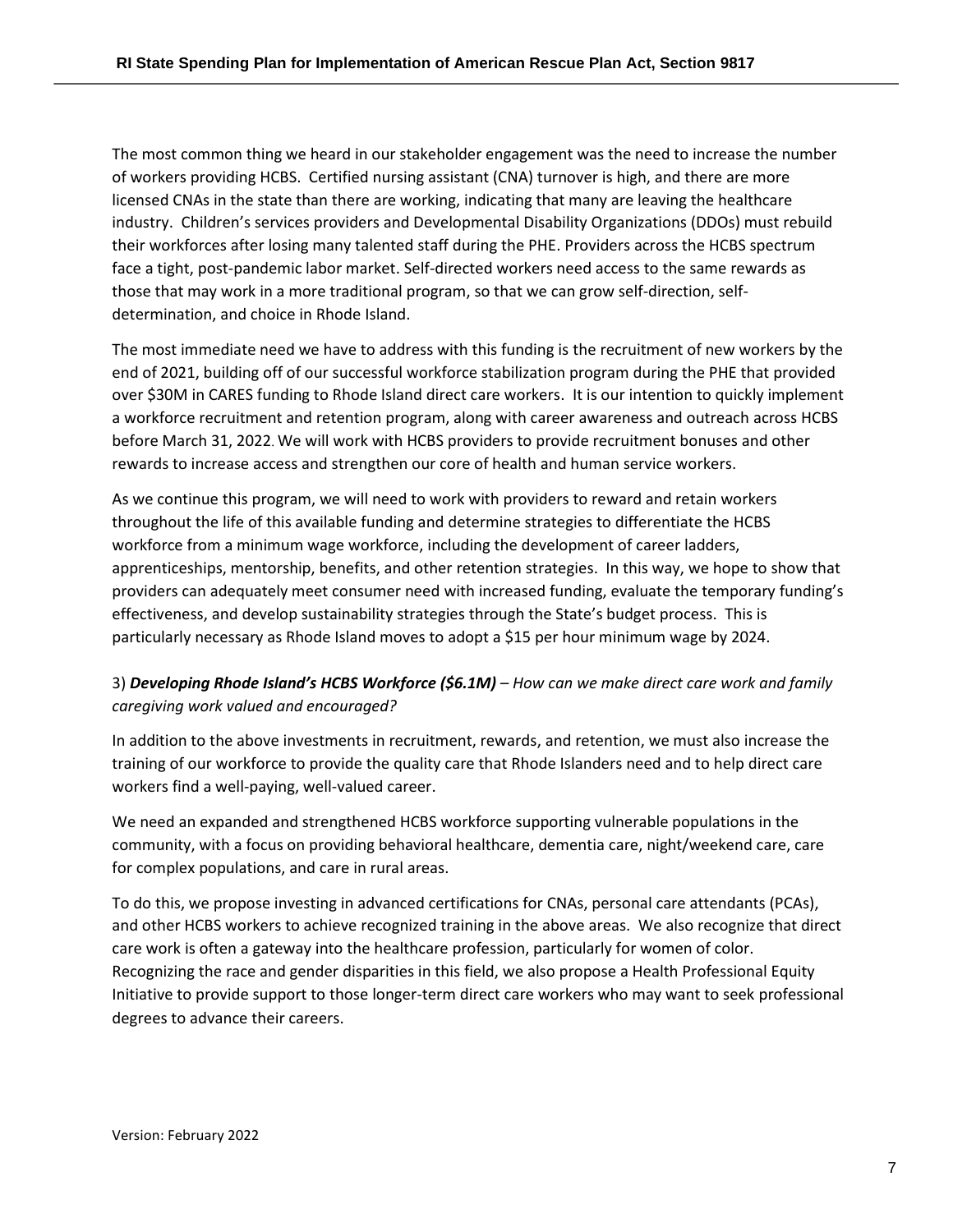The most common thing we heard in our stakeholder engagement was the need to increase the number of workers providing HCBS. Certified nursing assistant (CNA) turnover is high, and there are more licensed CNAs in the state than there are working, indicating that many are leaving the healthcare industry. Children's services providers and Developmental Disability Organizations (DDOs) must rebuild their workforces after losing many talented staff during the PHE. Providers across the HCBS spectrum face a tight, post-pandemic labor market. Self-directed workers need access to the same rewards as those that may work in a more traditional program, so that we can grow self-direction, self-determination, and choice in Rhode Island.

The most immediate need we have to address with this funding is the recruitment of new workers by the end of 2021, building off of our successful workforce stabilization program during the PHE that provided over $30M in CARES funding to Rhode Island direct care workers. It is our intention to quickly implement a workforce recruitment and retention program, along with career awareness and outreach across HCBS before March 31, 2022. We will work with HCBS providers to provide recruitment bonuses and other rewards to increase access and strengthen our core of health and human service workers.

As we continue this program, we will need to work with providers to reward and retain workers throughout the life of this available funding and determine strategies to differentiate the HCBS workforce from a minimum wage workforce, including the development of career ladders, apprenticeships, mentorship, benefits, and other retention strategies. In this way, we hope to show that providers can adequately meet consumer need with increased funding, evaluate the temporary funding's effectiveness, and develop sustainability strategies through the State's budget process. This is particularly necessary as Rhode Island moves to adopt a $15 per hour minimum wage by 2024.

3) ***Developing Rhode Island's HCBS Workforce ($6.1M)*** *– How can we make direct care work and family caregiving work valued and encouraged?*

In addition to the above investments in recruitment, rewards, and retention, we must also increase the training of our workforce to provide the quality care that Rhode Islanders need and to help direct care workers find a well-paying, well-valued career.

We need an expanded and strengthened HCBS workforce supporting vulnerable populations in the community, with a focus on providing behavioral healthcare, dementia care, night/weekend care, care for complex populations, and care in rural areas.

To do this, we propose investing in advanced certifications for CNAs, personal care attendants (PCAs), and other HCBS workers to achieve recognized training in the above areas. We also recognize that direct care work is often a gateway into the healthcare profession, particularly for women of color. Recognizing the race and gender disparities in this field, we also propose a Health Professional Equity Initiative to provide support to those longer-term direct care workers who may want to seek professional degrees to advance their careers.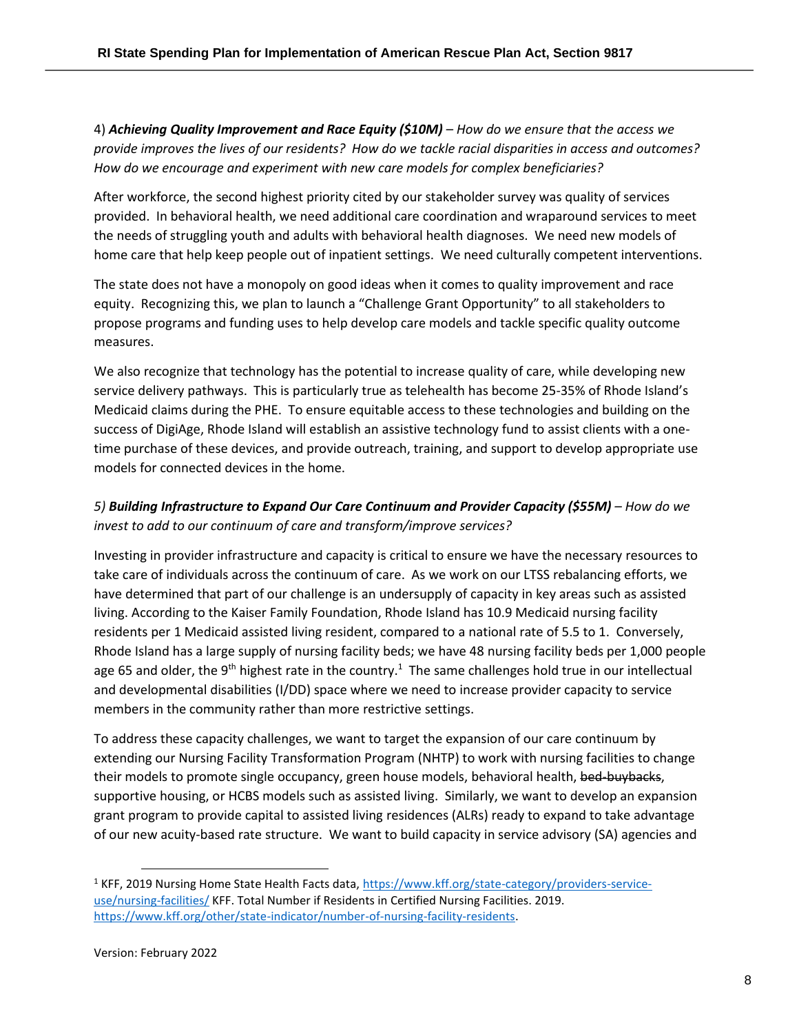4) ***Achieving Quality Improvement and Race Equity ($10M)*** – *How do we ensure that the access we provide improves the lives of our residents? How do we tackle racial disparities in access and outcomes? How do we encourage and experiment with new care models for complex beneficiaries?*

After workforce, the second highest priority cited by our stakeholder survey was quality of services provided. In behavioral health, we need additional care coordination and wraparound services to meet the needs of struggling youth and adults with behavioral health diagnoses. We need new models of home care that help keep people out of inpatient settings. We need culturally competent interventions.

The state does not have a monopoly on good ideas when it comes to quality improvement and race equity. Recognizing this, we plan to launch a "Challenge Grant Opportunity" to all stakeholders to propose programs and funding uses to help develop care models and tackle specific quality outcome measures.

We also recognize that technology has the potential to increase quality of care, while developing new service delivery pathways. This is particularly true as telehealth has become 25-35% of Rhode Island's Medicaid claims during the PHE. To ensure equitable access to these technologies and building on the success of DigiAge, Rhode Island will establish an assistive technology fund to assist clients with a one-time purchase of these devices, and provide outreach, training, and support to develop appropriate use models for connected devices in the home.

*5)* ***Building Infrastructure to Expand Our Care Continuum and Provider Capacity ($55M)*** – *How do we invest to add to our continuum of care and transform/improve services?*

Investing in provider infrastructure and capacity is critical to ensure we have the necessary resources to take care of individuals across the continuum of care. As we work on our LTSS rebalancing efforts, we have determined that part of our challenge is an undersupply of capacity in key areas such as assisted living. According to the Kaiser Family Foundation, Rhode Island has 10.9 Medicaid nursing facility residents per 1 Medicaid assisted living resident, compared to a national rate of 5.5 to 1. Conversely, Rhode Island has a large supply of nursing facility beds; we have 48 nursing facility beds per 1,000 people age 65 and older, the 9th highest rate in the country.[1] The same challenges hold true in our intellectual and developmental disabilities (I/DD) space where we need to increase provider capacity to service members in the community rather than more restrictive settings.

To address these capacity challenges, we want to target the expansion of our care continuum by extending our Nursing Facility Transformation Program (NHTP) to work with nursing facilities to change their models to promote single occupancy, green house models, behavioral health, ~~bed-buybacks~~, supportive housing, or HCBS models such as assisted living. Similarly, we want to develop an expansion grant program to provide capital to assisted living residences (ALRs) ready to expand to take advantage of our new acuity-based rate structure. We want to build capacity in service advisory (SA) agencies and

---

[1] KFF, 2019 Nursing Home State Health Facts data, https://www.kff.org/state-category/providers-service-use/nursing-facilities/ KFF. Total Number if Residents in Certified Nursing Facilities. 2019. https://www.kff.org/other/state-indicator/number-of-nursing-facility-residents.

Version: February 2022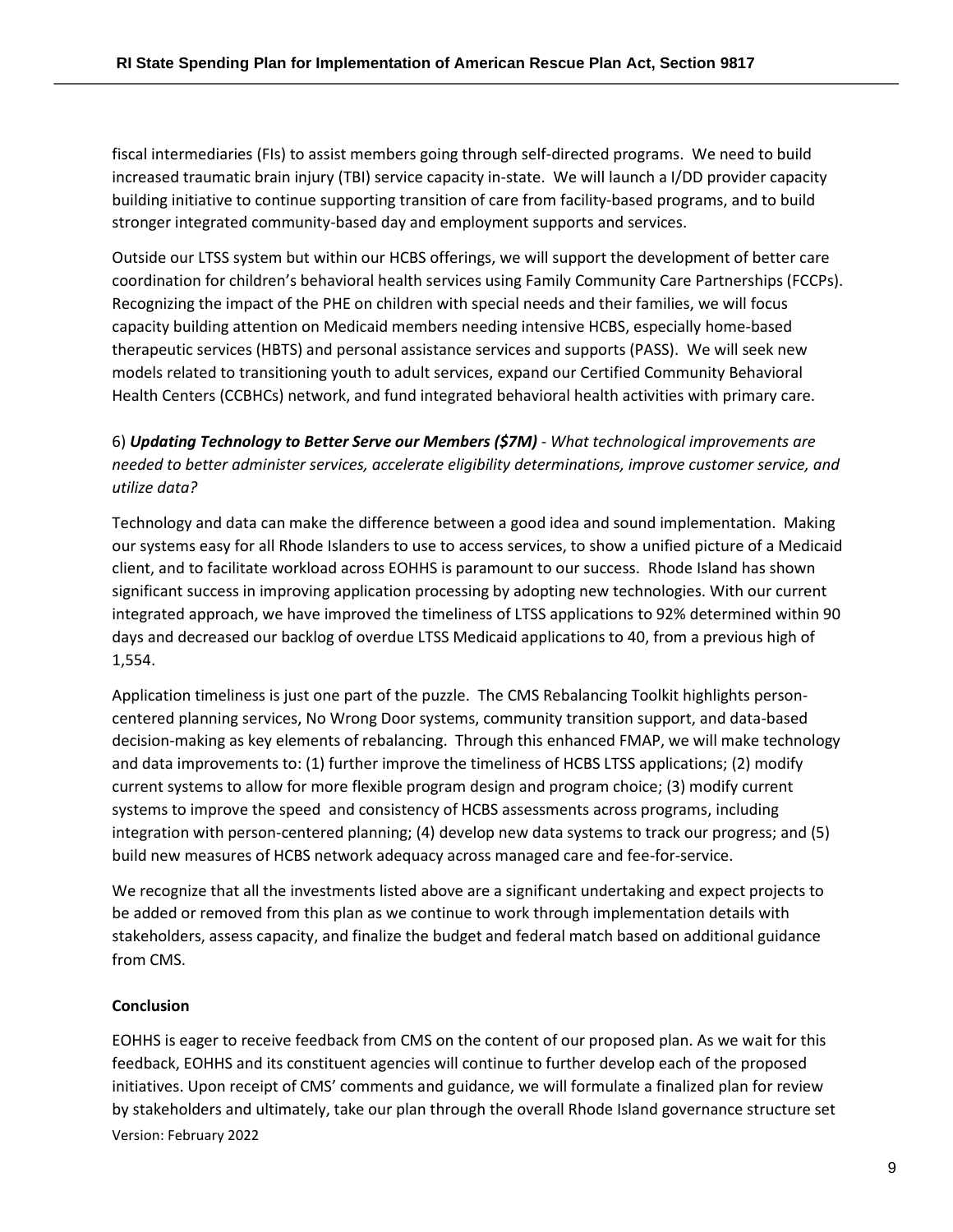fiscal intermediaries (FIs) to assist members going through self-directed programs. We need to build increased traumatic brain injury (TBI) service capacity in-state. We will launch a I/DD provider capacity building initiative to continue supporting transition of care from facility-based programs, and to build stronger integrated community-based day and employment supports and services.

Outside our LTSS system but within our HCBS offerings, we will support the development of better care coordination for children's behavioral health services using Family Community Care Partnerships (FCCPs). Recognizing the impact of the PHE on children with special needs and their families, we will focus capacity building attention on Medicaid members needing intensive HCBS, especially home-based therapeutic services (HBTS) and personal assistance services and supports (PASS). We will seek new models related to transitioning youth to adult services, expand our Certified Community Behavioral Health Centers (CCBHCs) network, and fund integrated behavioral health activities with primary care.

6) ***Updating Technology to Better Serve our Members ($7M)*** - *What technological improvements are needed to better administer services, accelerate eligibility determinations, improve customer service, and utilize data?*

Technology and data can make the difference between a good idea and sound implementation. Making our systems easy for all Rhode Islanders to use to access services, to show a unified picture of a Medicaid client, and to facilitate workload across EOHHS is paramount to our success. Rhode Island has shown significant success in improving application processing by adopting new technologies. With our current integrated approach, we have improved the timeliness of LTSS applications to 92% determined within 90 days and decreased our backlog of overdue LTSS Medicaid applications to 40, from a previous high of 1,554.

Application timeliness is just one part of the puzzle. The CMS Rebalancing Toolkit highlights person-centered planning services, No Wrong Door systems, community transition support, and data-based decision-making as key elements of rebalancing. Through this enhanced FMAP, we will make technology and data improvements to: (1) further improve the timeliness of HCBS LTSS applications; (2) modify current systems to allow for more flexible program design and program choice; (3) modify current systems to improve the speed and consistency of HCBS assessments across programs, including integration with person-centered planning; (4) develop new data systems to track our progress; and (5) build new measures of HCBS network adequacy across managed care and fee-for-service.

We recognize that all the investments listed above are a significant undertaking and expect projects to be added or removed from this plan as we continue to work through implementation details with stakeholders, assess capacity, and finalize the budget and federal match based on additional guidance from CMS.

**Conclusion**

EOHHS is eager to receive feedback from CMS on the content of our proposed plan. As we wait for this feedback, EOHHS and its constituent agencies will continue to further develop each of the proposed initiatives. Upon receipt of CMS' comments and guidance, we will formulate a finalized plan for review by stakeholders and ultimately, take our plan through the overall Rhode Island governance structure set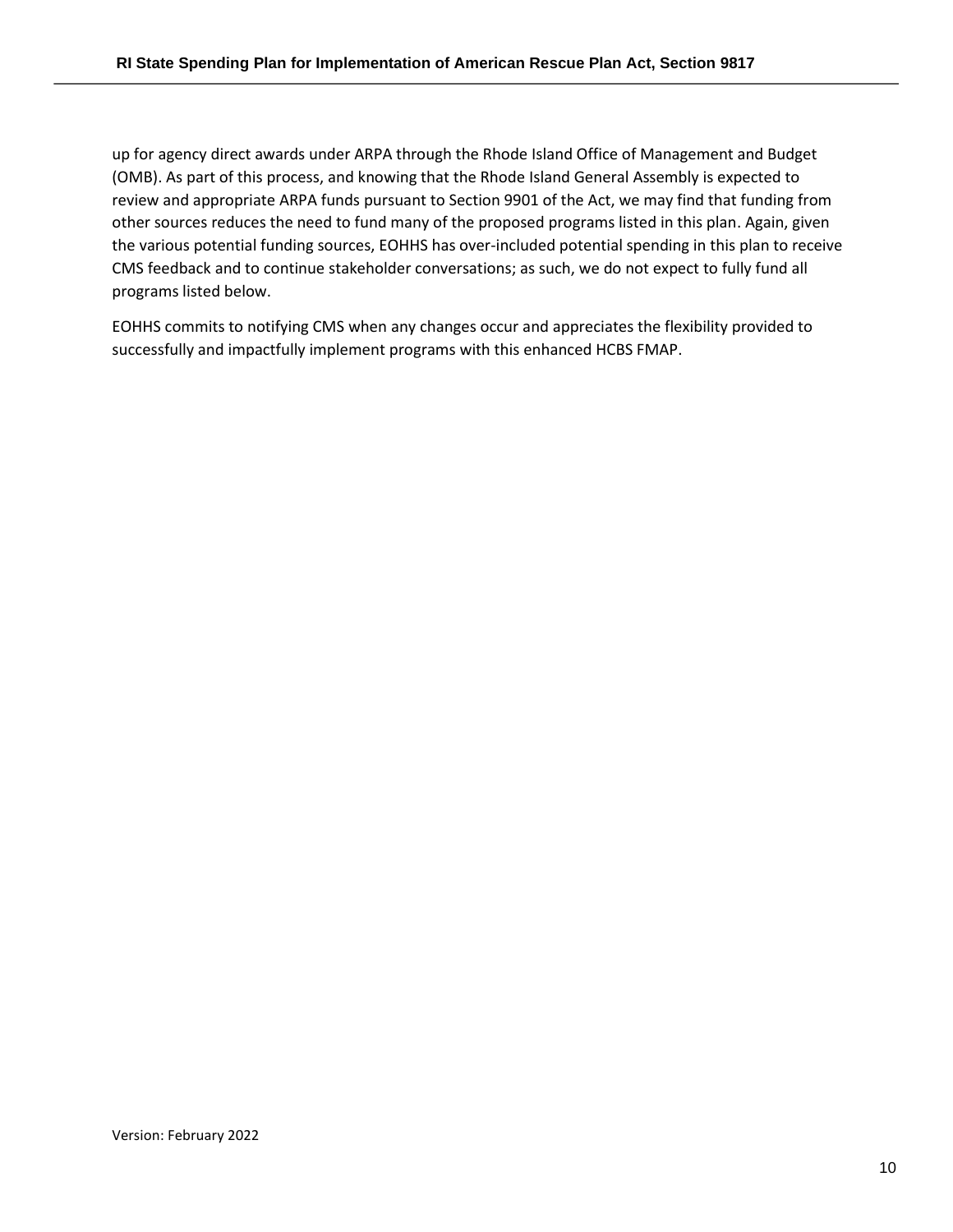up for agency direct awards under ARPA through the Rhode Island Office of Management and Budget (OMB). As part of this process, and knowing that the Rhode Island General Assembly is expected to review and appropriate ARPA funds pursuant to Section 9901 of the Act, we may find that funding from other sources reduces the need to fund many of the proposed programs listed in this plan. Again, given the various potential funding sources, EOHHS has over-included potential spending in this plan to receive CMS feedback and to continue stakeholder conversations; as such, we do not expect to fully fund all programs listed below.

EOHHS commits to notifying CMS when any changes occur and appreciates the flexibility provided to successfully and impactfully implement programs with this enhanced HCBS FMAP.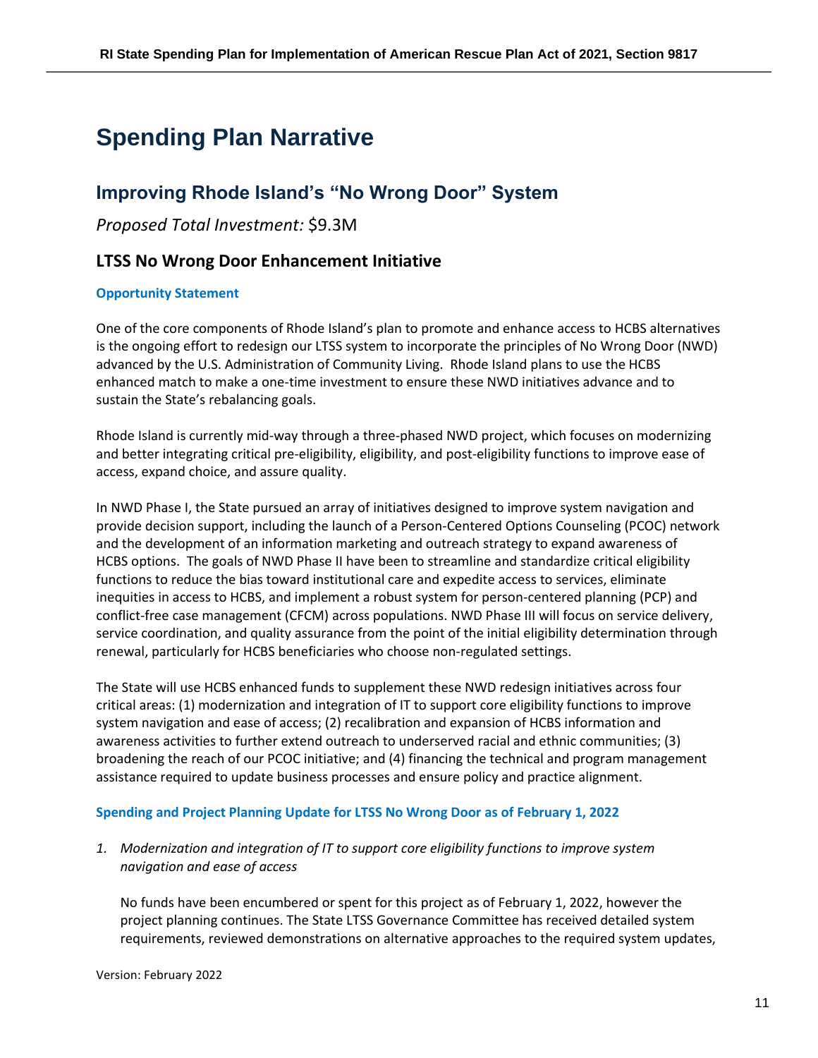# Spending Plan Narrative

## Improving Rhode Island's "No Wrong Door" System

*Proposed Total Investment:* $9.3M

### LTSS No Wrong Door Enhancement Initiative

#### Opportunity Statement

One of the core components of Rhode Island's plan to promote and enhance access to HCBS alternatives is the ongoing effort to redesign our LTSS system to incorporate the principles of No Wrong Door (NWD) advanced by the U.S. Administration of Community Living. Rhode Island plans to use the HCBS enhanced match to make a one-time investment to ensure these NWD initiatives advance and to sustain the State's rebalancing goals.

Rhode Island is currently mid-way through a three-phased NWD project, which focuses on modernizing and better integrating critical pre-eligibility, eligibility, and post-eligibility functions to improve ease of access, expand choice, and assure quality.

In NWD Phase I, the State pursued an array of initiatives designed to improve system navigation and provide decision support, including the launch of a Person-Centered Options Counseling (PCOC) network and the development of an information marketing and outreach strategy to expand awareness of HCBS options. The goals of NWD Phase II have been to streamline and standardize critical eligibility functions to reduce the bias toward institutional care and expedite access to services, eliminate inequities in access to HCBS, and implement a robust system for person-centered planning (PCP) and conflict-free case management (CFCM) across populations. NWD Phase III will focus on service delivery, service coordination, and quality assurance from the point of the initial eligibility determination through renewal, particularly for HCBS beneficiaries who choose non-regulated settings.

The State will use HCBS enhanced funds to supplement these NWD redesign initiatives across four critical areas: (1) modernization and integration of IT to support core eligibility functions to improve system navigation and ease of access; (2) recalibration and expansion of HCBS information and awareness activities to further extend outreach to underserved racial and ethnic communities; (3) broadening the reach of our PCOC initiative; and (4) financing the technical and program management assistance required to update business processes and ensure policy and practice alignment.

#### Spending and Project Planning Update for LTSS No Wrong Door as of February 1, 2022

1. *Modernization and integration of IT to support core eligibility functions to improve system navigation and ease of access*

   No funds have been encumbered or spent for this project as of February 1, 2022, however the project planning continues. The State LTSS Governance Committee has received detailed system requirements, reviewed demonstrations on alternative approaches to the required system updates,

Version: February 2022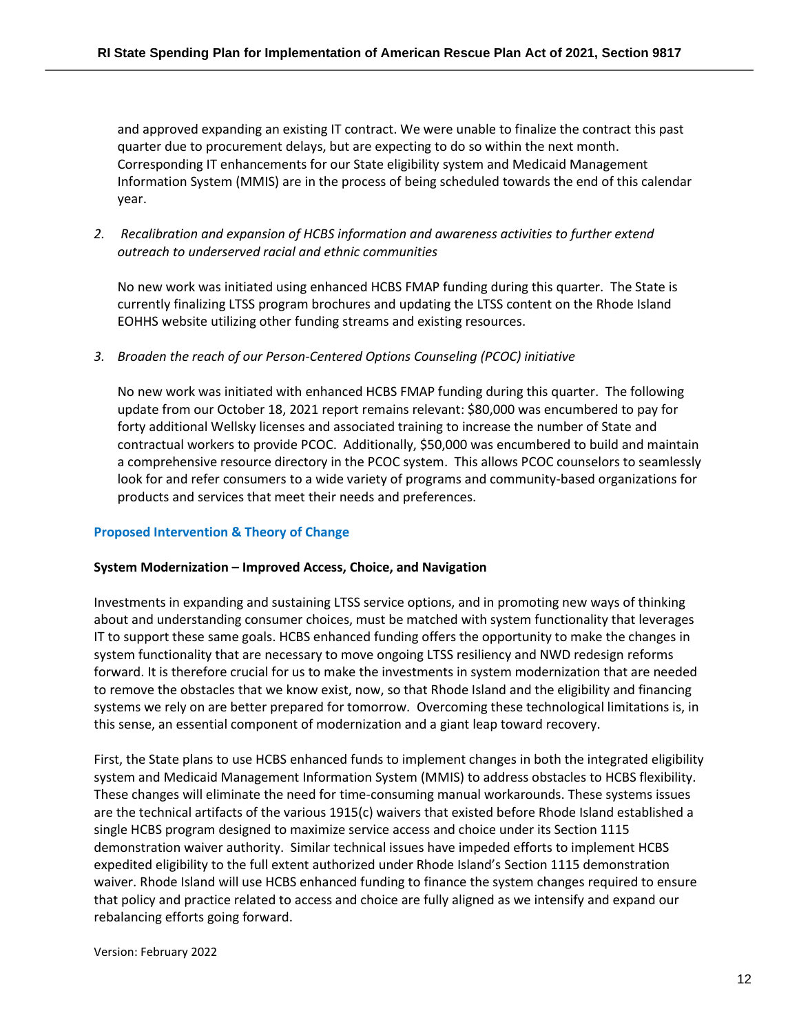and approved expanding an existing IT contract. We were unable to finalize the contract this past quarter due to procurement delays, but are expecting to do so within the next month. Corresponding IT enhancements for our State eligibility system and Medicaid Management Information System (MMIS) are in the process of being scheduled towards the end of this calendar year.

2. *Recalibration and expansion of HCBS information and awareness activities to further extend outreach to underserved racial and ethnic communities*

   No new work was initiated using enhanced HCBS FMAP funding during this quarter. The State is currently finalizing LTSS program brochures and updating the LTSS content on the Rhode Island EOHHS website utilizing other funding streams and existing resources.

3. *Broaden the reach of our Person-Centered Options Counseling (PCOC) initiative*

   No new work was initiated with enhanced HCBS FMAP funding during this quarter. The following update from our October 18, 2021 report remains relevant: $80,000 was encumbered to pay for forty additional Wellsky licenses and associated training to increase the number of State and contractual workers to provide PCOC. Additionally, $50,000 was encumbered to build and maintain a comprehensive resource directory in the PCOC system. This allows PCOC counselors to seamlessly look for and refer consumers to a wide variety of programs and community-based organizations for products and services that meet their needs and preferences.

## Proposed Intervention & Theory of Change

### System Modernization – Improved Access, Choice, and Navigation

Investments in expanding and sustaining LTSS service options, and in promoting new ways of thinking about and understanding consumer choices, must be matched with system functionality that leverages IT to support these same goals. HCBS enhanced funding offers the opportunity to make the changes in system functionality that are necessary to move ongoing LTSS resiliency and NWD redesign reforms forward. It is therefore crucial for us to make the investments in system modernization that are needed to remove the obstacles that we know exist, now, so that Rhode Island and the eligibility and financing systems we rely on are better prepared for tomorrow. Overcoming these technological limitations is, in this sense, an essential component of modernization and a giant leap toward recovery.

First, the State plans to use HCBS enhanced funds to implement changes in both the integrated eligibility system and Medicaid Management Information System (MMIS) to address obstacles to HCBS flexibility. These changes will eliminate the need for time-consuming manual workarounds. These systems issues are the technical artifacts of the various 1915(c) waivers that existed before Rhode Island established a single HCBS program designed to maximize service access and choice under its Section 1115 demonstration waiver authority. Similar technical issues have impeded efforts to implement HCBS expedited eligibility to the full extent authorized under Rhode Island's Section 1115 demonstration waiver. Rhode Island will use HCBS enhanced funding to finance the system changes required to ensure that policy and practice related to access and choice are fully aligned as we intensify and expand our rebalancing efforts going forward.

Version: February 2022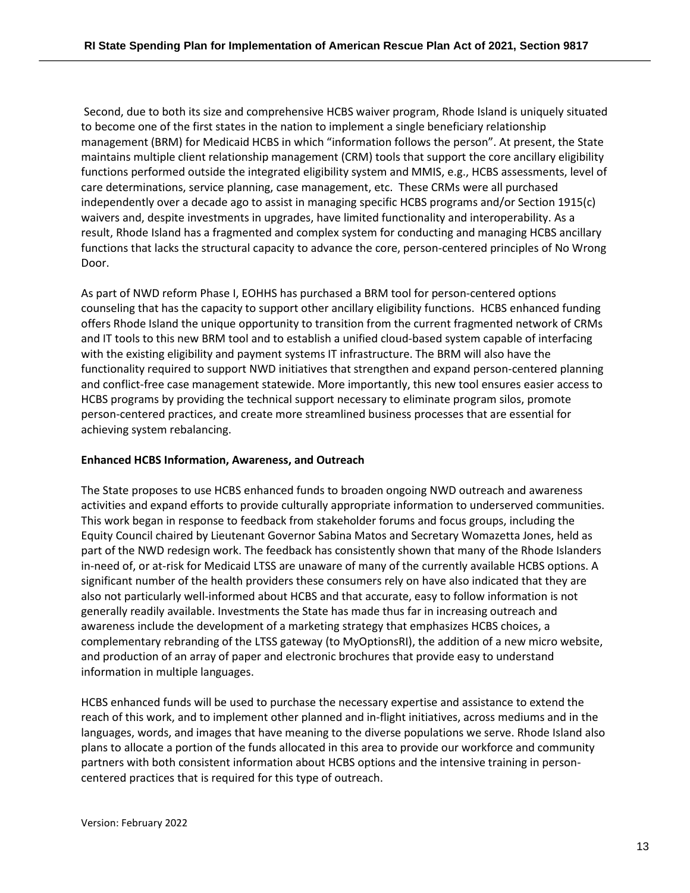Second, due to both its size and comprehensive HCBS waiver program, Rhode Island is uniquely situated to become one of the first states in the nation to implement a single beneficiary relationship management (BRM) for Medicaid HCBS in which "information follows the person". At present, the State maintains multiple client relationship management (CRM) tools that support the core ancillary eligibility functions performed outside the integrated eligibility system and MMIS, e.g., HCBS assessments, level of care determinations, service planning, case management, etc. These CRMs were all purchased independently over a decade ago to assist in managing specific HCBS programs and/or Section 1915(c) waivers and, despite investments in upgrades, have limited functionality and interoperability. As a result, Rhode Island has a fragmented and complex system for conducting and managing HCBS ancillary functions that lacks the structural capacity to advance the core, person-centered principles of No Wrong Door.

As part of NWD reform Phase I, EOHHS has purchased a BRM tool for person-centered options counseling that has the capacity to support other ancillary eligibility functions. HCBS enhanced funding offers Rhode Island the unique opportunity to transition from the current fragmented network of CRMs and IT tools to this new BRM tool and to establish a unified cloud-based system capable of interfacing with the existing eligibility and payment systems IT infrastructure. The BRM will also have the functionality required to support NWD initiatives that strengthen and expand person-centered planning and conflict-free case management statewide. More importantly, this new tool ensures easier access to HCBS programs by providing the technical support necessary to eliminate program silos, promote person-centered practices, and create more streamlined business processes that are essential for achieving system rebalancing.

**Enhanced HCBS Information, Awareness, and Outreach**

The State proposes to use HCBS enhanced funds to broaden ongoing NWD outreach and awareness activities and expand efforts to provide culturally appropriate information to underserved communities. This work began in response to feedback from stakeholder forums and focus groups, including the Equity Council chaired by Lieutenant Governor Sabina Matos and Secretary Womazetta Jones, held as part of the NWD redesign work. The feedback has consistently shown that many of the Rhode Islanders in-need of, or at-risk for Medicaid LTSS are unaware of many of the currently available HCBS options. A significant number of the health providers these consumers rely on have also indicated that they are also not particularly well-informed about HCBS and that accurate, easy to follow information is not generally readily available. Investments the State has made thus far in increasing outreach and awareness include the development of a marketing strategy that emphasizes HCBS choices, a complementary rebranding of the LTSS gateway (to MyOptionsRI), the addition of a new micro website, and production of an array of paper and electronic brochures that provide easy to understand information in multiple languages.

HCBS enhanced funds will be used to purchase the necessary expertise and assistance to extend the reach of this work, and to implement other planned and in-flight initiatives, across mediums and in the languages, words, and images that have meaning to the diverse populations we serve. Rhode Island also plans to allocate a portion of the funds allocated in this area to provide our workforce and community partners with both consistent information about HCBS options and the intensive training in person-centered practices that is required for this type of outreach.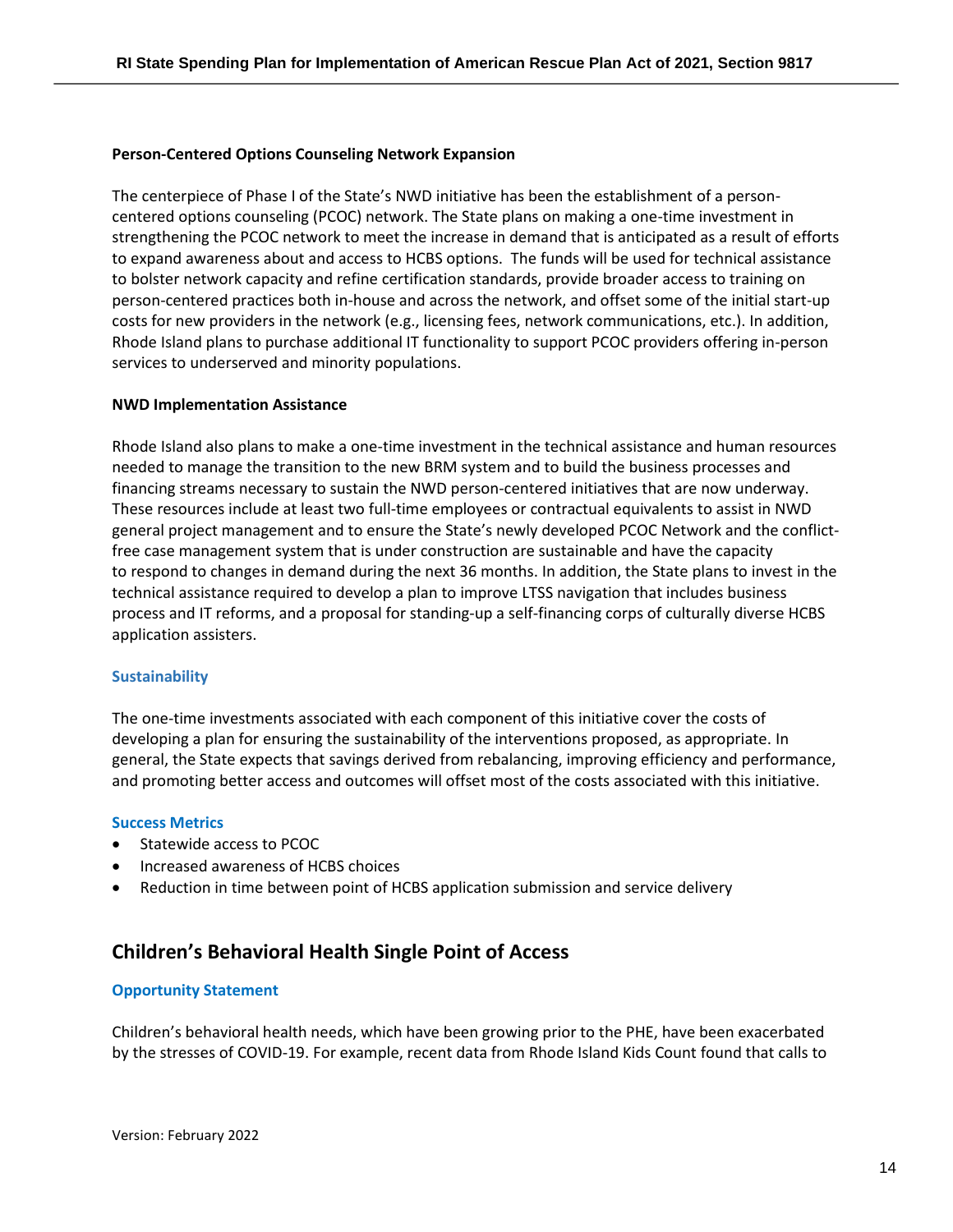**Person-Centered Options Counseling Network Expansion**

The centerpiece of Phase I of the State's NWD initiative has been the establishment of a person-centered options counseling (PCOC) network. The State plans on making a one-time investment in strengthening the PCOC network to meet the increase in demand that is anticipated as a result of efforts to expand awareness about and access to HCBS options. The funds will be used for technical assistance to bolster network capacity and refine certification standards, provide broader access to training on person-centered practices both in-house and across the network, and offset some of the initial start-up costs for new providers in the network (e.g., licensing fees, network communications, etc.). In addition, Rhode Island plans to purchase additional IT functionality to support PCOC providers offering in-person services to underserved and minority populations.

**NWD Implementation Assistance**

Rhode Island also plans to make a one-time investment in the technical assistance and human resources needed to manage the transition to the new BRM system and to build the business processes and financing streams necessary to sustain the NWD person-centered initiatives that are now underway. These resources include at least two full-time employees or contractual equivalents to assist in NWD general project management and to ensure the State's newly developed PCOC Network and the conflict-free case management system that is under construction are sustainable and have the capacity to respond to changes in demand during the next 36 months. In addition, the State plans to invest in the technical assistance required to develop a plan to improve LTSS navigation that includes business process and IT reforms, and a proposal for standing-up a self-financing corps of culturally diverse HCBS application assisters.

### Sustainability

The one-time investments associated with each component of this initiative cover the costs of developing a plan for ensuring the sustainability of the interventions proposed, as appropriate. In general, the State expects that savings derived from rebalancing, improving efficiency and performance, and promoting better access and outcomes will offset most of the costs associated with this initiative.

### Success Metrics

- Statewide access to PCOC
- Increased awareness of HCBS choices
- Reduction in time between point of HCBS application submission and service delivery

## Children's Behavioral Health Single Point of Access

### Opportunity Statement

Children's behavioral health needs, which have been growing prior to the PHE, have been exacerbated by the stresses of COVID-19. For example, recent data from Rhode Island Kids Count found that calls to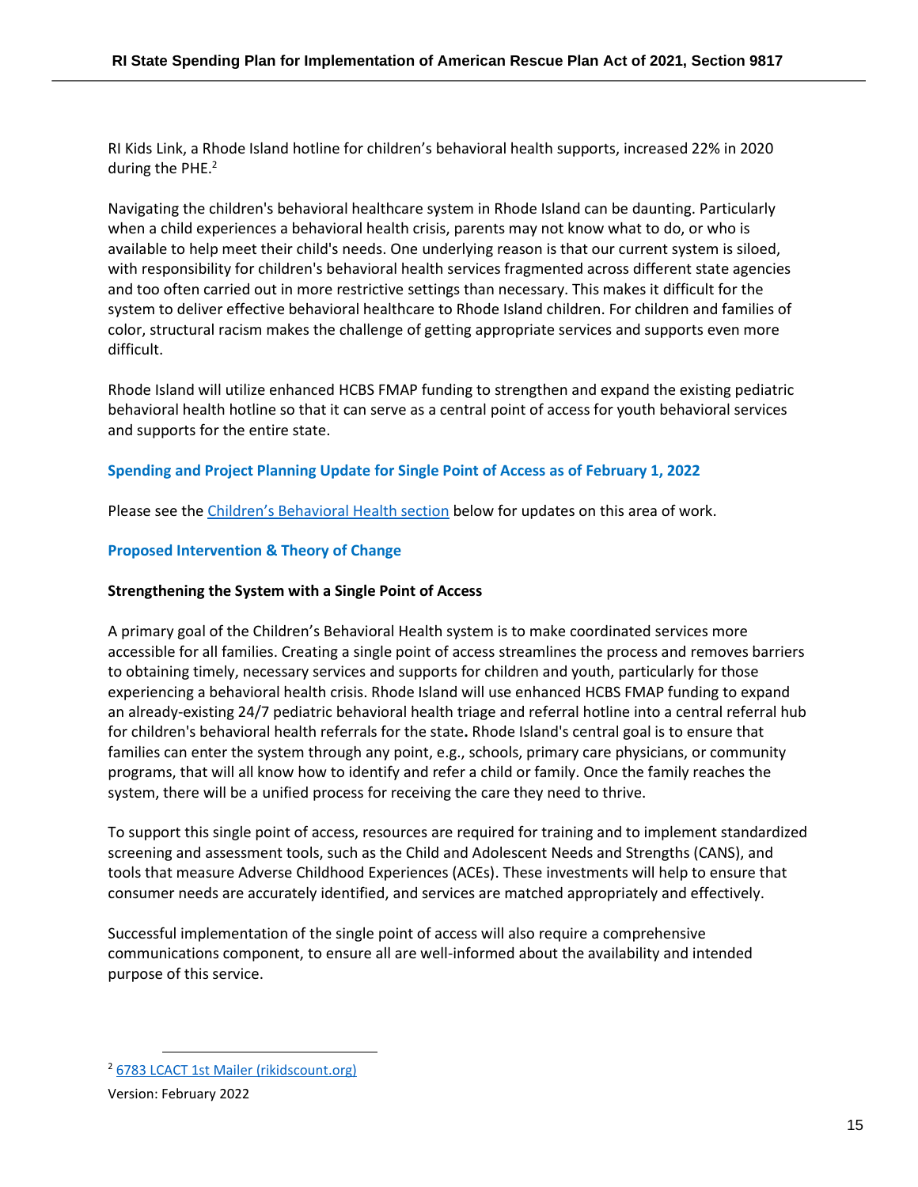RI Kids Link, a Rhode Island hotline for children's behavioral health supports, increased 22% in 2020 during the PHE.[2]

Navigating the children's behavioral healthcare system in Rhode Island can be daunting. Particularly when a child experiences a behavioral health crisis, parents may not know what to do, or who is available to help meet their child's needs. One underlying reason is that our current system is siloed, with responsibility for children's behavioral health services fragmented across different state agencies and too often carried out in more restrictive settings than necessary. This makes it difficult for the system to deliver effective behavioral healthcare to Rhode Island children. For children and families of color, structural racism makes the challenge of getting appropriate services and supports even more difficult.

Rhode Island will utilize enhanced HCBS FMAP funding to strengthen and expand the existing pediatric behavioral health hotline so that it can serve as a central point of access for youth behavioral services and supports for the entire state.

### Spending and Project Planning Update for Single Point of Access as of February 1, 2022

Please see the Children's Behavioral Health section below for updates on this area of work.

### Proposed Intervention & Theory of Change

**Strengthening the System with a Single Point of Access**

A primary goal of the Children's Behavioral Health system is to make coordinated services more accessible for all families. Creating a single point of access streamlines the process and removes barriers to obtaining timely, necessary services and supports for children and youth, particularly for those experiencing a behavioral health crisis. Rhode Island will use enhanced HCBS FMAP funding to expand an already-existing 24/7 pediatric behavioral health triage and referral hotline into a central referral hub for children's behavioral health referrals for the state**.** Rhode Island's central goal is to ensure that families can enter the system through any point, e.g., schools, primary care physicians, or community programs, that will all know how to identify and refer a child or family. Once the family reaches the system, there will be a unified process for receiving the care they need to thrive.

To support this single point of access, resources are required for training and to implement standardized screening and assessment tools, such as the Child and Adolescent Needs and Strengths (CANS), and tools that measure Adverse Childhood Experiences (ACEs). These investments will help to ensure that consumer needs are accurately identified, and services are matched appropriately and effectively.

Successful implementation of the single point of access will also require a comprehensive communications component, to ensure all are well-informed about the availability and intended purpose of this service.

---

[2] 6783 LCACT 1st Mailer (rikidscount.org)

Version: February 2022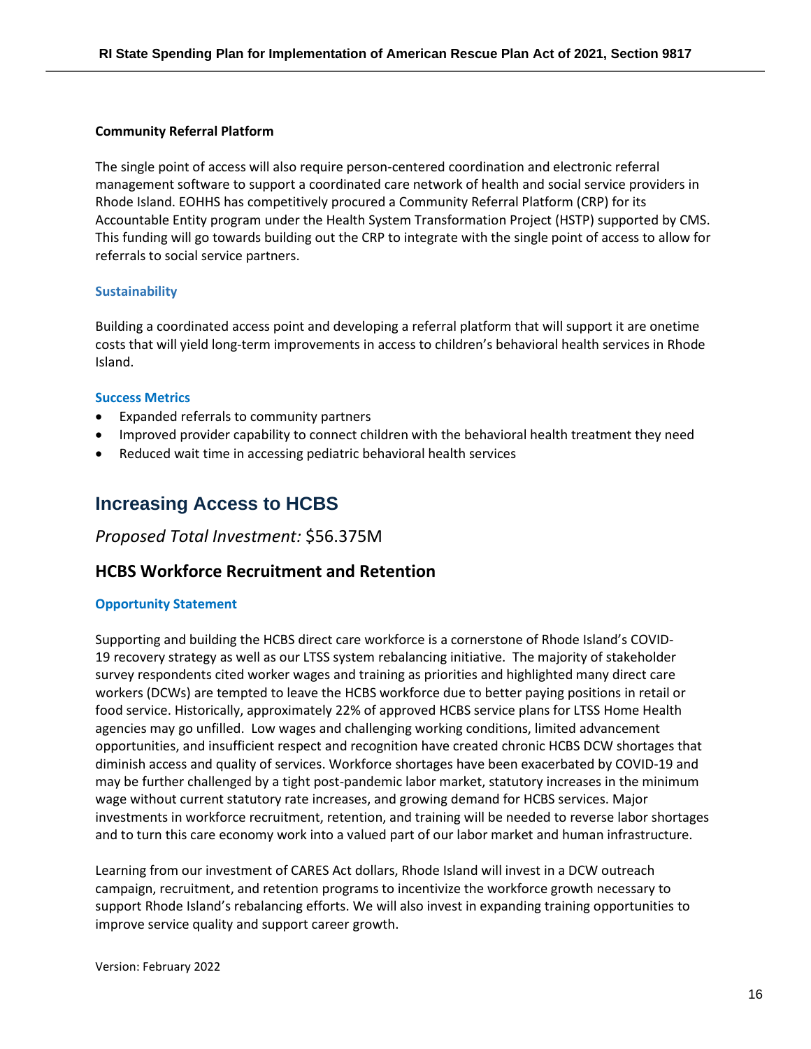**Community Referral Platform**

The single point of access will also require person-centered coordination and electronic referral management software to support a coordinated care network of health and social service providers in Rhode Island. EOHHS has competitively procured a Community Referral Platform (CRP) for its Accountable Entity program under the Health System Transformation Project (HSTP) supported by CMS. This funding will go towards building out the CRP to integrate with the single point of access to allow for referrals to social service partners.

#### Sustainability

Building a coordinated access point and developing a referral platform that will support it are onetime costs that will yield long-term improvements in access to children's behavioral health services in Rhode Island.

#### Success Metrics

- Expanded referrals to community partners
- Improved provider capability to connect children with the behavioral health treatment they need
- Reduced wait time in accessing pediatric behavioral health services

## Increasing Access to HCBS

*Proposed Total Investment:* $56.375M

### HCBS Workforce Recruitment and Retention

#### Opportunity Statement

Supporting and building the HCBS direct care workforce is a cornerstone of Rhode Island's COVID-19 recovery strategy as well as our LTSS system rebalancing initiative. The majority of stakeholder survey respondents cited worker wages and training as priorities and highlighted many direct care workers (DCWs) are tempted to leave the HCBS workforce due to better paying positions in retail or food service. Historically, approximately 22% of approved HCBS service plans for LTSS Home Health agencies may go unfilled. Low wages and challenging working conditions, limited advancement opportunities, and insufficient respect and recognition have created chronic HCBS DCW shortages that diminish access and quality of services. Workforce shortages have been exacerbated by COVID-19 and may be further challenged by a tight post-pandemic labor market, statutory increases in the minimum wage without current statutory rate increases, and growing demand for HCBS services. Major investments in workforce recruitment, retention, and training will be needed to reverse labor shortages and to turn this care economy work into a valued part of our labor market and human infrastructure.

Learning from our investment of CARES Act dollars, Rhode Island will invest in a DCW outreach campaign, recruitment, and retention programs to incentivize the workforce growth necessary to support Rhode Island's rebalancing efforts. We will also invest in expanding training opportunities to improve service quality and support career growth.

Version: February 2022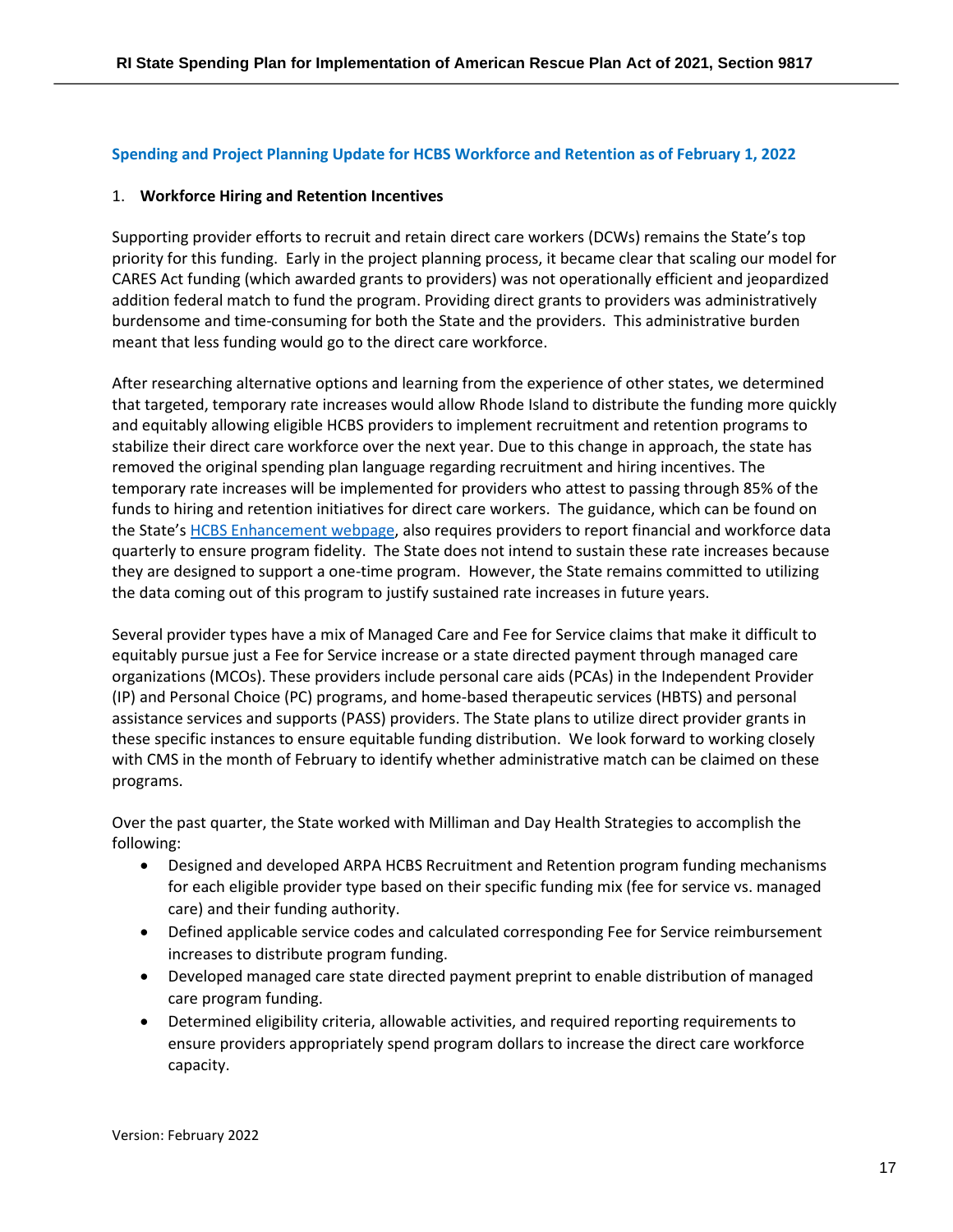## Spending and Project Planning Update for HCBS Workforce and Retention as of February 1, 2022

### 1. Workforce Hiring and Retention Incentives

Supporting provider efforts to recruit and retain direct care workers (DCWs) remains the State's top priority for this funding. Early in the project planning process, it became clear that scaling our model for CARES Act funding (which awarded grants to providers) was not operationally efficient and jeopardized addition federal match to fund the program. Providing direct grants to providers was administratively burdensome and time-consuming for both the State and the providers. This administrative burden meant that less funding would go to the direct care workforce.

After researching alternative options and learning from the experience of other states, we determined that targeted, temporary rate increases would allow Rhode Island to distribute the funding more quickly and equitably allowing eligible HCBS providers to implement recruitment and retention programs to stabilize their direct care workforce over the next year. Due to this change in approach, the state has removed the original spending plan language regarding recruitment and hiring incentives. The temporary rate increases will be implemented for providers who attest to passing through 85% of the funds to hiring and retention initiatives for direct care workers. The guidance, which can be found on the State's HCBS Enhancement webpage, also requires providers to report financial and workforce data quarterly to ensure program fidelity. The State does not intend to sustain these rate increases because they are designed to support a one-time program. However, the State remains committed to utilizing the data coming out of this program to justify sustained rate increases in future years.

Several provider types have a mix of Managed Care and Fee for Service claims that make it difficult to equitably pursue just a Fee for Service increase or a state directed payment through managed care organizations (MCOs). These providers include personal care aids (PCAs) in the Independent Provider (IP) and Personal Choice (PC) programs, and home-based therapeutic services (HBTS) and personal assistance services and supports (PASS) providers. The State plans to utilize direct provider grants in these specific instances to ensure equitable funding distribution. We look forward to working closely with CMS in the month of February to identify whether administrative match can be claimed on these programs.

Over the past quarter, the State worked with Milliman and Day Health Strategies to accomplish the following:

- Designed and developed ARPA HCBS Recruitment and Retention program funding mechanisms for each eligible provider type based on their specific funding mix (fee for service vs. managed care) and their funding authority.
- Defined applicable service codes and calculated corresponding Fee for Service reimbursement increases to distribute program funding.
- Developed managed care state directed payment preprint to enable distribution of managed care program funding.
- Determined eligibility criteria, allowable activities, and required reporting requirements to ensure providers appropriately spend program dollars to increase the direct care workforce capacity.

Version: February 2022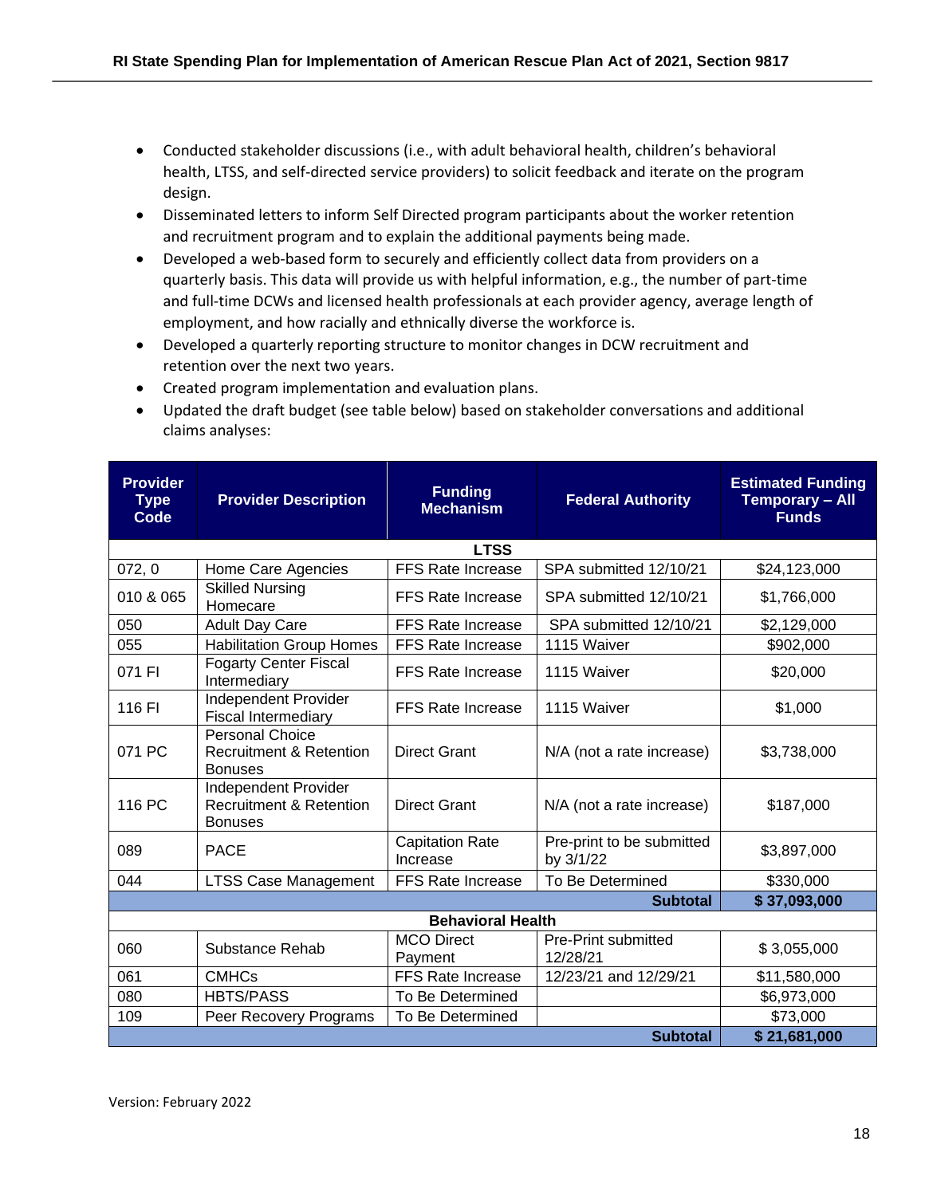- Conducted stakeholder discussions (i.e., with adult behavioral health, children's behavioral health, LTSS, and self-directed service providers) to solicit feedback and iterate on the program design.
- Disseminated letters to inform Self Directed program participants about the worker retention and recruitment program and to explain the additional payments being made.
- Developed a web-based form to securely and efficiently collect data from providers on a quarterly basis. This data will provide us with helpful information, e.g., the number of part-time and full-time DCWs and licensed health professionals at each provider agency, average length of employment, and how racially and ethnically diverse the workforce is.
- Developed a quarterly reporting structure to monitor changes in DCW recruitment and retention over the next two years.
- Created program implementation and evaluation plans.
- Updated the draft budget (see table below) based on stakeholder conversations and additional claims analyses:

| Provider Type Code | Provider Description | Funding Mechanism | Federal Authority | Estimated Funding Temporary – All Funds |
|---|---|---|---|---|
| **LTSS** | | | | |
| 072, 0 | Home Care Agencies | FFS Rate Increase | SPA submitted 12/10/21 | $24,123,000 |
| 010 & 065 | Skilled Nursing Homecare | FFS Rate Increase | SPA submitted 12/10/21 | $1,766,000 |
| 050 | Adult Day Care | FFS Rate Increase | SPA submitted 12/10/21 | $2,129,000 |
| 055 | Habilitation Group Homes | FFS Rate Increase | 1115 Waiver | $902,000 |
| 071 FI | Fogarty Center Fiscal Intermediary | FFS Rate Increase | 1115 Waiver | $20,000 |
| 116 FI | Independent Provider Fiscal Intermediary | FFS Rate Increase | 1115 Waiver | $1,000 |
| 071 PC | Personal Choice Recruitment & Retention Bonuses | Direct Grant | N/A (not a rate increase) | $3,738,000 |
| 116 PC | Independent Provider Recruitment & Retention Bonuses | Direct Grant | N/A (not a rate increase) | $187,000 |
| 089 | PACE | Capitation Rate Increase | Pre-print to be submitted by 3/1/22 | $3,897,000 |
| 044 | LTSS Case Management | FFS Rate Increase | To Be Determined | $330,000 |
| | | | **Subtotal** | **$ 37,093,000** |
| **Behavioral Health** | | | | |
| 060 | Substance Rehab | MCO Direct Payment | Pre-Print submitted 12/28/21 | $ 3,055,000 |
| 061 | CMHCs | FFS Rate Increase | 12/23/21 and 12/29/21 | $11,580,000 |
| 080 | HBTS/PASS | To Be Determined | | $6,973,000 |
| 109 | Peer Recovery Programs | To Be Determined | | $73,000 |
| | | | **Subtotal** | **$ 21,681,000** |

Version: February 2022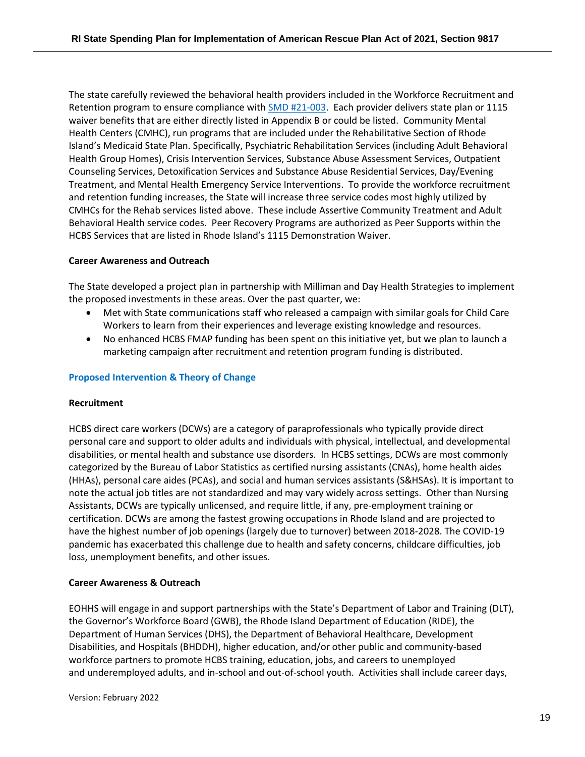The state carefully reviewed the behavioral health providers included in the Workforce Recruitment and Retention program to ensure compliance with [SMD #21-003](). Each provider delivers state plan or 1115 waiver benefits that are either directly listed in Appendix B or could be listed. Community Mental Health Centers (CMHC), run programs that are included under the Rehabilitative Section of Rhode Island's Medicaid State Plan. Specifically, Psychiatric Rehabilitation Services (including Adult Behavioral Health Group Homes), Crisis Intervention Services, Substance Abuse Assessment Services, Outpatient Counseling Services, Detoxification Services and Substance Abuse Residential Services, Day/Evening Treatment, and Mental Health Emergency Service Interventions. To provide the workforce recruitment and retention funding increases, the State will increase three service codes most highly utilized by CMHCs for the Rehab services listed above. These include Assertive Community Treatment and Adult Behavioral Health service codes. Peer Recovery Programs are authorized as Peer Supports within the HCBS Services that are listed in Rhode Island's 1115 Demonstration Waiver.

**Career Awareness and Outreach**

The State developed a project plan in partnership with Milliman and Day Health Strategies to implement the proposed investments in these areas. Over the past quarter, we:

- Met with State communications staff who released a campaign with similar goals for Child Care Workers to learn from their experiences and leverage existing knowledge and resources.
- No enhanced HCBS FMAP funding has been spent on this initiative yet, but we plan to launch a marketing campaign after recruitment and retention program funding is distributed.

### Proposed Intervention & Theory of Change

**Recruitment**

HCBS direct care workers (DCWs) are a category of paraprofessionals who typically provide direct personal care and support to older adults and individuals with physical, intellectual, and developmental disabilities, or mental health and substance use disorders. In HCBS settings, DCWs are most commonly categorized by the Bureau of Labor Statistics as certified nursing assistants (CNAs), home health aides (HHAs), personal care aides (PCAs), and social and human services assistants (S&HSAs). It is important to note the actual job titles are not standardized and may vary widely across settings. Other than Nursing Assistants, DCWs are typically unlicensed, and require little, if any, pre-employment training or certification. DCWs are among the fastest growing occupations in Rhode Island and are projected to have the highest number of job openings (largely due to turnover) between 2018-2028. The COVID-19 pandemic has exacerbated this challenge due to health and safety concerns, childcare difficulties, job loss, unemployment benefits, and other issues.

**Career Awareness & Outreach**

EOHHS will engage in and support partnerships with the State's Department of Labor and Training (DLT), the Governor's Workforce Board (GWB), the Rhode Island Department of Education (RIDE), the Department of Human Services (DHS), the Department of Behavioral Healthcare, Development Disabilities, and Hospitals (BHDDH), higher education, and/or other public and community-based workforce partners to promote HCBS training, education, jobs, and careers to unemployed and underemployed adults, and in-school and out-of-school youth. Activities shall include career days,

Version: February 2022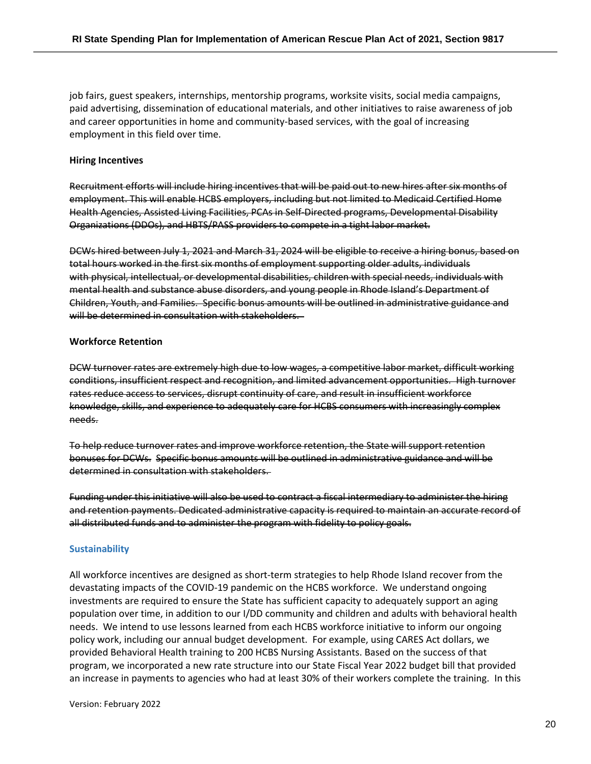job fairs, guest speakers, internships, mentorship programs, worksite visits, social media campaigns, paid advertising, dissemination of educational materials, and other initiatives to raise awareness of job and career opportunities in home and community-based services, with the goal of increasing employment in this field over time.

**Hiring Incentives**

~~Recruitment efforts will include hiring incentives that will be paid out to new hires after six months of employment. This will enable HCBS employers, including but not limited to Medicaid Certified Home Health Agencies, Assisted Living Facilities, PCAs in Self-Directed programs, Developmental Disability Organizations (DDOs), and HBTS/PASS providers to compete in a tight labor market.~~

~~DCWs hired between July 1, 2021 and March 31, 2024 will be eligible to receive a hiring bonus, based on total hours worked in the first six months of employment supporting older adults, individuals with physical, intellectual, or developmental disabilities, children with special needs, individuals with mental health and substance abuse disorders, and young people in Rhode Island's Department of Children, Youth, and Families. Specific bonus amounts will be outlined in administrative guidance and will be determined in consultation with stakeholders.~~

**Workforce Retention**

~~DCW turnover rates are extremely high due to low wages, a competitive labor market, difficult working conditions, insufficient respect and recognition, and limited advancement opportunities. High turnover rates reduce access to services, disrupt continuity of care, and result in insufficient workforce knowledge, skills, and experience to adequately care for HCBS consumers with increasingly complex needs.~~

~~To help reduce turnover rates and improve workforce retention, the State will support retention bonuses for DCWs. Specific bonus amounts will be outlined in administrative guidance and will be determined in consultation with stakeholders.~~

~~Funding under this initiative will also be used to contract a fiscal intermediary to administer the hiring and retention payments. Dedicated administrative capacity is required to maintain an accurate record of all distributed funds and to administer the program with fidelity to policy goals.~~

**Sustainability**

All workforce incentives are designed as short-term strategies to help Rhode Island recover from the devastating impacts of the COVID-19 pandemic on the HCBS workforce. We understand ongoing investments are required to ensure the State has sufficient capacity to adequately support an aging population over time, in addition to our I/DD community and children and adults with behavioral health needs. We intend to use lessons learned from each HCBS workforce initiative to inform our ongoing policy work, including our annual budget development. For example, using CARES Act dollars, we provided Behavioral Health training to 200 HCBS Nursing Assistants. Based on the success of that program, we incorporated a new rate structure into our State Fiscal Year 2022 budget bill that provided an increase in payments to agencies who had at least 30% of their workers complete the training. In this

Version: February 2022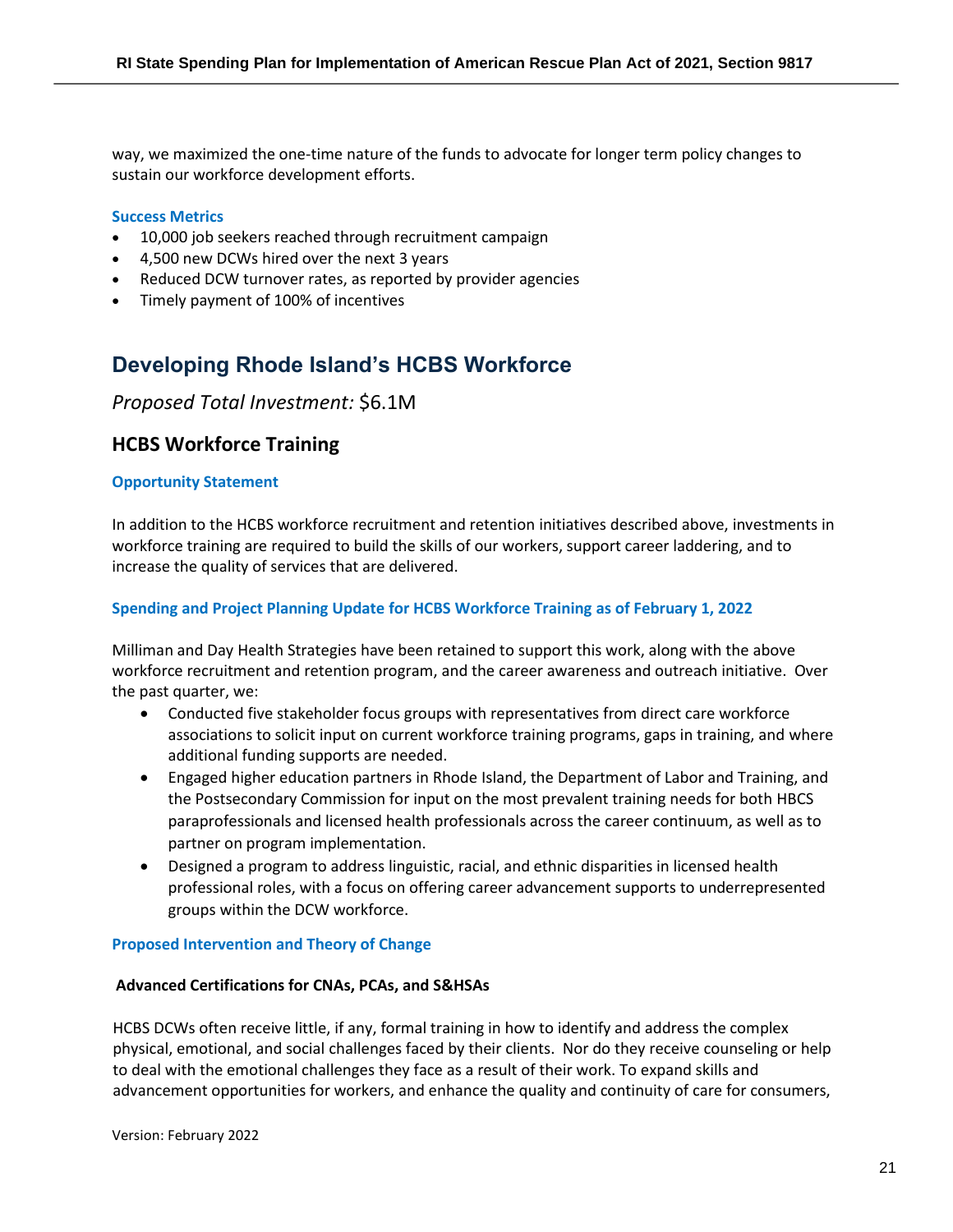way, we maximized the one-time nature of the funds to advocate for longer term policy changes to sustain our workforce development efforts.

### Success Metrics

- 10,000 job seekers reached through recruitment campaign
- 4,500 new DCWs hired over the next 3 years
- Reduced DCW turnover rates, as reported by provider agencies
- Timely payment of 100% of incentives

# Developing Rhode Island's HCBS Workforce

*Proposed Total Investment:* $6.1M

## HCBS Workforce Training

### Opportunity Statement

In addition to the HCBS workforce recruitment and retention initiatives described above, investments in workforce training are required to build the skills of our workers, support career laddering, and to increase the quality of services that are delivered.

### Spending and Project Planning Update for HCBS Workforce Training as of February 1, 2022

Milliman and Day Health Strategies have been retained to support this work, along with the above workforce recruitment and retention program, and the career awareness and outreach initiative. Over the past quarter, we:

- Conducted five stakeholder focus groups with representatives from direct care workforce associations to solicit input on current workforce training programs, gaps in training, and where additional funding supports are needed.
- Engaged higher education partners in Rhode Island, the Department of Labor and Training, and the Postsecondary Commission for input on the most prevalent training needs for both HBCS paraprofessionals and licensed health professionals across the career continuum, as well as to partner on program implementation.
- Designed a program to address linguistic, racial, and ethnic disparities in licensed health professional roles, with a focus on offering career advancement supports to underrepresented groups within the DCW workforce.

### Proposed Intervention and Theory of Change

**Advanced Certifications for CNAs, PCAs, and S&HSAs**

HCBS DCWs often receive little, if any, formal training in how to identify and address the complex physical, emotional, and social challenges faced by their clients. Nor do they receive counseling or help to deal with the emotional challenges they face as a result of their work. To expand skills and advancement opportunities for workers, and enhance the quality and continuity of care for consumers,

Version: February 2022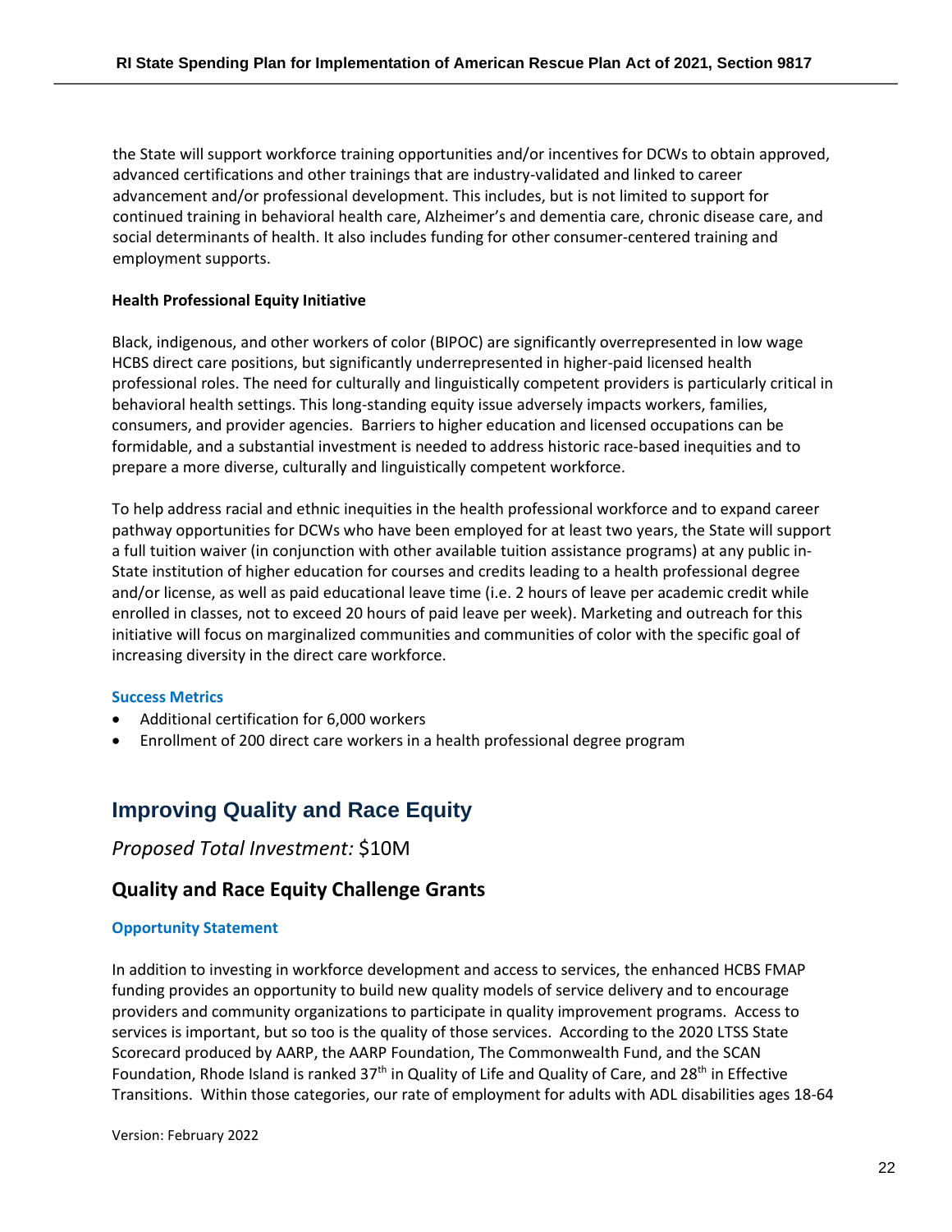the State will support workforce training opportunities and/or incentives for DCWs to obtain approved, advanced certifications and other trainings that are industry-validated and linked to career advancement and/or professional development. This includes, but is not limited to support for continued training in behavioral health care, Alzheimer's and dementia care, chronic disease care, and social determinants of health. It also includes funding for other consumer-centered training and employment supports.

**Health Professional Equity Initiative**

Black, indigenous, and other workers of color (BIPOC) are significantly overrepresented in low wage HCBS direct care positions, but significantly underrepresented in higher-paid licensed health professional roles. The need for culturally and linguistically competent providers is particularly critical in behavioral health settings. This long-standing equity issue adversely impacts workers, families, consumers, and provider agencies. Barriers to higher education and licensed occupations can be formidable, and a substantial investment is needed to address historic race-based inequities and to prepare a more diverse, culturally and linguistically competent workforce.

To help address racial and ethnic inequities in the health professional workforce and to expand career pathway opportunities for DCWs who have been employed for at least two years, the State will support a full tuition waiver (in conjunction with other available tuition assistance programs) at any public in-State institution of higher education for courses and credits leading to a health professional degree and/or license, as well as paid educational leave time (i.e. 2 hours of leave per academic credit while enrolled in classes, not to exceed 20 hours of paid leave per week). Marketing and outreach for this initiative will focus on marginalized communities and communities of color with the specific goal of increasing diversity in the direct care workforce.

#### Success Metrics

- Additional certification for 6,000 workers
- Enrollment of 200 direct care workers in a health professional degree program

## Improving Quality and Race Equity

*Proposed Total Investment:* $10M

### Quality and Race Equity Challenge Grants

#### Opportunity Statement

In addition to investing in workforce development and access to services, the enhanced HCBS FMAP funding provides an opportunity to build new quality models of service delivery and to encourage providers and community organizations to participate in quality improvement programs. Access to services is important, but so too is the quality of those services. According to the 2020 LTSS State Scorecard produced by AARP, the AARP Foundation, The Commonwealth Fund, and the SCAN Foundation, Rhode Island is ranked 37th in Quality of Life and Quality of Care, and 28th in Effective Transitions. Within those categories, our rate of employment for adults with ADL disabilities ages 18-64

Version: February 2022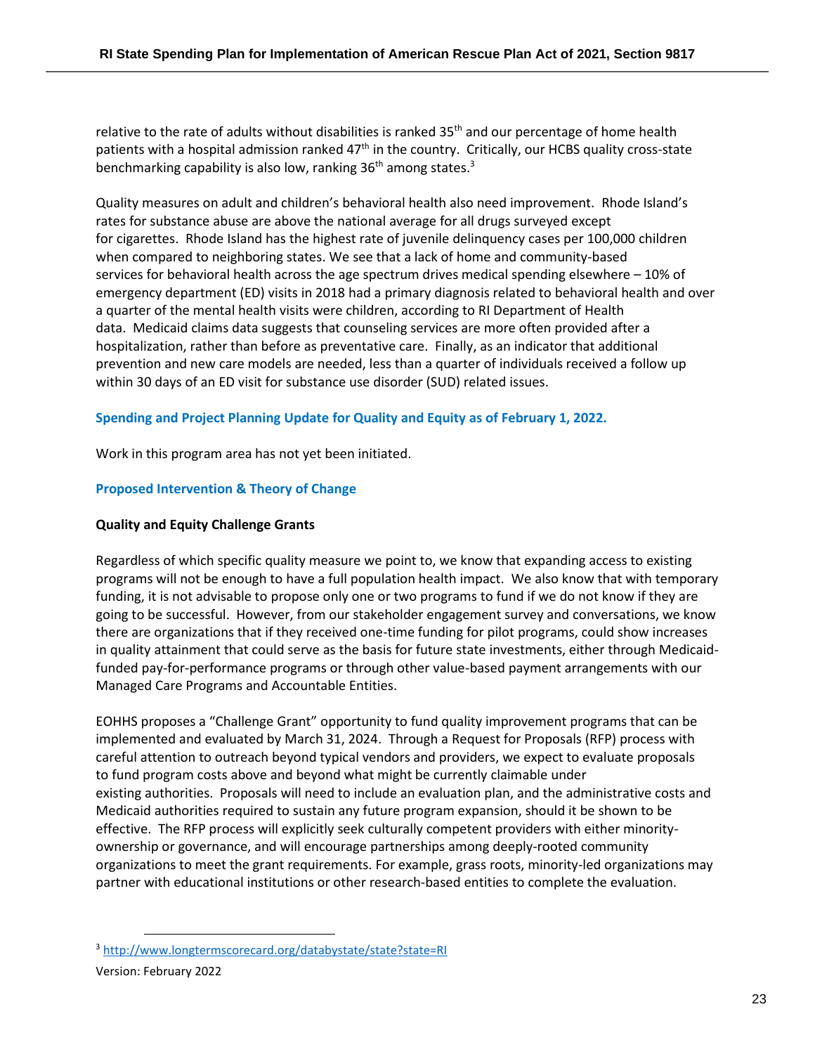relative to the rate of adults without disabilities is ranked 35th and our percentage of home health patients with a hospital admission ranked 47th in the country. Critically, our HCBS quality cross-state benchmarking capability is also low, ranking 36th among states.[3]

Quality measures on adult and children's behavioral health also need improvement. Rhode Island's rates for substance abuse are above the national average for all drugs surveyed except for cigarettes. Rhode Island has the highest rate of juvenile delinquency cases per 100,000 children when compared to neighboring states. We see that a lack of home and community-based services for behavioral health across the age spectrum drives medical spending elsewhere – 10% of emergency department (ED) visits in 2018 had a primary diagnosis related to behavioral health and over a quarter of the mental health visits were children, according to RI Department of Health data. Medicaid claims data suggests that counseling services are more often provided after a hospitalization, rather than before as preventative care. Finally, as an indicator that additional prevention and new care models are needed, less than a quarter of individuals received a follow up within 30 days of an ED visit for substance use disorder (SUD) related issues.

### Spending and Project Planning Update for Quality and Equity as of February 1, 2022.

Work in this program area has not yet been initiated.

### Proposed Intervention & Theory of Change

**Quality and Equity Challenge Grants**

Regardless of which specific quality measure we point to, we know that expanding access to existing programs will not be enough to have a full population health impact. We also know that with temporary funding, it is not advisable to propose only one or two programs to fund if we do not know if they are going to be successful. However, from our stakeholder engagement survey and conversations, we know there are organizations that if they received one-time funding for pilot programs, could show increases in quality attainment that could serve as the basis for future state investments, either through Medicaid-funded pay-for-performance programs or through other value-based payment arrangements with our Managed Care Programs and Accountable Entities.

EOHHS proposes a "Challenge Grant" opportunity to fund quality improvement programs that can be implemented and evaluated by March 31, 2024. Through a Request for Proposals (RFP) process with careful attention to outreach beyond typical vendors and providers, we expect to evaluate proposals to fund program costs above and beyond what might be currently claimable under existing authorities. Proposals will need to include an evaluation plan, and the administrative costs and Medicaid authorities required to sustain any future program expansion, should it be shown to be effective. The RFP process will explicitly seek culturally competent providers with either minority-ownership or governance, and will encourage partnerships among deeply-rooted community organizations to meet the grant requirements. For example, grass roots, minority-led organizations may partner with educational institutions or other research-based entities to complete the evaluation.

[3] http://www.longtermscorecard.org/databystate/state?state=RI

Version: February 2022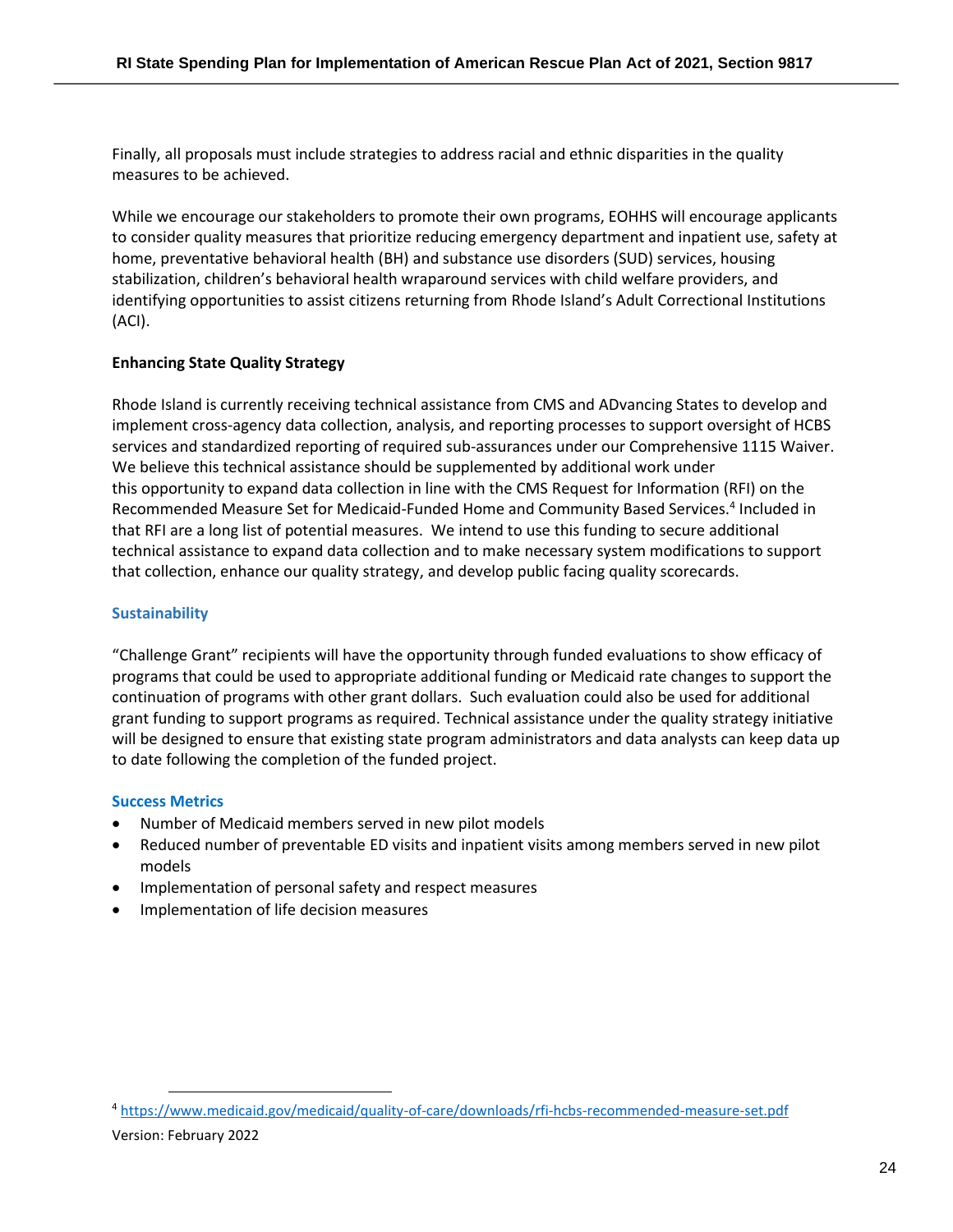Finally, all proposals must include strategies to address racial and ethnic disparities in the quality measures to be achieved.

While we encourage our stakeholders to promote their own programs, EOHHS will encourage applicants to consider quality measures that prioritize reducing emergency department and inpatient use, safety at home, preventative behavioral health (BH) and substance use disorders (SUD) services, housing stabilization, children's behavioral health wraparound services with child welfare providers, and identifying opportunities to assist citizens returning from Rhode Island's Adult Correctional Institutions (ACI).

**Enhancing State Quality Strategy**

Rhode Island is currently receiving technical assistance from CMS and ADvancing States to develop and implement cross-agency data collection, analysis, and reporting processes to support oversight of HCBS services and standardized reporting of required sub-assurances under our Comprehensive 1115 Waiver. We believe this technical assistance should be supplemented by additional work under this opportunity to expand data collection in line with the CMS Request for Information (RFI) on the Recommended Measure Set for Medicaid-Funded Home and Community Based Services.[4] Included in that RFI are a long list of potential measures. We intend to use this funding to secure additional technical assistance to expand data collection and to make necessary system modifications to support that collection, enhance our quality strategy, and develop public facing quality scorecards.

## Sustainability

"Challenge Grant" recipients will have the opportunity through funded evaluations to show efficacy of programs that could be used to appropriate additional funding or Medicaid rate changes to support the continuation of programs with other grant dollars. Such evaluation could also be used for additional grant funding to support programs as required. Technical assistance under the quality strategy initiative will be designed to ensure that existing state program administrators and data analysts can keep data up to date following the completion of the funded project.

## Success Metrics

- Number of Medicaid members served in new pilot models
- Reduced number of preventable ED visits and inpatient visits among members served in new pilot models
- Implementation of personal safety and respect measures
- Implementation of life decision measures

[4] https://www.medicaid.gov/medicaid/quality-of-care/downloads/rfi-hcbs-recommended-measure-set.pdf

Version: February 2022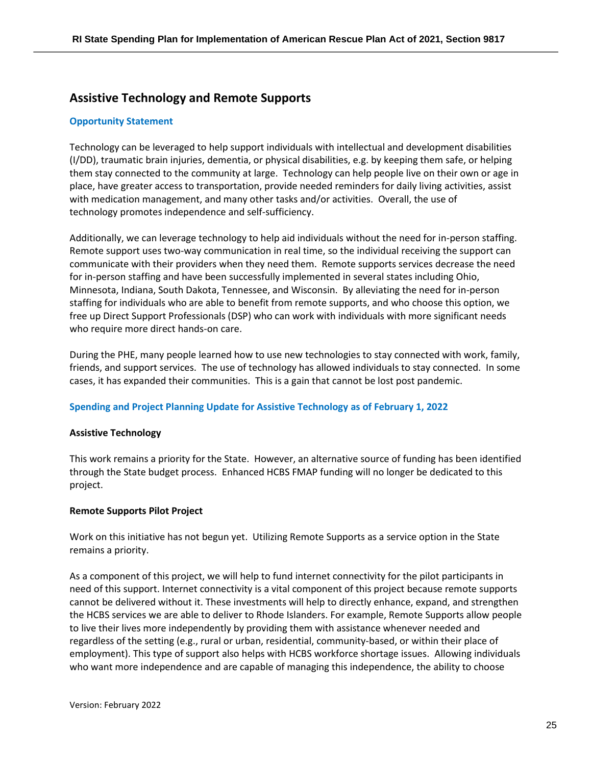## Assistive Technology and Remote Supports

### Opportunity Statement

Technology can be leveraged to help support individuals with intellectual and development disabilities (I/DD), traumatic brain injuries, dementia, or physical disabilities, e.g. by keeping them safe, or helping them stay connected to the community at large. Technology can help people live on their own or age in place, have greater access to transportation, provide needed reminders for daily living activities, assist with medication management, and many other tasks and/or activities. Overall, the use of technology promotes independence and self-sufficiency.

Additionally, we can leverage technology to help aid individuals without the need for in-person staffing. Remote support uses two-way communication in real time, so the individual receiving the support can communicate with their providers when they need them. Remote supports services decrease the need for in-person staffing and have been successfully implemented in several states including Ohio, Minnesota, Indiana, South Dakota, Tennessee, and Wisconsin. By alleviating the need for in-person staffing for individuals who are able to benefit from remote supports, and who choose this option, we free up Direct Support Professionals (DSP) who can work with individuals with more significant needs who require more direct hands-on care.

During the PHE, many people learned how to use new technologies to stay connected with work, family, friends, and support services. The use of technology has allowed individuals to stay connected. In some cases, it has expanded their communities. This is a gain that cannot be lost post pandemic.

### Spending and Project Planning Update for Assistive Technology as of February 1, 2022

**Assistive Technology**

This work remains a priority for the State. However, an alternative source of funding has been identified through the State budget process. Enhanced HCBS FMAP funding will no longer be dedicated to this project.

**Remote Supports Pilot Project**

Work on this initiative has not begun yet. Utilizing Remote Supports as a service option in the State remains a priority.

As a component of this project, we will help to fund internet connectivity for the pilot participants in need of this support. Internet connectivity is a vital component of this project because remote supports cannot be delivered without it. These investments will help to directly enhance, expand, and strengthen the HCBS services we are able to deliver to Rhode Islanders. For example, Remote Supports allow people to live their lives more independently by providing them with assistance whenever needed and regardless of the setting (e.g., rural or urban, residential, community-based, or within their place of employment). This type of support also helps with HCBS workforce shortage issues. Allowing individuals who want more independence and are capable of managing this independence, the ability to choose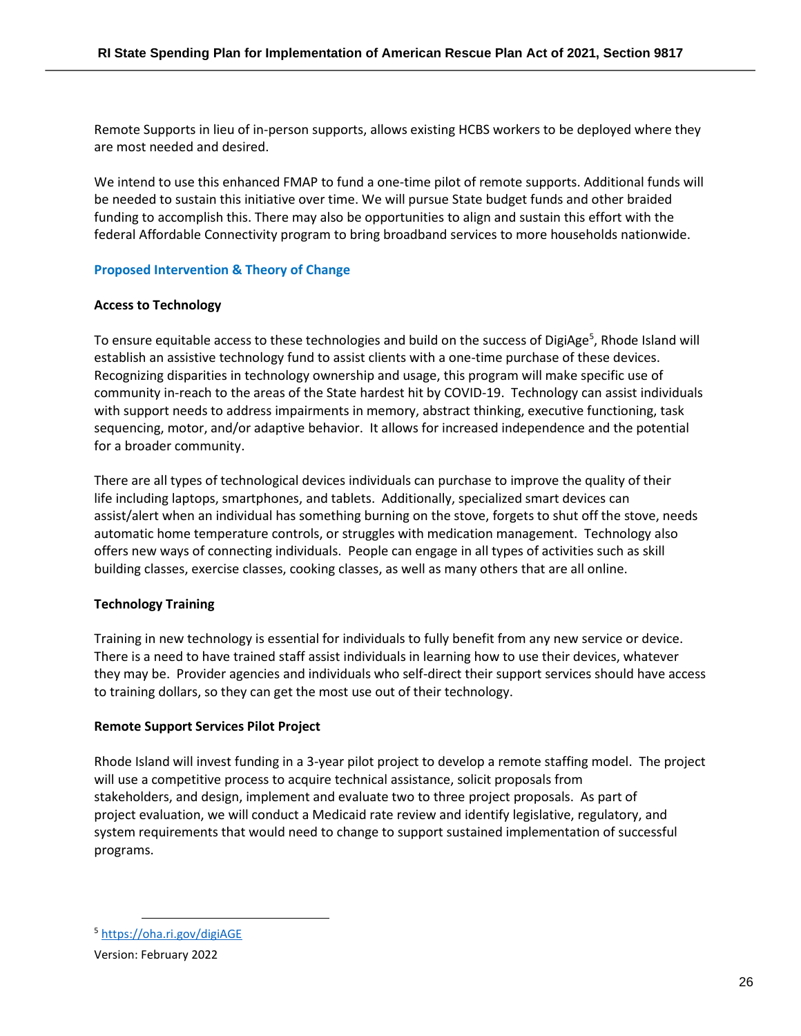Remote Supports in lieu of in-person supports, allows existing HCBS workers to be deployed where they are most needed and desired.

We intend to use this enhanced FMAP to fund a one-time pilot of remote supports. Additional funds will be needed to sustain this initiative over time. We will pursue State budget funds and other braided funding to accomplish this. There may also be opportunities to align and sustain this effort with the federal Affordable Connectivity program to bring broadband services to more households nationwide.

## Proposed Intervention & Theory of Change

**Access to Technology**

To ensure equitable access to these technologies and build on the success of DigiAge[5], Rhode Island will establish an assistive technology fund to assist clients with a one-time purchase of these devices. Recognizing disparities in technology ownership and usage, this program will make specific use of community in-reach to the areas of the State hardest hit by COVID-19. Technology can assist individuals with support needs to address impairments in memory, abstract thinking, executive functioning, task sequencing, motor, and/or adaptive behavior. It allows for increased independence and the potential for a broader community.

There are all types of technological devices individuals can purchase to improve the quality of their life including laptops, smartphones, and tablets. Additionally, specialized smart devices can assist/alert when an individual has something burning on the stove, forgets to shut off the stove, needs automatic home temperature controls, or struggles with medication management. Technology also offers new ways of connecting individuals. People can engage in all types of activities such as skill building classes, exercise classes, cooking classes, as well as many others that are all online.

**Technology Training**

Training in new technology is essential for individuals to fully benefit from any new service or device. There is a need to have trained staff assist individuals in learning how to use their devices, whatever they may be. Provider agencies and individuals who self-direct their support services should have access to training dollars, so they can get the most use out of their technology.

**Remote Support Services Pilot Project**

Rhode Island will invest funding in a 3-year pilot project to develop a remote staffing model. The project will use a competitive process to acquire technical assistance, solicit proposals from stakeholders, and design, implement and evaluate two to three project proposals. As part of project evaluation, we will conduct a Medicaid rate review and identify legislative, regulatory, and system requirements that would need to change to support sustained implementation of successful programs.

[5] https://oha.ri.gov/digiAGE

Version: February 2022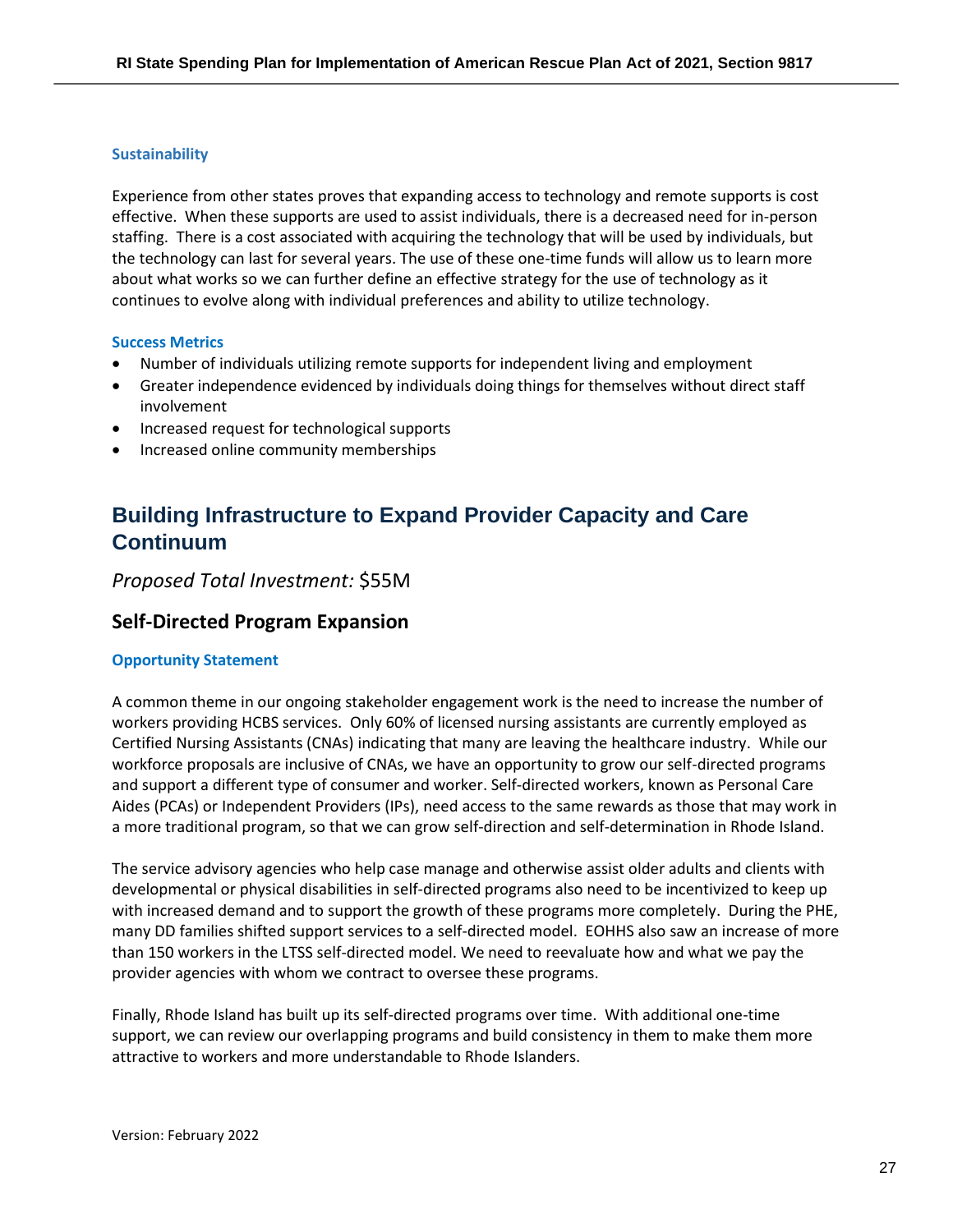### Sustainability

Experience from other states proves that expanding access to technology and remote supports is cost effective. When these supports are used to assist individuals, there is a decreased need for in-person staffing. There is a cost associated with acquiring the technology that will be used by individuals, but the technology can last for several years. The use of these one-time funds will allow us to learn more about what works so we can further define an effective strategy for the use of technology as it continues to evolve along with individual preferences and ability to utilize technology.

### Success Metrics

- Number of individuals utilizing remote supports for independent living and employment
- Greater independence evidenced by individuals doing things for themselves without direct staff involvement
- Increased request for technological supports
- Increased online community memberships

# Building Infrastructure to Expand Provider Capacity and Care Continuum

*Proposed Total Investment:* $55M

## Self-Directed Program Expansion

### Opportunity Statement

A common theme in our ongoing stakeholder engagement work is the need to increase the number of workers providing HCBS services. Only 60% of licensed nursing assistants are currently employed as Certified Nursing Assistants (CNAs) indicating that many are leaving the healthcare industry. While our workforce proposals are inclusive of CNAs, we have an opportunity to grow our self-directed programs and support a different type of consumer and worker. Self-directed workers, known as Personal Care Aides (PCAs) or Independent Providers (IPs), need access to the same rewards as those that may work in a more traditional program, so that we can grow self-direction and self-determination in Rhode Island.

The service advisory agencies who help case manage and otherwise assist older adults and clients with developmental or physical disabilities in self-directed programs also need to be incentivized to keep up with increased demand and to support the growth of these programs more completely. During the PHE, many DD families shifted support services to a self-directed model. EOHHS also saw an increase of more than 150 workers in the LTSS self-directed model. We need to reevaluate how and what we pay the provider agencies with whom we contract to oversee these programs.

Finally, Rhode Island has built up its self-directed programs over time. With additional one-time support, we can review our overlapping programs and build consistency in them to make them more attractive to workers and more understandable to Rhode Islanders.

Version: February 2022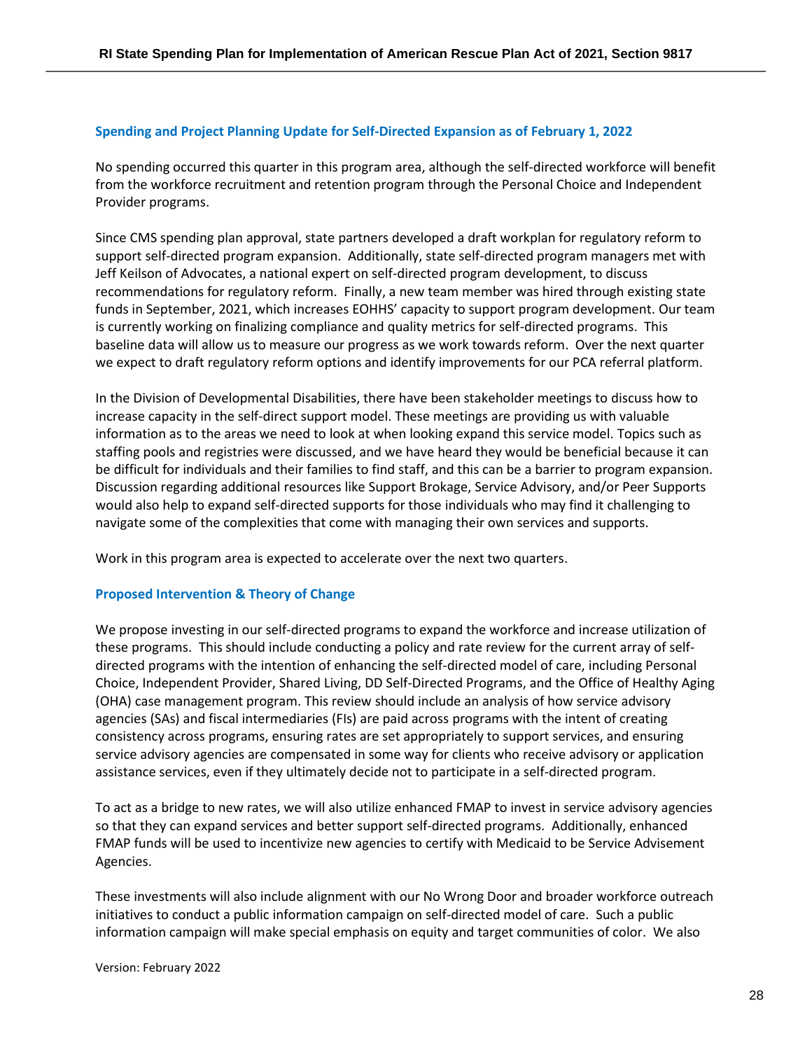### Spending and Project Planning Update for Self-Directed Expansion as of February 1, 2022

No spending occurred this quarter in this program area, although the self-directed workforce will benefit from the workforce recruitment and retention program through the Personal Choice and Independent Provider programs.

Since CMS spending plan approval, state partners developed a draft workplan for regulatory reform to support self-directed program expansion. Additionally, state self-directed program managers met with Jeff Keilson of Advocates, a national expert on self-directed program development, to discuss recommendations for regulatory reform. Finally, a new team member was hired through existing state funds in September, 2021, which increases EOHHS' capacity to support program development. Our team is currently working on finalizing compliance and quality metrics for self-directed programs. This baseline data will allow us to measure our progress as we work towards reform. Over the next quarter we expect to draft regulatory reform options and identify improvements for our PCA referral platform.

In the Division of Developmental Disabilities, there have been stakeholder meetings to discuss how to increase capacity in the self-direct support model. These meetings are providing us with valuable information as to the areas we need to look at when looking expand this service model. Topics such as staffing pools and registries were discussed, and we have heard they would be beneficial because it can be difficult for individuals and their families to find staff, and this can be a barrier to program expansion. Discussion regarding additional resources like Support Brokage, Service Advisory, and/or Peer Supports would also help to expand self-directed supports for those individuals who may find it challenging to navigate some of the complexities that come with managing their own services and supports.

Work in this program area is expected to accelerate over the next two quarters.

### Proposed Intervention & Theory of Change

We propose investing in our self-directed programs to expand the workforce and increase utilization of these programs. This should include conducting a policy and rate review for the current array of self-directed programs with the intention of enhancing the self-directed model of care, including Personal Choice, Independent Provider, Shared Living, DD Self-Directed Programs, and the Office of Healthy Aging (OHA) case management program. This review should include an analysis of how service advisory agencies (SAs) and fiscal intermediaries (FIs) are paid across programs with the intent of creating consistency across programs, ensuring rates are set appropriately to support services, and ensuring service advisory agencies are compensated in some way for clients who receive advisory or application assistance services, even if they ultimately decide not to participate in a self-directed program.

To act as a bridge to new rates, we will also utilize enhanced FMAP to invest in service advisory agencies so that they can expand services and better support self-directed programs. Additionally, enhanced FMAP funds will be used to incentivize new agencies to certify with Medicaid to be Service Advisement Agencies.

These investments will also include alignment with our No Wrong Door and broader workforce outreach initiatives to conduct a public information campaign on self-directed model of care. Such a public information campaign will make special emphasis on equity and target communities of color. We also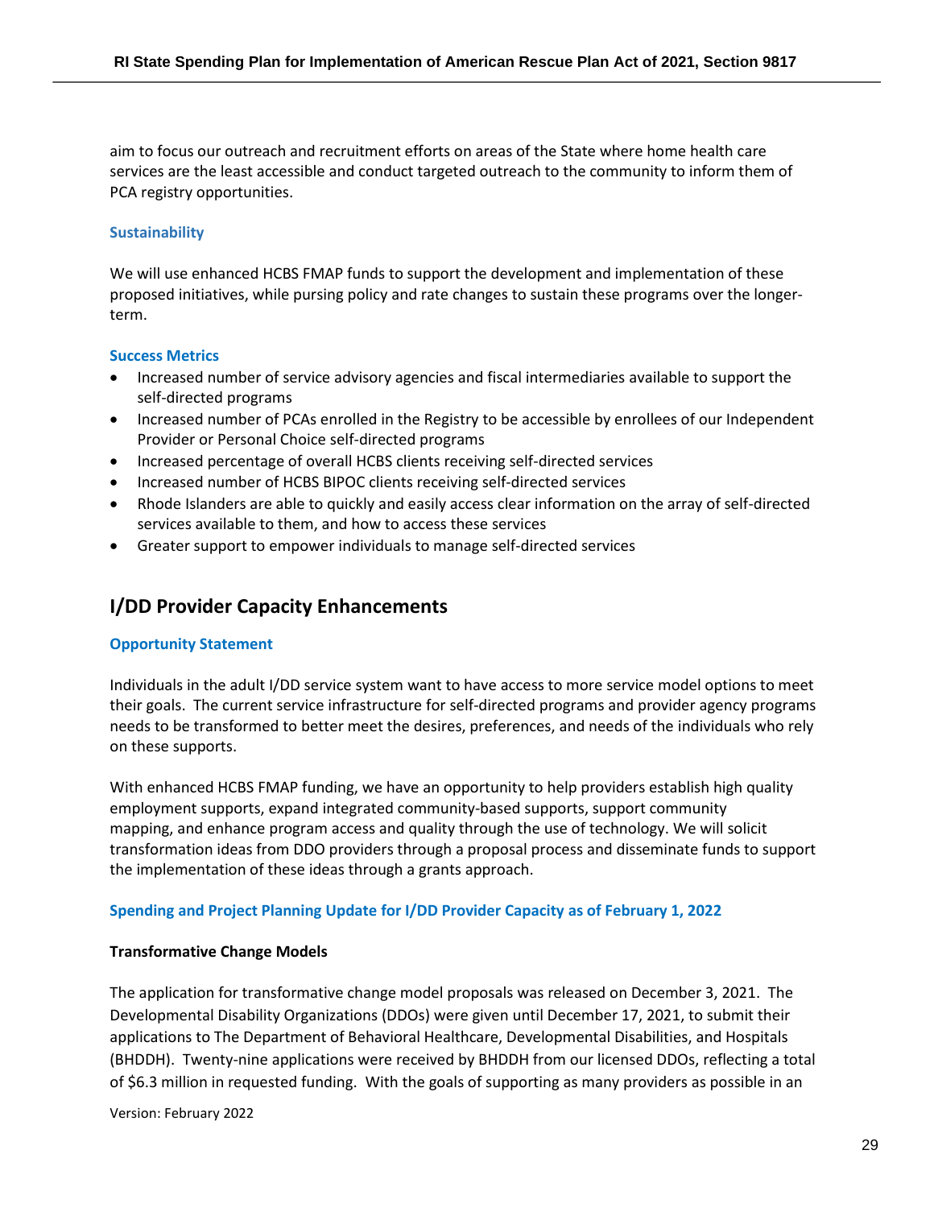aim to focus our outreach and recruitment efforts on areas of the State where home health care services are the least accessible and conduct targeted outreach to the community to inform them of PCA registry opportunities.

### Sustainability

We will use enhanced HCBS FMAP funds to support the development and implementation of these proposed initiatives, while pursing policy and rate changes to sustain these programs over the longer-term.

### Success Metrics

- Increased number of service advisory agencies and fiscal intermediaries available to support the self-directed programs
- Increased number of PCAs enrolled in the Registry to be accessible by enrollees of our Independent Provider or Personal Choice self-directed programs
- Increased percentage of overall HCBS clients receiving self-directed services
- Increased number of HCBS BIPOC clients receiving self-directed services
- Rhode Islanders are able to quickly and easily access clear information on the array of self-directed services available to them, and how to access these services
- Greater support to empower individuals to manage self-directed services

## I/DD Provider Capacity Enhancements

### Opportunity Statement

Individuals in the adult I/DD service system want to have access to more service model options to meet their goals. The current service infrastructure for self-directed programs and provider agency programs needs to be transformed to better meet the desires, preferences, and needs of the individuals who rely on these supports.

With enhanced HCBS FMAP funding, we have an opportunity to help providers establish high quality employment supports, expand integrated community-based supports, support community mapping, and enhance program access and quality through the use of technology. We will solicit transformation ideas from DDO providers through a proposal process and disseminate funds to support the implementation of these ideas through a grants approach.

### Spending and Project Planning Update for I/DD Provider Capacity as of February 1, 2022

**Transformative Change Models**

The application for transformative change model proposals was released on December 3, 2021. The Developmental Disability Organizations (DDOs) were given until December 17, 2021, to submit their applications to The Department of Behavioral Healthcare, Developmental Disabilities, and Hospitals (BHDDH). Twenty-nine applications were received by BHDDH from our licensed DDOs, reflecting a total of $6.3 million in requested funding. With the goals of supporting as many providers as possible in an

Version: February 2022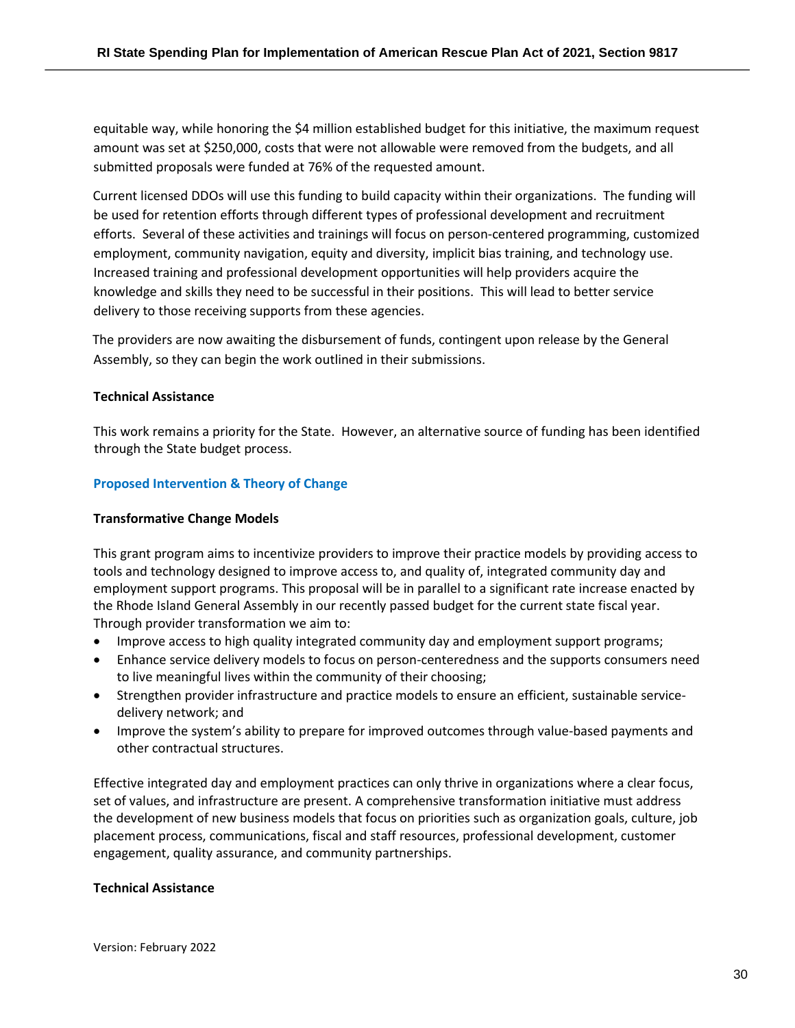equitable way, while honoring the $4 million established budget for this initiative, the maximum request amount was set at $250,000, costs that were not allowable were removed from the budgets, and all submitted proposals were funded at 76% of the requested amount.

Current licensed DDOs will use this funding to build capacity within their organizations. The funding will be used for retention efforts through different types of professional development and recruitment efforts. Several of these activities and trainings will focus on person-centered programming, customized employment, community navigation, equity and diversity, implicit bias training, and technology use. Increased training and professional development opportunities will help providers acquire the knowledge and skills they need to be successful in their positions. This will lead to better service delivery to those receiving supports from these agencies.

The providers are now awaiting the disbursement of funds, contingent upon release by the General Assembly, so they can begin the work outlined in their submissions.

**Technical Assistance**

This work remains a priority for the State. However, an alternative source of funding has been identified through the State budget process.

### Proposed Intervention & Theory of Change

**Transformative Change Models**

This grant program aims to incentivize providers to improve their practice models by providing access to tools and technology designed to improve access to, and quality of, integrated community day and employment support programs. This proposal will be in parallel to a significant rate increase enacted by the Rhode Island General Assembly in our recently passed budget for the current state fiscal year. Through provider transformation we aim to:

- Improve access to high quality integrated community day and employment support programs;
- Enhance service delivery models to focus on person-centeredness and the supports consumers need to live meaningful lives within the community of their choosing;
- Strengthen provider infrastructure and practice models to ensure an efficient, sustainable service-delivery network; and
- Improve the system's ability to prepare for improved outcomes through value-based payments and other contractual structures.

Effective integrated day and employment practices can only thrive in organizations where a clear focus, set of values, and infrastructure are present. A comprehensive transformation initiative must address the development of new business models that focus on priorities such as organization goals, culture, job placement process, communications, fiscal and staff resources, professional development, customer engagement, quality assurance, and community partnerships.

**Technical Assistance**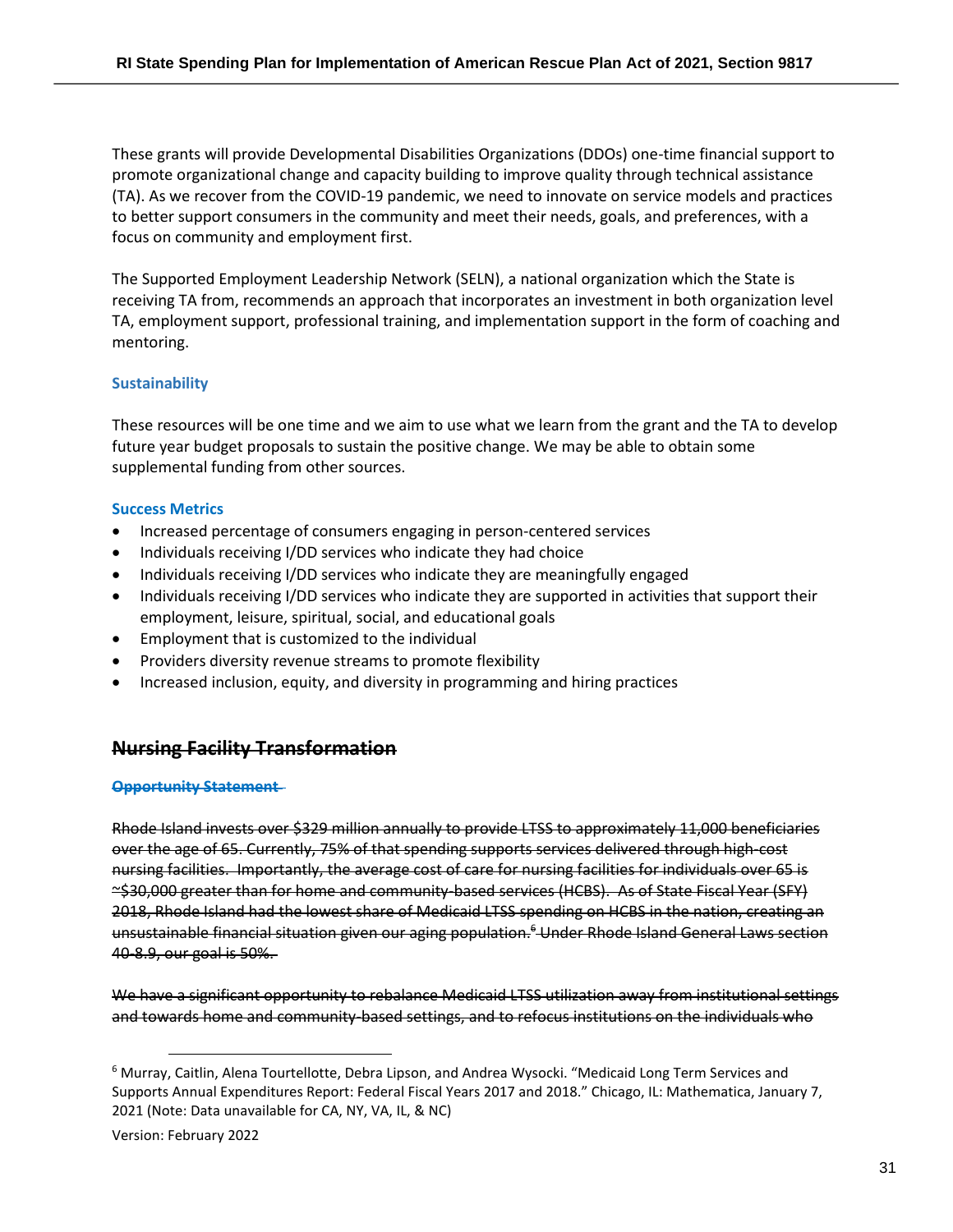These grants will provide Developmental Disabilities Organizations (DDOs) one-time financial support to promote organizational change and capacity building to improve quality through technical assistance (TA). As we recover from the COVID-19 pandemic, we need to innovate on service models and practices to better support consumers in the community and meet their needs, goals, and preferences, with a focus on community and employment first.

The Supported Employment Leadership Network (SELN), a national organization which the State is receiving TA from, recommends an approach that incorporates an investment in both organization level TA, employment support, professional training, and implementation support in the form of coaching and mentoring.

### Sustainability

These resources will be one time and we aim to use what we learn from the grant and the TA to develop future year budget proposals to sustain the positive change. We may be able to obtain some supplemental funding from other sources.

### Success Metrics

- Increased percentage of consumers engaging in person-centered services
- Individuals receiving I/DD services who indicate they had choice
- Individuals receiving I/DD services who indicate they are meaningfully engaged
- Individuals receiving I/DD services who indicate they are supported in activities that support their employment, leisure, spiritual, social, and educational goals
- Employment that is customized to the individual
- Providers diversity revenue streams to promote flexibility
- Increased inclusion, equity, and diversity in programming and hiring practices

## ~~Nursing Facility Transformation~~

### ~~Opportunity Statement~~

~~Rhode Island invests over $329 million annually to provide LTSS to approximately 11,000 beneficiaries over the age of 65. Currently, 75% of that spending supports services delivered through high-cost nursing facilities. Importantly, the average cost of care for nursing facilities for individuals over 65 is ~$30,000 greater than for home and community-based services (HCBS). As of State Fiscal Year (SFY) 2018, Rhode Island had the lowest share of Medicaid LTSS spending on HCBS in the nation, creating an unsustainable financial situation given our aging population.[6] Under Rhode Island General Laws section 40-8.9, our goal is 50%.~~

~~We have a significant opportunity to rebalance Medicaid LTSS utilization away from institutional settings and towards home and community-based settings, and to refocus institutions on the individuals who~~

[6] Murray, Caitlin, Alena Tourtellotte, Debra Lipson, and Andrea Wysocki. "Medicaid Long Term Services and Supports Annual Expenditures Report: Federal Fiscal Years 2017 and 2018." Chicago, IL: Mathematica, January 7, 2021 (Note: Data unavailable for CA, NY, VA, IL, & NC)

Version: February 2022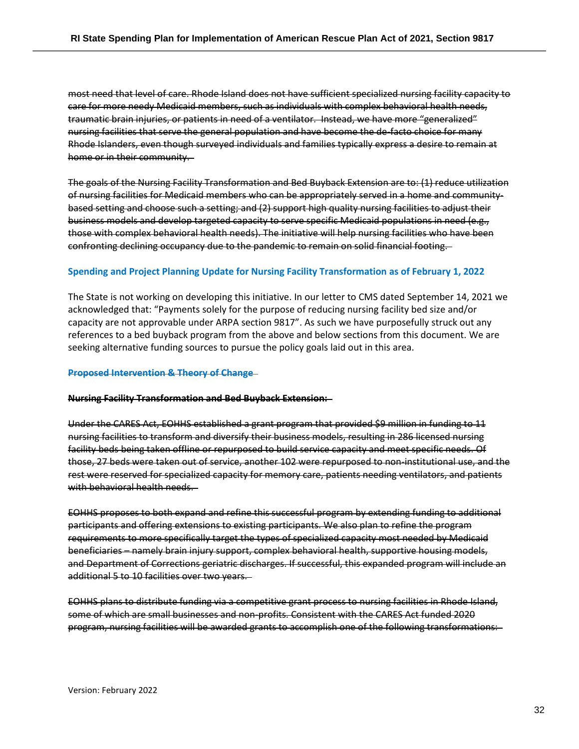~~most need that level of care. Rhode Island does not have sufficient specialized nursing facility capacity to care for more needy Medicaid members, such as individuals with complex behavioral health needs, traumatic brain injuries, or patients in need of a ventilator. Instead, we have more "generalized" nursing facilities that serve the general population and have become the de-facto choice for many Rhode Islanders, even though surveyed individuals and families typically express a desire to remain at home or in their community.~~

~~The goals of the Nursing Facility Transformation and Bed Buyback Extension are to: (1) reduce utilization of nursing facilities for Medicaid members who can be appropriately served in a home and community-based setting and choose such a setting; and (2) support high quality nursing facilities to adjust their business models and develop targeted capacity to serve specific Medicaid populations in need (e.g., those with complex behavioral health needs). The initiative will help nursing facilities who have been confronting declining occupancy due to the pandemic to remain on solid financial footing.~~

### Spending and Project Planning Update for Nursing Facility Transformation as of February 1, 2022

The State is not working on developing this initiative. In our letter to CMS dated September 14, 2021 we acknowledged that: "Payments solely for the purpose of reducing nursing facility bed size and/or capacity are not approvable under ARPA section 9817". As such we have purposefully struck out any references to a bed buyback program from the above and below sections from this document. We are seeking alternative funding sources to pursue the policy goals laid out in this area.

### ~~Proposed Intervention & Theory of Change~~

**~~Nursing Facility Transformation and Bed Buyback Extension:~~**

~~Under the CARES Act, EOHHS established a grant program that provided $9 million in funding to 11 nursing facilities to transform and diversify their business models, resulting in 286 licensed nursing facility beds being taken offline or repurposed to build service capacity and meet specific needs. Of those, 27 beds were taken out of service, another 102 were repurposed to non-institutional use, and the rest were reserved for specialized capacity for memory care, patients needing ventilators, and patients with behavioral health needs.~~

~~EOHHS proposes to both expand and refine this successful program by extending funding to additional participants and offering extensions to existing participants. We also plan to refine the program requirements to more specifically target the types of specialized capacity most needed by Medicaid beneficiaries – namely brain injury support, complex behavioral health, supportive housing models, and Department of Corrections geriatric discharges. If successful, this expanded program will include an additional 5 to 10 facilities over two years.~~

~~EOHHS plans to distribute funding via a competitive grant process to nursing facilities in Rhode Island, some of which are small businesses and non-profits. Consistent with the CARES Act funded 2020 program, nursing facilities will be awarded grants to accomplish one of the following transformations:~~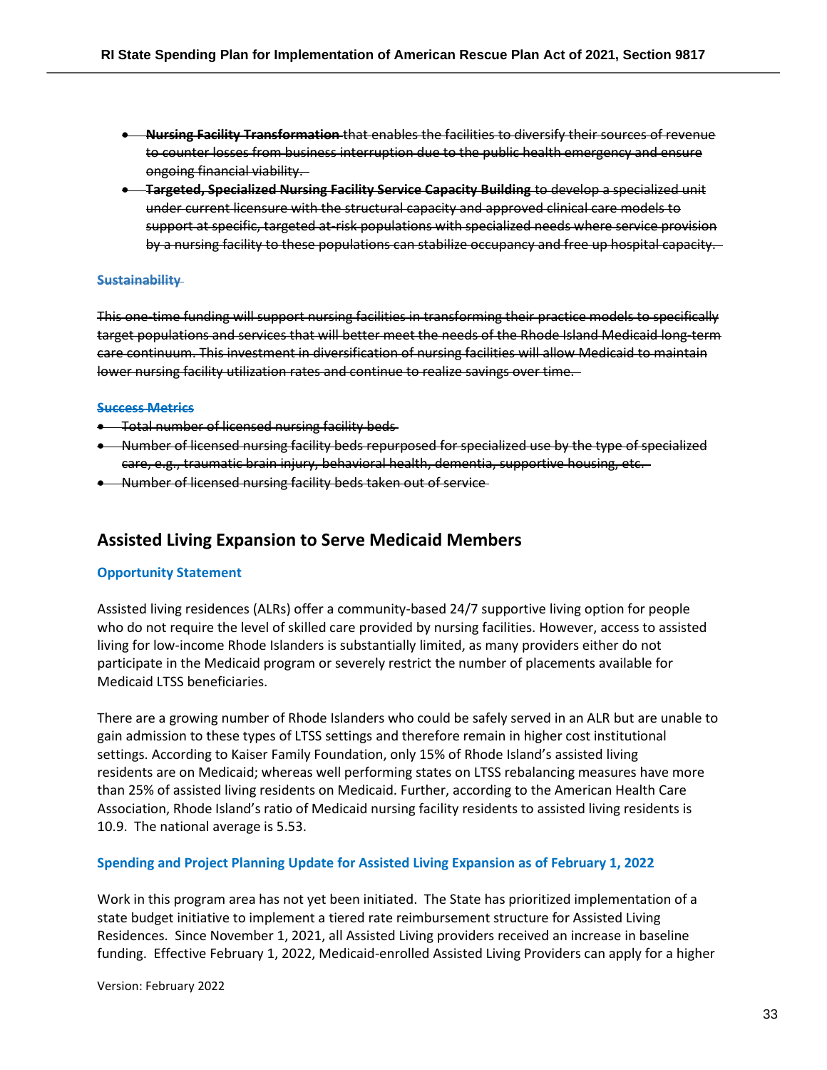- ~~**Nursing Facility Transformation** that enables the facilities to diversify their sources of revenue to counter losses from business interruption due to the public health emergency and ensure ongoing financial viability.~~
- ~~**Targeted, Specialized Nursing Facility Service Capacity Building** to develop a specialized unit under current licensure with the structural capacity and approved clinical care models to support at specific, targeted at-risk populations with specialized needs where service provision by a nursing facility to these populations can stabilize occupancy and free up hospital capacity.~~

#### ~~Sustainability~~

~~This one-time funding will support nursing facilities in transforming their practice models to specifically target populations and services that will better meet the needs of the Rhode Island Medicaid long-term care continuum. This investment in diversification of nursing facilities will allow Medicaid to maintain lower nursing facility utilization rates and continue to realize savings over time.~~

#### ~~Success Metrics~~

- ~~Total number of licensed nursing facility beds~~
- ~~Number of licensed nursing facility beds repurposed for specialized use by the type of specialized care, e.g., traumatic brain injury, behavioral health, dementia, supportive housing, etc.~~
- ~~Number of licensed nursing facility beds taken out of service~~

## Assisted Living Expansion to Serve Medicaid Members

#### Opportunity Statement

Assisted living residences (ALRs) offer a community-based 24/7 supportive living option for people who do not require the level of skilled care provided by nursing facilities. However, access to assisted living for low-income Rhode Islanders is substantially limited, as many providers either do not participate in the Medicaid program or severely restrict the number of placements available for Medicaid LTSS beneficiaries.

There are a growing number of Rhode Islanders who could be safely served in an ALR but are unable to gain admission to these types of LTSS settings and therefore remain in higher cost institutional settings. According to Kaiser Family Foundation, only 15% of Rhode Island's assisted living residents are on Medicaid; whereas well performing states on LTSS rebalancing measures have more than 25% of assisted living residents on Medicaid. Further, according to the American Health Care Association, Rhode Island's ratio of Medicaid nursing facility residents to assisted living residents is 10.9. The national average is 5.53.

#### Spending and Project Planning Update for Assisted Living Expansion as of February 1, 2022

Work in this program area has not yet been initiated. The State has prioritized implementation of a state budget initiative to implement a tiered rate reimbursement structure for Assisted Living Residences. Since November 1, 2021, all Assisted Living providers received an increase in baseline funding. Effective February 1, 2022, Medicaid-enrolled Assisted Living Providers can apply for a higher

Version: February 2022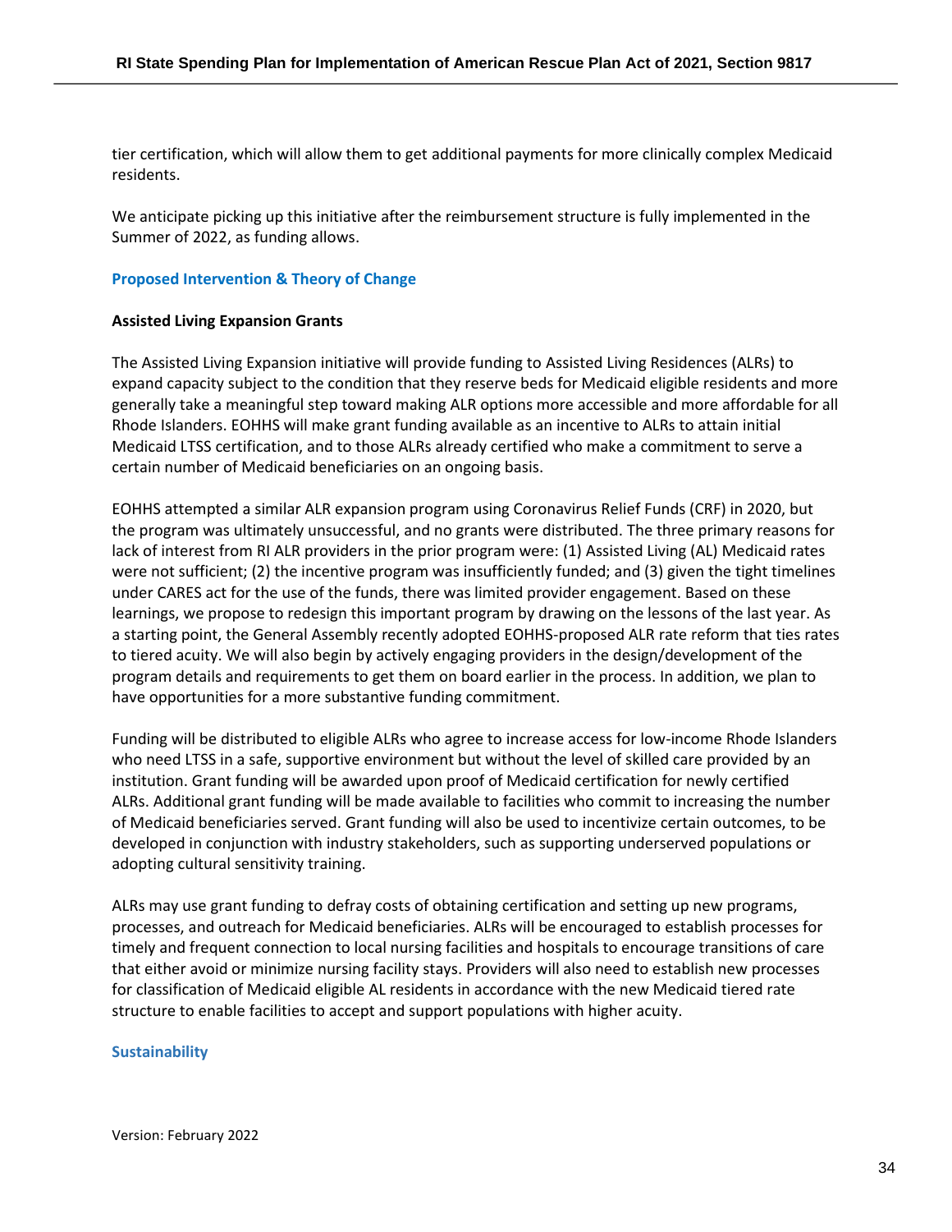tier certification, which will allow them to get additional payments for more clinically complex Medicaid residents.

We anticipate picking up this initiative after the reimbursement structure is fully implemented in the Summer of 2022, as funding allows.

### Proposed Intervention & Theory of Change

**Assisted Living Expansion Grants**

The Assisted Living Expansion initiative will provide funding to Assisted Living Residences (ALRs) to expand capacity subject to the condition that they reserve beds for Medicaid eligible residents and more generally take a meaningful step toward making ALR options more accessible and more affordable for all Rhode Islanders. EOHHS will make grant funding available as an incentive to ALRs to attain initial Medicaid LTSS certification, and to those ALRs already certified who make a commitment to serve a certain number of Medicaid beneficiaries on an ongoing basis.

EOHHS attempted a similar ALR expansion program using Coronavirus Relief Funds (CRF) in 2020, but the program was ultimately unsuccessful, and no grants were distributed. The three primary reasons for lack of interest from RI ALR providers in the prior program were: (1) Assisted Living (AL) Medicaid rates were not sufficient; (2) the incentive program was insufficiently funded; and (3) given the tight timelines under CARES act for the use of the funds, there was limited provider engagement. Based on these learnings, we propose to redesign this important program by drawing on the lessons of the last year. As a starting point, the General Assembly recently adopted EOHHS-proposed ALR rate reform that ties rates to tiered acuity. We will also begin by actively engaging providers in the design/development of the program details and requirements to get them on board earlier in the process. In addition, we plan to have opportunities for a more substantive funding commitment.

Funding will be distributed to eligible ALRs who agree to increase access for low-income Rhode Islanders who need LTSS in a safe, supportive environment but without the level of skilled care provided by an institution. Grant funding will be awarded upon proof of Medicaid certification for newly certified ALRs. Additional grant funding will be made available to facilities who commit to increasing the number of Medicaid beneficiaries served. Grant funding will also be used to incentivize certain outcomes, to be developed in conjunction with industry stakeholders, such as supporting underserved populations or adopting cultural sensitivity training.

ALRs may use grant funding to defray costs of obtaining certification and setting up new programs, processes, and outreach for Medicaid beneficiaries. ALRs will be encouraged to establish processes for timely and frequent connection to local nursing facilities and hospitals to encourage transitions of care that either avoid or minimize nursing facility stays. Providers will also need to establish new processes for classification of Medicaid eligible AL residents in accordance with the new Medicaid tiered rate structure to enable facilities to accept and support populations with higher acuity.

### Sustainability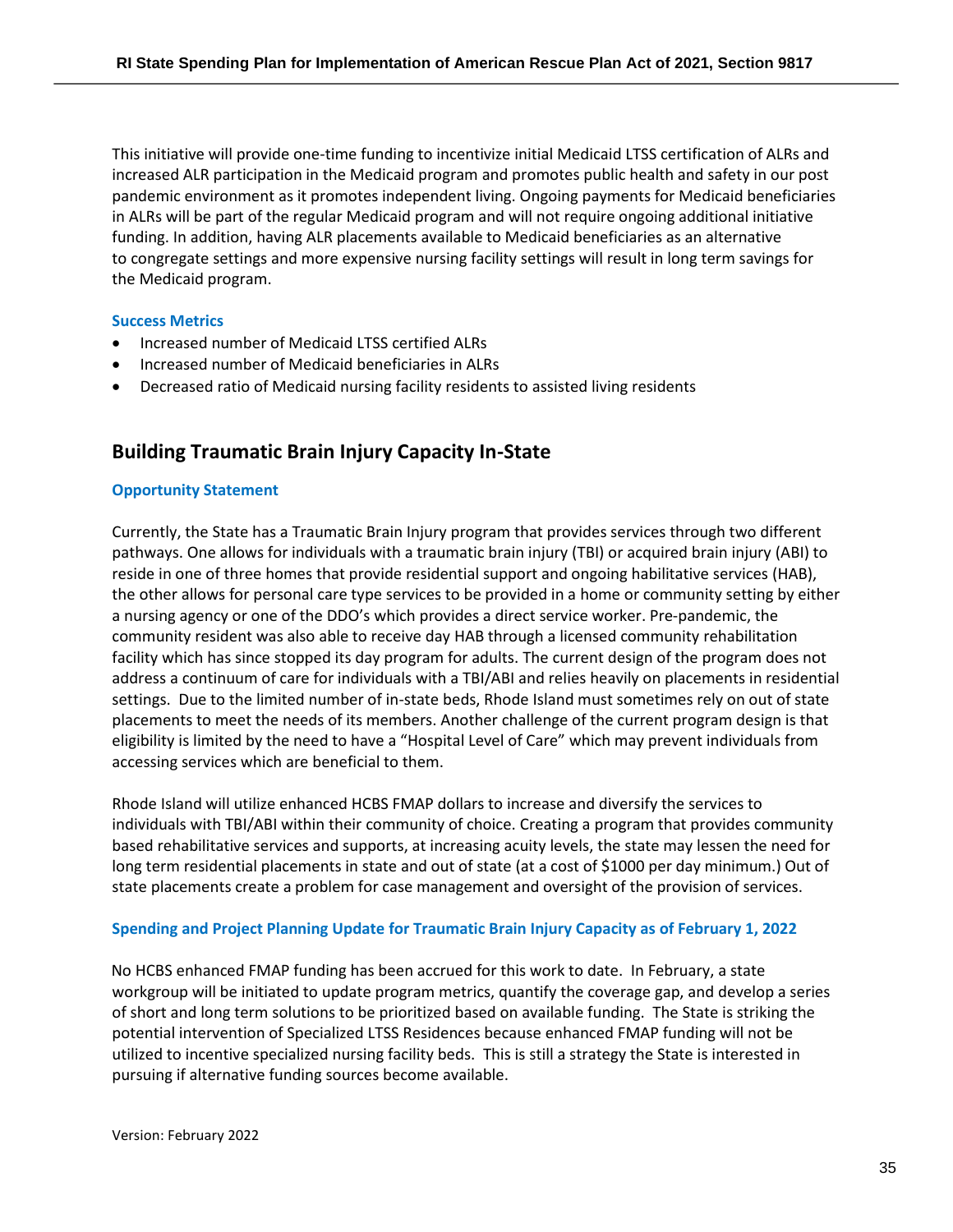This initiative will provide one-time funding to incentivize initial Medicaid LTSS certification of ALRs and increased ALR participation in the Medicaid program and promotes public health and safety in our post pandemic environment as it promotes independent living. Ongoing payments for Medicaid beneficiaries in ALRs will be part of the regular Medicaid program and will not require ongoing additional initiative funding. In addition, having ALR placements available to Medicaid beneficiaries as an alternative to congregate settings and more expensive nursing facility settings will result in long term savings for the Medicaid program.

#### Success Metrics

- Increased number of Medicaid LTSS certified ALRs
- Increased number of Medicaid beneficiaries in ALRs
- Decreased ratio of Medicaid nursing facility residents to assisted living residents

## Building Traumatic Brain Injury Capacity In-State

#### Opportunity Statement

Currently, the State has a Traumatic Brain Injury program that provides services through two different pathways. One allows for individuals with a traumatic brain injury (TBI) or acquired brain injury (ABI) to reside in one of three homes that provide residential support and ongoing habilitative services (HAB), the other allows for personal care type services to be provided in a home or community setting by either a nursing agency or one of the DDO's which provides a direct service worker. Pre-pandemic, the community resident was also able to receive day HAB through a licensed community rehabilitation facility which has since stopped its day program for adults. The current design of the program does not address a continuum of care for individuals with a TBI/ABI and relies heavily on placements in residential settings. Due to the limited number of in-state beds, Rhode Island must sometimes rely on out of state placements to meet the needs of its members. Another challenge of the current program design is that eligibility is limited by the need to have a "Hospital Level of Care" which may prevent individuals from accessing services which are beneficial to them.

Rhode Island will utilize enhanced HCBS FMAP dollars to increase and diversify the services to individuals with TBI/ABI within their community of choice. Creating a program that provides community based rehabilitative services and supports, at increasing acuity levels, the state may lessen the need for long term residential placements in state and out of state (at a cost of $1000 per day minimum.) Out of state placements create a problem for case management and oversight of the provision of services.

#### Spending and Project Planning Update for Traumatic Brain Injury Capacity as of February 1, 2022

No HCBS enhanced FMAP funding has been accrued for this work to date. In February, a state workgroup will be initiated to update program metrics, quantify the coverage gap, and develop a series of short and long term solutions to be prioritized based on available funding. The State is striking the potential intervention of Specialized LTSS Residences because enhanced FMAP funding will not be utilized to incentive specialized nursing facility beds. This is still a strategy the State is interested in pursuing if alternative funding sources become available.

Version: February 2022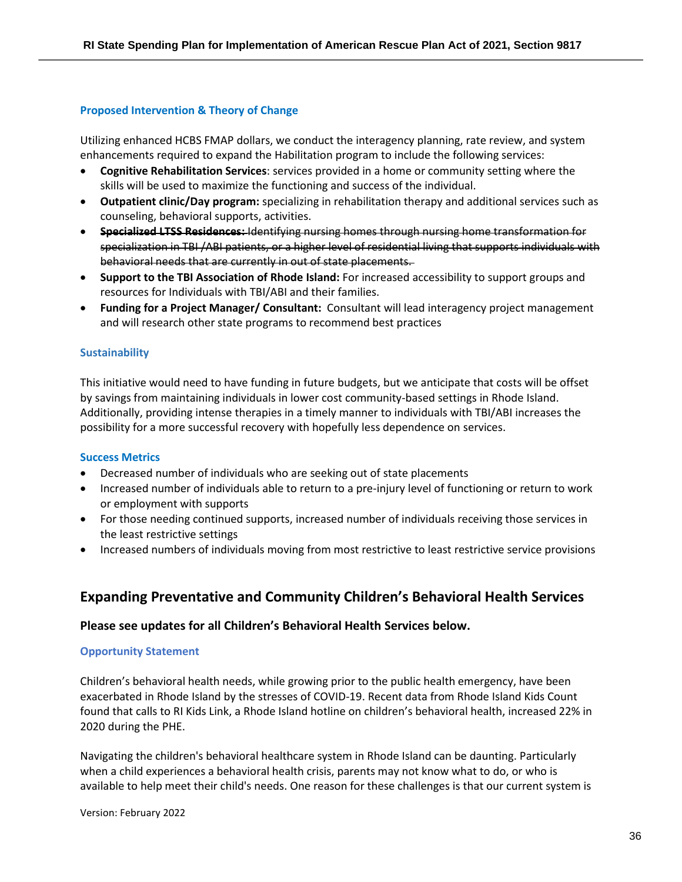### Proposed Intervention & Theory of Change

Utilizing enhanced HCBS FMAP dollars, we conduct the interagency planning, rate review, and system enhancements required to expand the Habilitation program to include the following services:

- **Cognitive Rehabilitation Services**: services provided in a home or community setting where the skills will be used to maximize the functioning and success of the individual.
- **Outpatient clinic/Day program:** specializing in rehabilitation therapy and additional services such as counseling, behavioral supports, activities.
- ~~**Specialized LTSS Residences:** Identifying nursing homes through nursing home transformation for specialization in TBI /ABI patients, or a higher level of residential living that supports individuals with behavioral needs that are currently in out of state placements.~~
- **Support to the TBI Association of Rhode Island:** For increased accessibility to support groups and resources for Individuals with TBI/ABI and their families.
- **Funding for a Project Manager/ Consultant:** Consultant will lead interagency project management and will research other state programs to recommend best practices

### Sustainability

This initiative would need to have funding in future budgets, but we anticipate that costs will be offset by savings from maintaining individuals in lower cost community-based settings in Rhode Island. Additionally, providing intense therapies in a timely manner to individuals with TBI/ABI increases the possibility for a more successful recovery with hopefully less dependence on services.

### Success Metrics

- Decreased number of individuals who are seeking out of state placements
- Increased number of individuals able to return to a pre-injury level of functioning or return to work or employment with supports
- For those needing continued supports, increased number of individuals receiving those services in the least restrictive settings
- Increased numbers of individuals moving from most restrictive to least restrictive service provisions

## Expanding Preventative and Community Children's Behavioral Health Services

**Please see updates for all Children's Behavioral Health Services below.**

### Opportunity Statement

Children's behavioral health needs, while growing prior to the public health emergency, have been exacerbated in Rhode Island by the stresses of COVID-19. Recent data from Rhode Island Kids Count found that calls to RI Kids Link, a Rhode Island hotline on children's behavioral health, increased 22% in 2020 during the PHE.

Navigating the children's behavioral healthcare system in Rhode Island can be daunting. Particularly when a child experiences a behavioral health crisis, parents may not know what to do, or who is available to help meet their child's needs. One reason for these challenges is that our current system is

Version: February 2022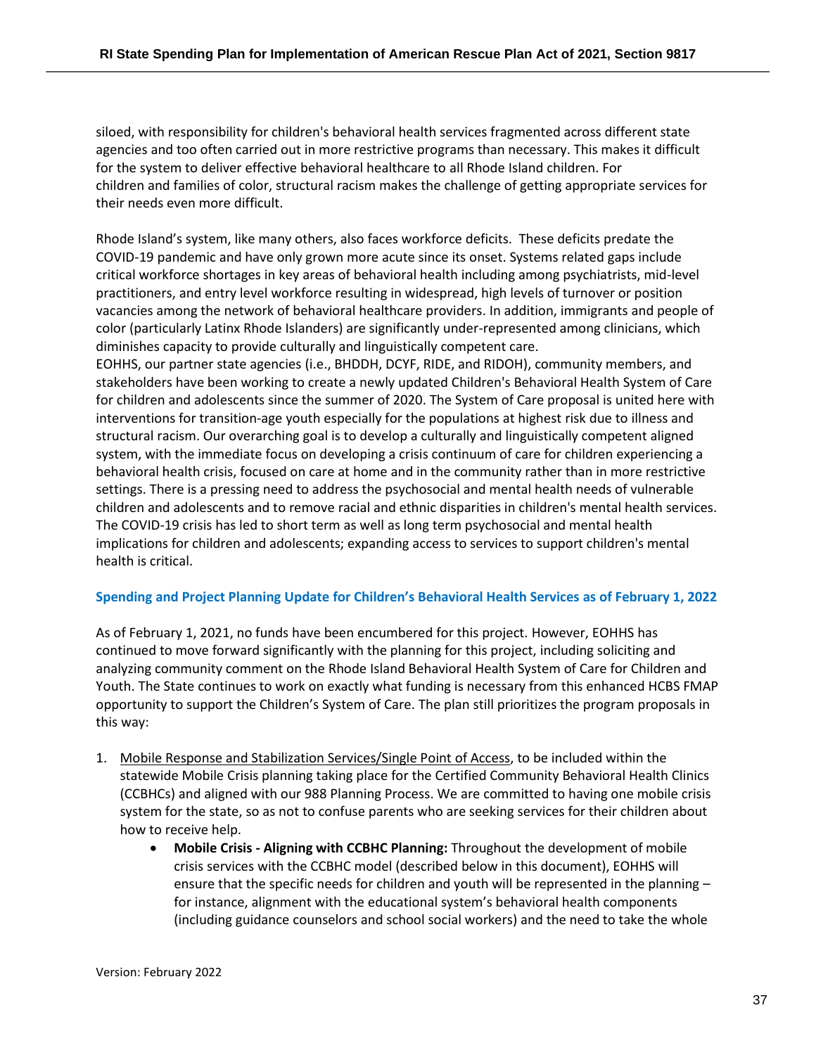siloed, with responsibility for children's behavioral health services fragmented across different state agencies and too often carried out in more restrictive programs than necessary. This makes it difficult for the system to deliver effective behavioral healthcare to all Rhode Island children. For children and families of color, structural racism makes the challenge of getting appropriate services for their needs even more difficult.

Rhode Island's system, like many others, also faces workforce deficits. These deficits predate the COVID-19 pandemic and have only grown more acute since its onset. Systems related gaps include critical workforce shortages in key areas of behavioral health including among psychiatrists, mid-level practitioners, and entry level workforce resulting in widespread, high levels of turnover or position vacancies among the network of behavioral healthcare providers. In addition, immigrants and people of color (particularly Latinx Rhode Islanders) are significantly under-represented among clinicians, which diminishes capacity to provide culturally and linguistically competent care.
EOHHS, our partner state agencies (i.e., BHDDH, DCYF, RIDE, and RIDOH), community members, and stakeholders have been working to create a newly updated Children's Behavioral Health System of Care for children and adolescents since the summer of 2020. The System of Care proposal is united here with interventions for transition-age youth especially for the populations at highest risk due to illness and structural racism. Our overarching goal is to develop a culturally and linguistically competent aligned system, with the immediate focus on developing a crisis continuum of care for children experiencing a behavioral health crisis, focused on care at home and in the community rather than in more restrictive settings. There is a pressing need to address the psychosocial and mental health needs of vulnerable children and adolescents and to remove racial and ethnic disparities in children's mental health services. The COVID-19 crisis has led to short term as well as long term psychosocial and mental health implications for children and adolescents; expanding access to services to support children's mental health is critical.

### Spending and Project Planning Update for Children's Behavioral Health Services as of February 1, 2022

As of February 1, 2021, no funds have been encumbered for this project. However, EOHHS has continued to move forward significantly with the planning for this project, including soliciting and analyzing community comment on the Rhode Island Behavioral Health System of Care for Children and Youth. The State continues to work on exactly what funding is necessary from this enhanced HCBS FMAP opportunity to support the Children's System of Care. The plan still prioritizes the program proposals in this way:

1. Mobile Response and Stabilization Services/Single Point of Access, to be included within the statewide Mobile Crisis planning taking place for the Certified Community Behavioral Health Clinics (CCBHCs) and aligned with our 988 Planning Process. We are committed to having one mobile crisis system for the state, so as not to confuse parents who are seeking services for their children about how to receive help.
    - **Mobile Crisis - Aligning with CCBHC Planning:** Throughout the development of mobile crisis services with the CCBHC model (described below in this document), EOHHS will ensure that the specific needs for children and youth will be represented in the planning – for instance, alignment with the educational system's behavioral health components (including guidance counselors and school social workers) and the need to take the whole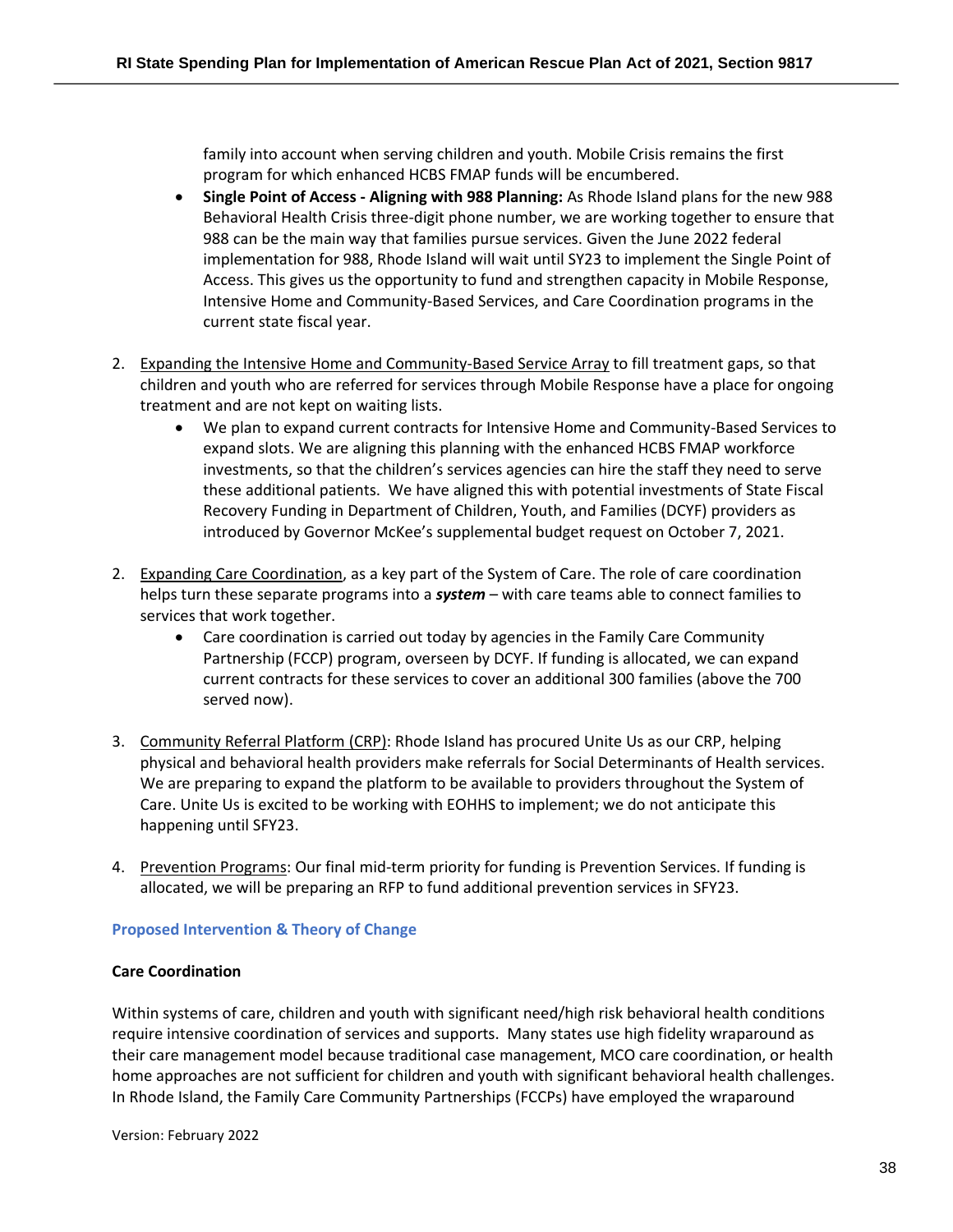family into account when serving children and youth. Mobile Crisis remains the first program for which enhanced HCBS FMAP funds will be encumbered.

- **Single Point of Access - Aligning with 988 Planning:** As Rhode Island plans for the new 988 Behavioral Health Crisis three-digit phone number, we are working together to ensure that 988 can be the main way that families pursue services. Given the June 2022 federal implementation for 988, Rhode Island will wait until SY23 to implement the Single Point of Access. This gives us the opportunity to fund and strengthen capacity in Mobile Response, Intensive Home and Community-Based Services, and Care Coordination programs in the current state fiscal year.

2. <u>Expanding the Intensive Home and Community-Based Service Array</u> to fill treatment gaps, so that children and youth who are referred for services through Mobile Response have a place for ongoing treatment and are not kept on waiting lists.
    - We plan to expand current contracts for Intensive Home and Community-Based Services to expand slots. We are aligning this planning with the enhanced HCBS FMAP workforce investments, so that the children's services agencies can hire the staff they need to serve these additional patients. We have aligned this with potential investments of State Fiscal Recovery Funding in Department of Children, Youth, and Families (DCYF) providers as introduced by Governor McKee's supplemental budget request on October 7, 2021.

2. <u>Expanding Care Coordination</u>, as a key part of the System of Care. The role of care coordination helps turn these separate programs into a ***system*** – with care teams able to connect families to services that work together.
    - Care coordination is carried out today by agencies in the Family Care Community Partnership (FCCP) program, overseen by DCYF. If funding is allocated, we can expand current contracts for these services to cover an additional 300 families (above the 700 served now).

3. <u>Community Referral Platform (CRP)</u>: Rhode Island has procured Unite Us as our CRP, helping physical and behavioral health providers make referrals for Social Determinants of Health services. We are preparing to expand the platform to be available to providers throughout the System of Care. Unite Us is excited to be working with EOHHS to implement; we do not anticipate this happening until SFY23.

4. <u>Prevention Programs</u>: Our final mid-term priority for funding is Prevention Services. If funding is allocated, we will be preparing an RFP to fund additional prevention services in SFY23.

### Proposed Intervention & Theory of Change

#### Care Coordination

Within systems of care, children and youth with significant need/high risk behavioral health conditions require intensive coordination of services and supports. Many states use high fidelity wraparound as their care management model because traditional case management, MCO care coordination, or health home approaches are not sufficient for children and youth with significant behavioral health challenges. In Rhode Island, the Family Care Community Partnerships (FCCPs) have employed the wraparound

Version: February 2022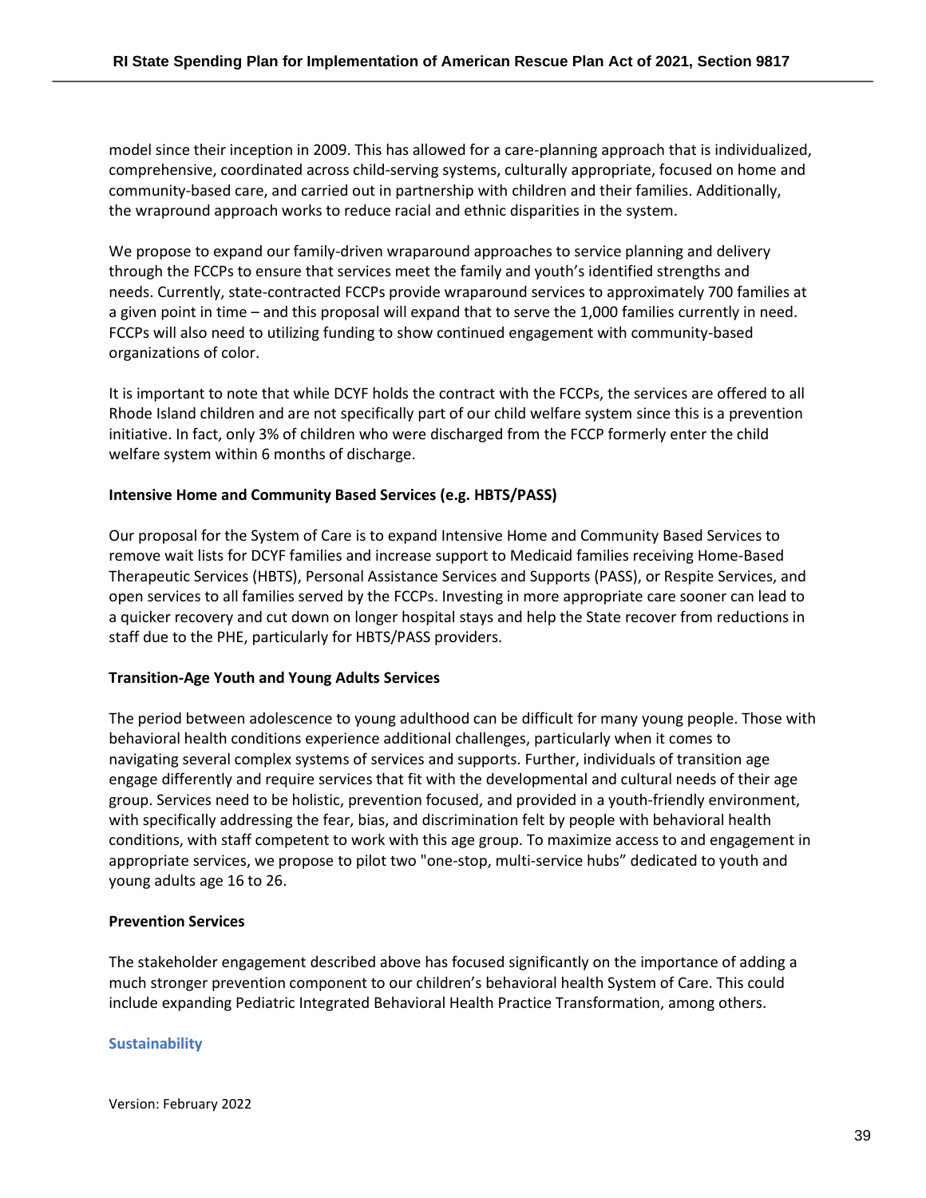model since their inception in 2009. This has allowed for a care-planning approach that is individualized, comprehensive, coordinated across child-serving systems, culturally appropriate, focused on home and community-based care, and carried out in partnership with children and their families. Additionally, the wrapround approach works to reduce racial and ethnic disparities in the system.

We propose to expand our family-driven wraparound approaches to service planning and delivery through the FCCPs to ensure that services meet the family and youth's identified strengths and needs. Currently, state-contracted FCCPs provide wraparound services to approximately 700 families at a given point in time – and this proposal will expand that to serve the 1,000 families currently in need. FCCPs will also need to utilizing funding to show continued engagement with community-based organizations of color.

It is important to note that while DCYF holds the contract with the FCCPs, the services are offered to all Rhode Island children and are not specifically part of our child welfare system since this is a prevention initiative. In fact, only 3% of children who were discharged from the FCCP formerly enter the child welfare system within 6 months of discharge.

**Intensive Home and Community Based Services (e.g. HBTS/PASS)**

Our proposal for the System of Care is to expand Intensive Home and Community Based Services to remove wait lists for DCYF families and increase support to Medicaid families receiving Home-Based Therapeutic Services (HBTS), Personal Assistance Services and Supports (PASS), or Respite Services, and open services to all families served by the FCCPs. Investing in more appropriate care sooner can lead to a quicker recovery and cut down on longer hospital stays and help the State recover from reductions in staff due to the PHE, particularly for HBTS/PASS providers.

**Transition-Age Youth and Young Adults Services**

The period between adolescence to young adulthood can be difficult for many young people. Those with behavioral health conditions experience additional challenges, particularly when it comes to navigating several complex systems of services and supports. Further, individuals of transition age engage differently and require services that fit with the developmental and cultural needs of their age group. Services need to be holistic, prevention focused, and provided in a youth-friendly environment, with specifically addressing the fear, bias, and discrimination felt by people with behavioral health conditions, with staff competent to work with this age group. To maximize access to and engagement in appropriate services, we propose to pilot two "one-stop, multi-service hubs" dedicated to youth and young adults age 16 to 26.

**Prevention Services**

The stakeholder engagement described above has focused significantly on the importance of adding a much stronger prevention component to our children's behavioral health System of Care. This could include expanding Pediatric Integrated Behavioral Health Practice Transformation, among others.

### Sustainability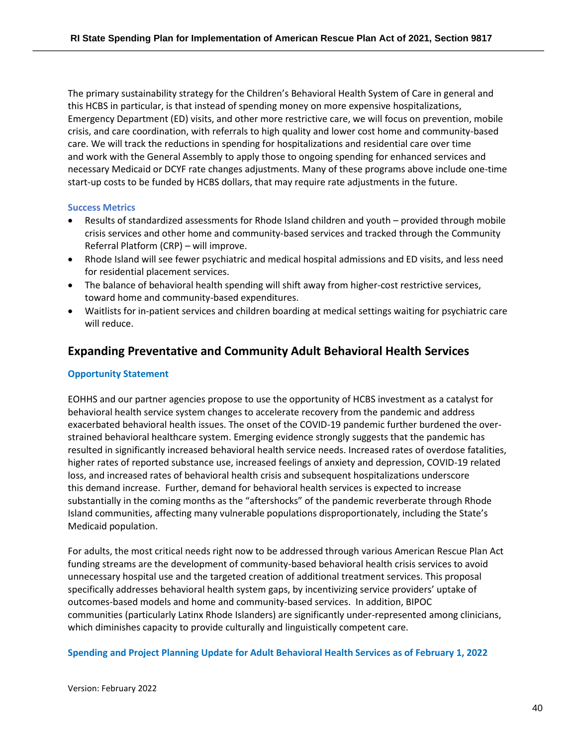The primary sustainability strategy for the Children's Behavioral Health System of Care in general and this HCBS in particular, is that instead of spending money on more expensive hospitalizations, Emergency Department (ED) visits, and other more restrictive care, we will focus on prevention, mobile crisis, and care coordination, with referrals to high quality and lower cost home and community-based care. We will track the reductions in spending for hospitalizations and residential care over time and work with the General Assembly to apply those to ongoing spending for enhanced services and necessary Medicaid or DCYF rate changes adjustments. Many of these programs above include one-time start-up costs to be funded by HCBS dollars, that may require rate adjustments in the future.

### Success Metrics

- Results of standardized assessments for Rhode Island children and youth – provided through mobile crisis services and other home and community-based services and tracked through the Community Referral Platform (CRP) – will improve.
- Rhode Island will see fewer psychiatric and medical hospital admissions and ED visits, and less need for residential placement services.
- The balance of behavioral health spending will shift away from higher-cost restrictive services, toward home and community-based expenditures.
- Waitlists for in-patient services and children boarding at medical settings waiting for psychiatric care will reduce.

## Expanding Preventative and Community Adult Behavioral Health Services

### Opportunity Statement

EOHHS and our partner agencies propose to use the opportunity of HCBS investment as a catalyst for behavioral health service system changes to accelerate recovery from the pandemic and address exacerbated behavioral health issues. The onset of the COVID-19 pandemic further burdened the over-strained behavioral healthcare system. Emerging evidence strongly suggests that the pandemic has resulted in significantly increased behavioral health service needs. Increased rates of overdose fatalities, higher rates of reported substance use, increased feelings of anxiety and depression, COVID-19 related loss, and increased rates of behavioral health crisis and subsequent hospitalizations underscore this demand increase. Further, demand for behavioral health services is expected to increase substantially in the coming months as the "aftershocks" of the pandemic reverberate through Rhode Island communities, affecting many vulnerable populations disproportionately, including the State's Medicaid population.

For adults, the most critical needs right now to be addressed through various American Rescue Plan Act funding streams are the development of community-based behavioral health crisis services to avoid unnecessary hospital use and the targeted creation of additional treatment services. This proposal specifically addresses behavioral health system gaps, by incentivizing service providers' uptake of outcomes-based models and home and community-based services. In addition, BIPOC communities (particularly Latinx Rhode Islanders) are significantly under-represented among clinicians, which diminishes capacity to provide culturally and linguistically competent care.

### Spending and Project Planning Update for Adult Behavioral Health Services as of February 1, 2022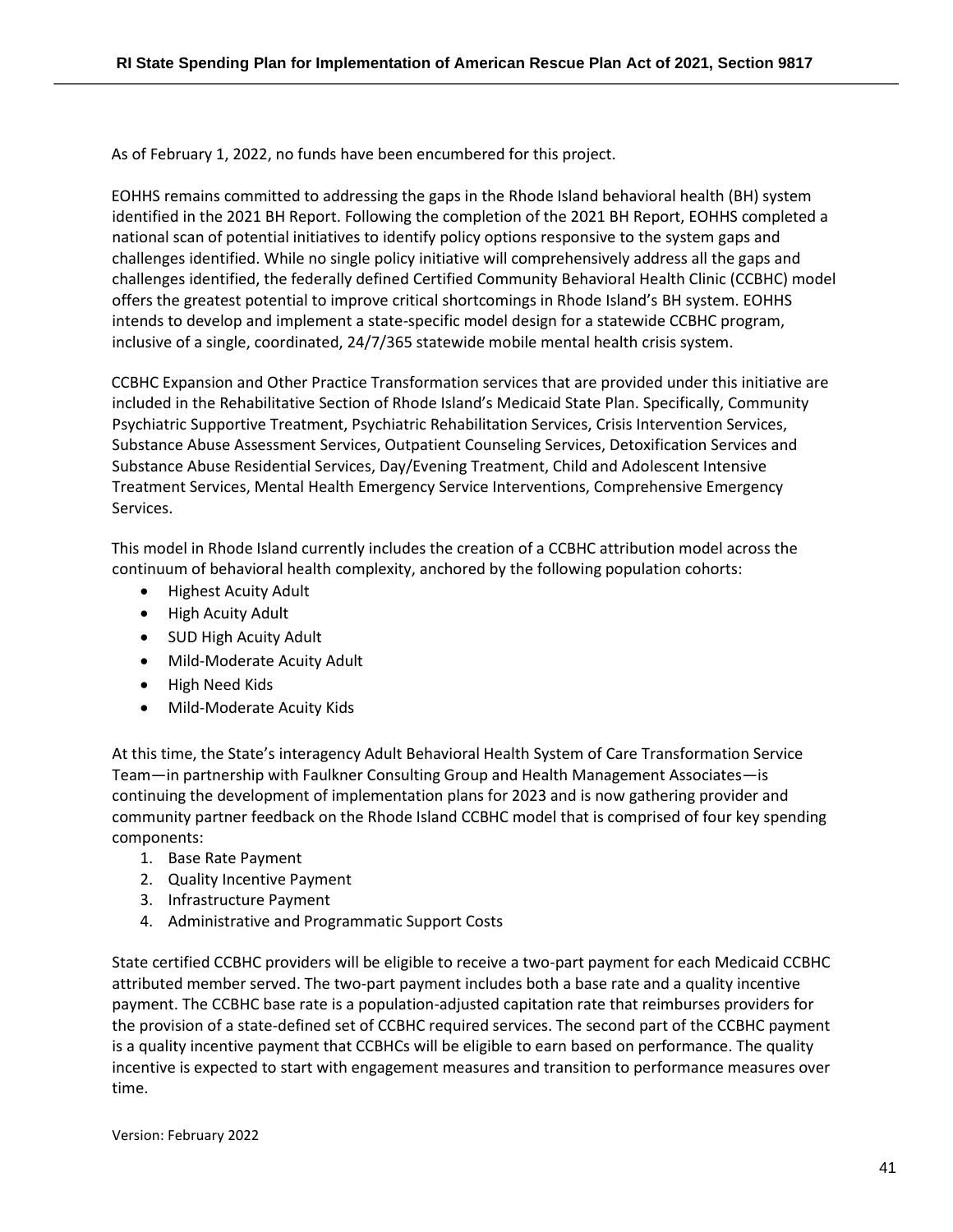As of February 1, 2022, no funds have been encumbered for this project.

EOHHS remains committed to addressing the gaps in the Rhode Island behavioral health (BH) system identified in the 2021 BH Report. Following the completion of the 2021 BH Report, EOHHS completed a national scan of potential initiatives to identify policy options responsive to the system gaps and challenges identified. While no single policy initiative will comprehensively address all the gaps and challenges identified, the federally defined Certified Community Behavioral Health Clinic (CCBHC) model offers the greatest potential to improve critical shortcomings in Rhode Island's BH system. EOHHS intends to develop and implement a state-specific model design for a statewide CCBHC program, inclusive of a single, coordinated, 24/7/365 statewide mobile mental health crisis system.

CCBHC Expansion and Other Practice Transformation services that are provided under this initiative are included in the Rehabilitative Section of Rhode Island's Medicaid State Plan. Specifically, Community Psychiatric Supportive Treatment, Psychiatric Rehabilitation Services, Crisis Intervention Services, Substance Abuse Assessment Services, Outpatient Counseling Services, Detoxification Services and Substance Abuse Residential Services, Day/Evening Treatment, Child and Adolescent Intensive Treatment Services, Mental Health Emergency Service Interventions, Comprehensive Emergency Services.

This model in Rhode Island currently includes the creation of a CCBHC attribution model across the continuum of behavioral health complexity, anchored by the following population cohorts:

- Highest Acuity Adult
- High Acuity Adult
- SUD High Acuity Adult
- Mild-Moderate Acuity Adult
- High Need Kids
- Mild-Moderate Acuity Kids

At this time, the State's interagency Adult Behavioral Health System of Care Transformation Service Team—in partnership with Faulkner Consulting Group and Health Management Associates—is continuing the development of implementation plans for 2023 and is now gathering provider and community partner feedback on the Rhode Island CCBHC model that is comprised of four key spending components:

1. Base Rate Payment
2. Quality Incentive Payment
3. Infrastructure Payment
4. Administrative and Programmatic Support Costs

State certified CCBHC providers will be eligible to receive a two-part payment for each Medicaid CCBHC attributed member served. The two-part payment includes both a base rate and a quality incentive payment. The CCBHC base rate is a population-adjusted capitation rate that reimburses providers for the provision of a state-defined set of CCBHC required services. The second part of the CCBHC payment is a quality incentive payment that CCBHCs will be eligible to earn based on performance. The quality incentive is expected to start with engagement measures and transition to performance measures over time.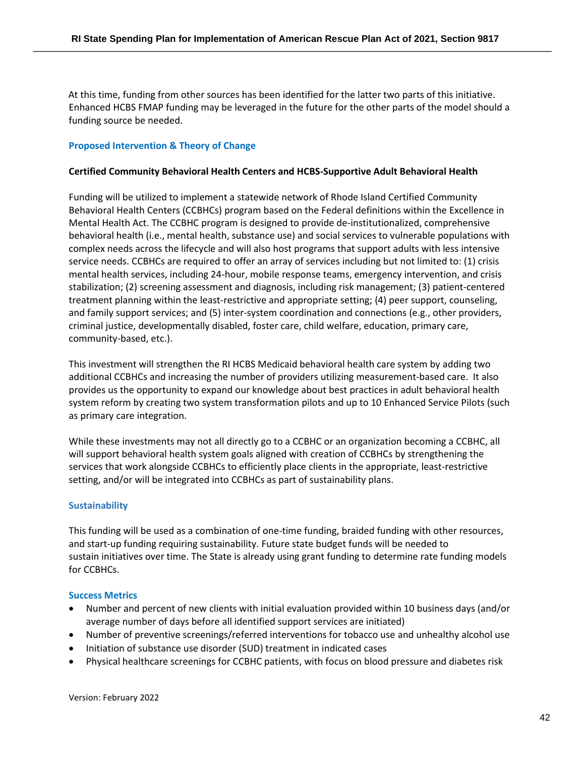At this time, funding from other sources has been identified for the latter two parts of this initiative. Enhanced HCBS FMAP funding may be leveraged in the future for the other parts of the model should a funding source be needed.

### Proposed Intervention & Theory of Change

**Certified Community Behavioral Health Centers and HCBS-Supportive Adult Behavioral Health**

Funding will be utilized to implement a statewide network of Rhode Island Certified Community Behavioral Health Centers (CCBHCs) program based on the Federal definitions within the Excellence in Mental Health Act. The CCBHC program is designed to provide de-institutionalized, comprehensive behavioral health (i.e., mental health, substance use) and social services to vulnerable populations with complex needs across the lifecycle and will also host programs that support adults with less intensive service needs. CCBHCs are required to offer an array of services including but not limited to: (1) crisis mental health services, including 24-hour, mobile response teams, emergency intervention, and crisis stabilization; (2) screening assessment and diagnosis, including risk management; (3) patient-centered treatment planning within the least-restrictive and appropriate setting; (4) peer support, counseling, and family support services; and (5) inter-system coordination and connections (e.g., other providers, criminal justice, developmentally disabled, foster care, child welfare, education, primary care, community-based, etc.).

This investment will strengthen the RI HCBS Medicaid behavioral health care system by adding two additional CCBHCs and increasing the number of providers utilizing measurement-based care. It also provides us the opportunity to expand our knowledge about best practices in adult behavioral health system reform by creating two system transformation pilots and up to 10 Enhanced Service Pilots (such as primary care integration.

While these investments may not all directly go to a CCBHC or an organization becoming a CCBHC, all will support behavioral health system goals aligned with creation of CCBHCs by strengthening the services that work alongside CCBHCs to efficiently place clients in the appropriate, least-restrictive setting, and/or will be integrated into CCBHCs as part of sustainability plans.

### Sustainability

This funding will be used as a combination of one-time funding, braided funding with other resources, and start-up funding requiring sustainability. Future state budget funds will be needed to sustain initiatives over time. The State is already using grant funding to determine rate funding models for CCBHCs.

### Success Metrics

- Number and percent of new clients with initial evaluation provided within 10 business days (and/or average number of days before all identified support services are initiated)
- Number of preventive screenings/referred interventions for tobacco use and unhealthy alcohol use
- Initiation of substance use disorder (SUD) treatment in indicated cases
- Physical healthcare screenings for CCBHC patients, with focus on blood pressure and diabetes risk

Version: February 2022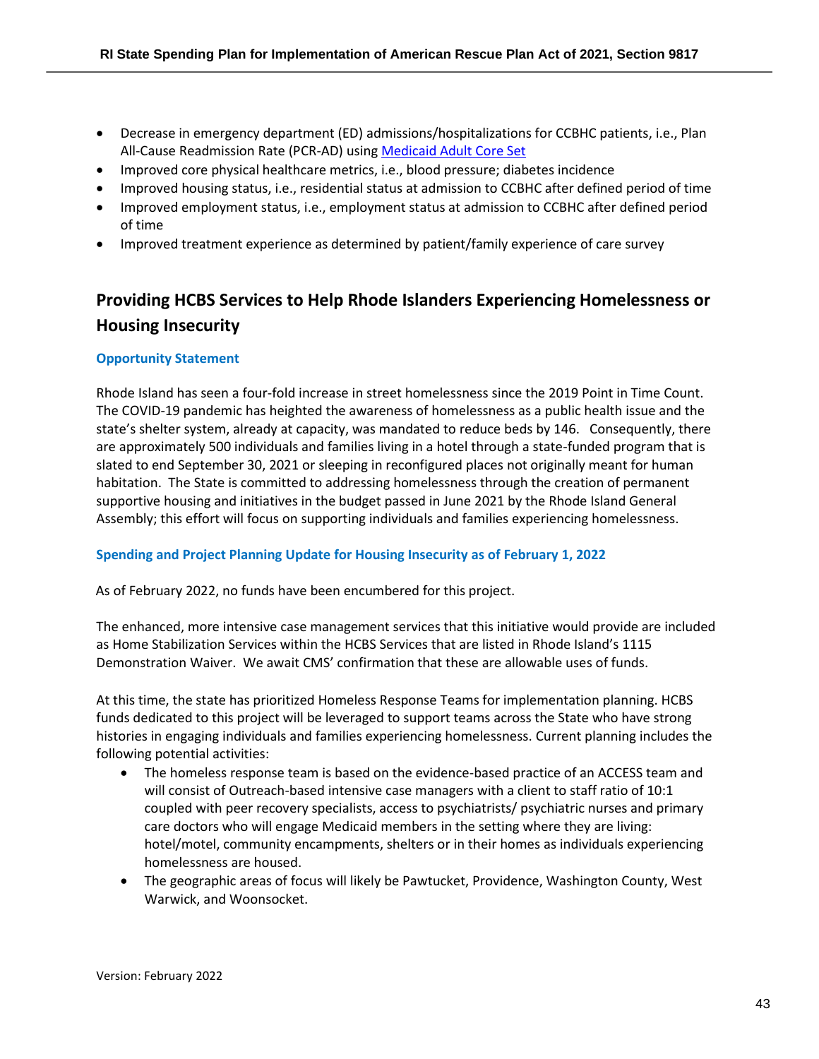- Decrease in emergency department (ED) admissions/hospitalizations for CCBHC patients, i.e., Plan All-Cause Readmission Rate (PCR-AD) using Medicaid Adult Core Set
- Improved core physical healthcare metrics, i.e., blood pressure; diabetes incidence
- Improved housing status, i.e., residential status at admission to CCBHC after defined period of time
- Improved employment status, i.e., employment status at admission to CCBHC after defined period of time
- Improved treatment experience as determined by patient/family experience of care survey

## Providing HCBS Services to Help Rhode Islanders Experiencing Homelessness or Housing Insecurity

### Opportunity Statement

Rhode Island has seen a four-fold increase in street homelessness since the 2019 Point in Time Count. The COVID-19 pandemic has heighted the awareness of homelessness as a public health issue and the state's shelter system, already at capacity, was mandated to reduce beds by 146. Consequently, there are approximately 500 individuals and families living in a hotel through a state-funded program that is slated to end September 30, 2021 or sleeping in reconfigured places not originally meant for human habitation. The State is committed to addressing homelessness through the creation of permanent supportive housing and initiatives in the budget passed in June 2021 by the Rhode Island General Assembly; this effort will focus on supporting individuals and families experiencing homelessness.

### Spending and Project Planning Update for Housing Insecurity as of February 1, 2022

As of February 2022, no funds have been encumbered for this project.

The enhanced, more intensive case management services that this initiative would provide are included as Home Stabilization Services within the HCBS Services that are listed in Rhode Island's 1115 Demonstration Waiver. We await CMS' confirmation that these are allowable uses of funds.

At this time, the state has prioritized Homeless Response Teams for implementation planning. HCBS funds dedicated to this project will be leveraged to support teams across the State who have strong histories in engaging individuals and families experiencing homelessness. Current planning includes the following potential activities:

- The homeless response team is based on the evidence-based practice of an ACCESS team and will consist of Outreach-based intensive case managers with a client to staff ratio of 10:1 coupled with peer recovery specialists, access to psychiatrists/ psychiatric nurses and primary care doctors who will engage Medicaid members in the setting where they are living: hotel/motel, community encampments, shelters or in their homes as individuals experiencing homelessness are housed.
- The geographic areas of focus will likely be Pawtucket, Providence, Washington County, West Warwick, and Woonsocket.

Version: February 2022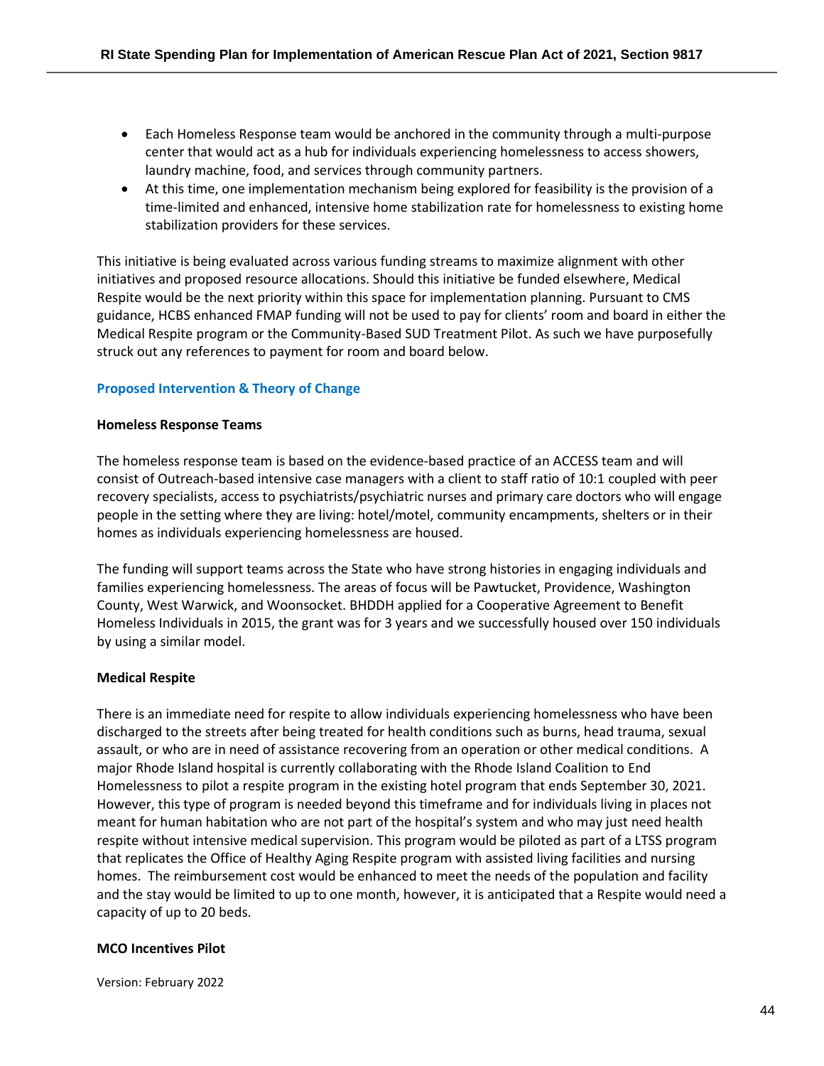- Each Homeless Response team would be anchored in the community through a multi-purpose center that would act as a hub for individuals experiencing homelessness to access showers, laundry machine, food, and services through community partners.
- At this time, one implementation mechanism being explored for feasibility is the provision of a time-limited and enhanced, intensive home stabilization rate for homelessness to existing home stabilization providers for these services.

This initiative is being evaluated across various funding streams to maximize alignment with other initiatives and proposed resource allocations. Should this initiative be funded elsewhere, Medical Respite would be the next priority within this space for implementation planning. Pursuant to CMS guidance, HCBS enhanced FMAP funding will not be used to pay for clients' room and board in either the Medical Respite program or the Community-Based SUD Treatment Pilot. As such we have purposefully struck out any references to payment for room and board below.

### Proposed Intervention & Theory of Change

**Homeless Response Teams**

The homeless response team is based on the evidence-based practice of an ACCESS team and will consist of Outreach-based intensive case managers with a client to staff ratio of 10:1 coupled with peer recovery specialists, access to psychiatrists/psychiatric nurses and primary care doctors who will engage people in the setting where they are living: hotel/motel, community encampments, shelters or in their homes as individuals experiencing homelessness are housed.

The funding will support teams across the State who have strong histories in engaging individuals and families experiencing homelessness. The areas of focus will be Pawtucket, Providence, Washington County, West Warwick, and Woonsocket. BHDDH applied for a Cooperative Agreement to Benefit Homeless Individuals in 2015, the grant was for 3 years and we successfully housed over 150 individuals by using a similar model.

**Medical Respite**

There is an immediate need for respite to allow individuals experiencing homelessness who have been discharged to the streets after being treated for health conditions such as burns, head trauma, sexual assault, or who are in need of assistance recovering from an operation or other medical conditions. A major Rhode Island hospital is currently collaborating with the Rhode Island Coalition to End Homelessness to pilot a respite program in the existing hotel program that ends September 30, 2021. However, this type of program is needed beyond this timeframe and for individuals living in places not meant for human habitation who are not part of the hospital's system and who may just need health respite without intensive medical supervision. This program would be piloted as part of a LTSS program that replicates the Office of Healthy Aging Respite program with assisted living facilities and nursing homes. The reimbursement cost would be enhanced to meet the needs of the population and facility and the stay would be limited to up to one month, however, it is anticipated that a Respite would need a capacity of up to 20 beds.

**MCO Incentives Pilot**

Version: February 2022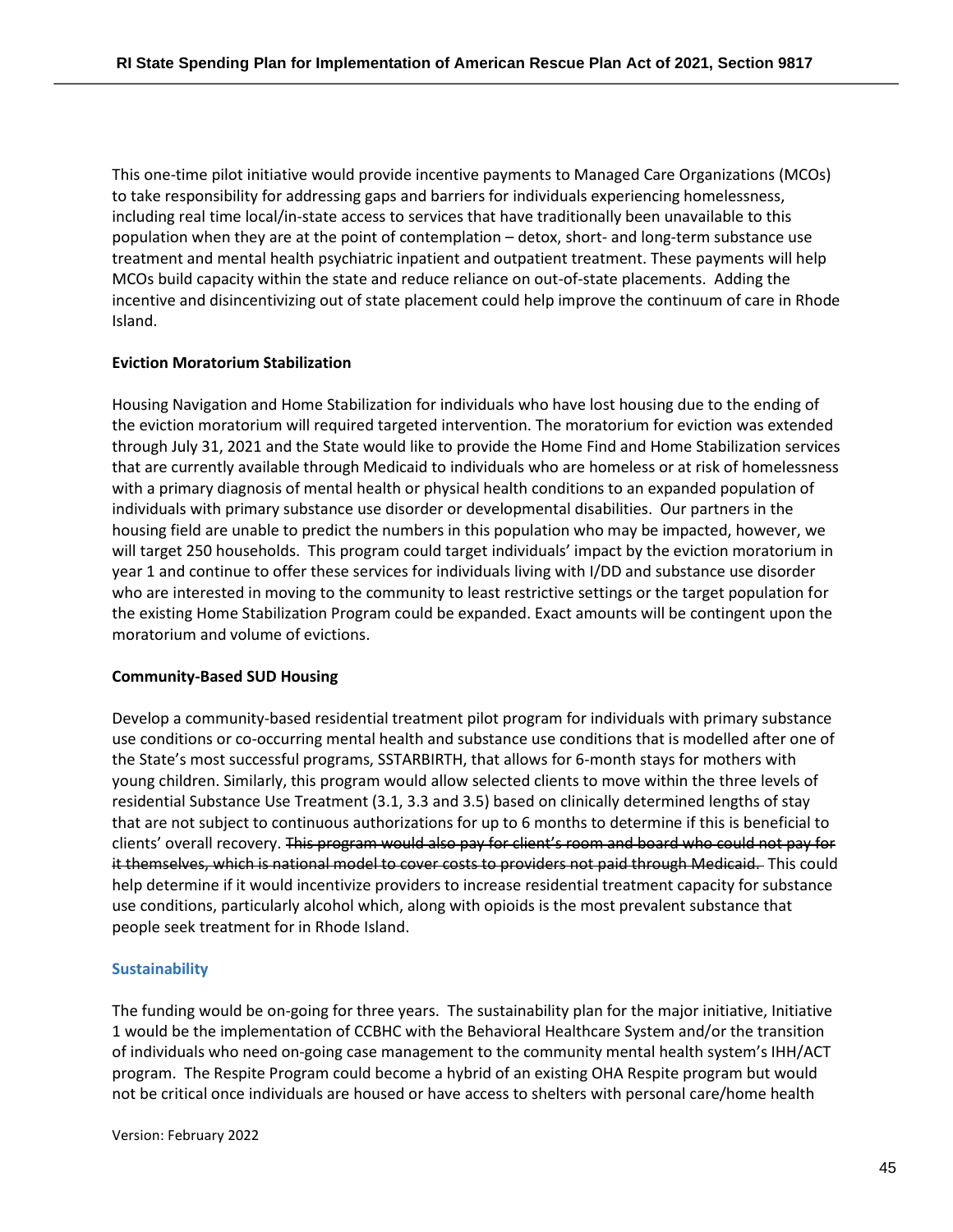This one-time pilot initiative would provide incentive payments to Managed Care Organizations (MCOs) to take responsibility for addressing gaps and barriers for individuals experiencing homelessness, including real time local/in-state access to services that have traditionally been unavailable to this population when they are at the point of contemplation – detox, short- and long-term substance use treatment and mental health psychiatric inpatient and outpatient treatment. These payments will help MCOs build capacity within the state and reduce reliance on out-of-state placements. Adding the incentive and disincentivizing out of state placement could help improve the continuum of care in Rhode Island.

**Eviction Moratorium Stabilization**

Housing Navigation and Home Stabilization for individuals who have lost housing due to the ending of the eviction moratorium will required targeted intervention. The moratorium for eviction was extended through July 31, 2021 and the State would like to provide the Home Find and Home Stabilization services that are currently available through Medicaid to individuals who are homeless or at risk of homelessness with a primary diagnosis of mental health or physical health conditions to an expanded population of individuals with primary substance use disorder or developmental disabilities. Our partners in the housing field are unable to predict the numbers in this population who may be impacted, however, we will target 250 households. This program could target individuals' impact by the eviction moratorium in year 1 and continue to offer these services for individuals living with I/DD and substance use disorder who are interested in moving to the community to least restrictive settings or the target population for the existing Home Stabilization Program could be expanded. Exact amounts will be contingent upon the moratorium and volume of evictions.

**Community-Based SUD Housing**

Develop a community-based residential treatment pilot program for individuals with primary substance use conditions or co-occurring mental health and substance use conditions that is modelled after one of the State's most successful programs, SSTARBIRTH, that allows for 6-month stays for mothers with young children. Similarly, this program would allow selected clients to move within the three levels of residential Substance Use Treatment (3.1, 3.3 and 3.5) based on clinically determined lengths of stay that are not subject to continuous authorizations for up to 6 months to determine if this is beneficial to clients' overall recovery. ~~This program would also pay for client's room and board who could not pay for it themselves, which is national model to cover costs to providers not paid through Medicaid.~~ This could help determine if it would incentivize providers to increase residential treatment capacity for substance use conditions, particularly alcohol which, along with opioids is the most prevalent substance that people seek treatment for in Rhode Island.

### Sustainability

The funding would be on-going for three years. The sustainability plan for the major initiative, Initiative 1 would be the implementation of CCBHC with the Behavioral Healthcare System and/or the transition of individuals who need on-going case management to the community mental health system's IHH/ACT program. The Respite Program could become a hybrid of an existing OHA Respite program but would not be critical once individuals are housed or have access to shelters with personal care/home health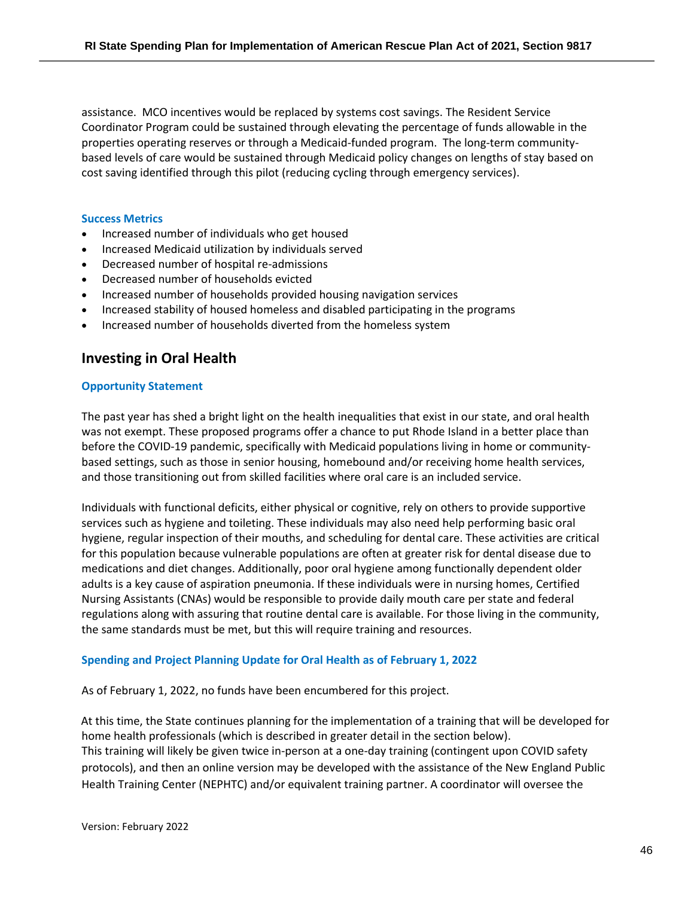assistance. MCO incentives would be replaced by systems cost savings. The Resident Service Coordinator Program could be sustained through elevating the percentage of funds allowable in the properties operating reserves or through a Medicaid-funded program. The long-term community-based levels of care would be sustained through Medicaid policy changes on lengths of stay based on cost saving identified through this pilot (reducing cycling through emergency services).

### Success Metrics

- Increased number of individuals who get housed
- Increased Medicaid utilization by individuals served
- Decreased number of hospital re-admissions
- Decreased number of households evicted
- Increased number of households provided housing navigation services
- Increased stability of housed homeless and disabled participating in the programs
- Increased number of households diverted from the homeless system

## Investing in Oral Health

### Opportunity Statement

The past year has shed a bright light on the health inequalities that exist in our state, and oral health was not exempt. These proposed programs offer a chance to put Rhode Island in a better place than before the COVID-19 pandemic, specifically with Medicaid populations living in home or community-based settings, such as those in senior housing, homebound and/or receiving home health services, and those transitioning out from skilled facilities where oral care is an included service.

Individuals with functional deficits, either physical or cognitive, rely on others to provide supportive services such as hygiene and toileting. These individuals may also need help performing basic oral hygiene, regular inspection of their mouths, and scheduling for dental care. These activities are critical for this population because vulnerable populations are often at greater risk for dental disease due to medications and diet changes. Additionally, poor oral hygiene among functionally dependent older adults is a key cause of aspiration pneumonia. If these individuals were in nursing homes, Certified Nursing Assistants (CNAs) would be responsible to provide daily mouth care per state and federal regulations along with assuring that routine dental care is available. For those living in the community, the same standards must be met, but this will require training and resources.

### Spending and Project Planning Update for Oral Health as of February 1, 2022

As of February 1, 2022, no funds have been encumbered for this project.

At this time, the State continues planning for the implementation of a training that will be developed for home health professionals (which is described in greater detail in the section below).
This training will likely be given twice in-person at a one-day training (contingent upon COVID safety protocols), and then an online version may be developed with the assistance of the New England Public Health Training Center (NEPHTC) and/or equivalent training partner. A coordinator will oversee the

Version: February 2022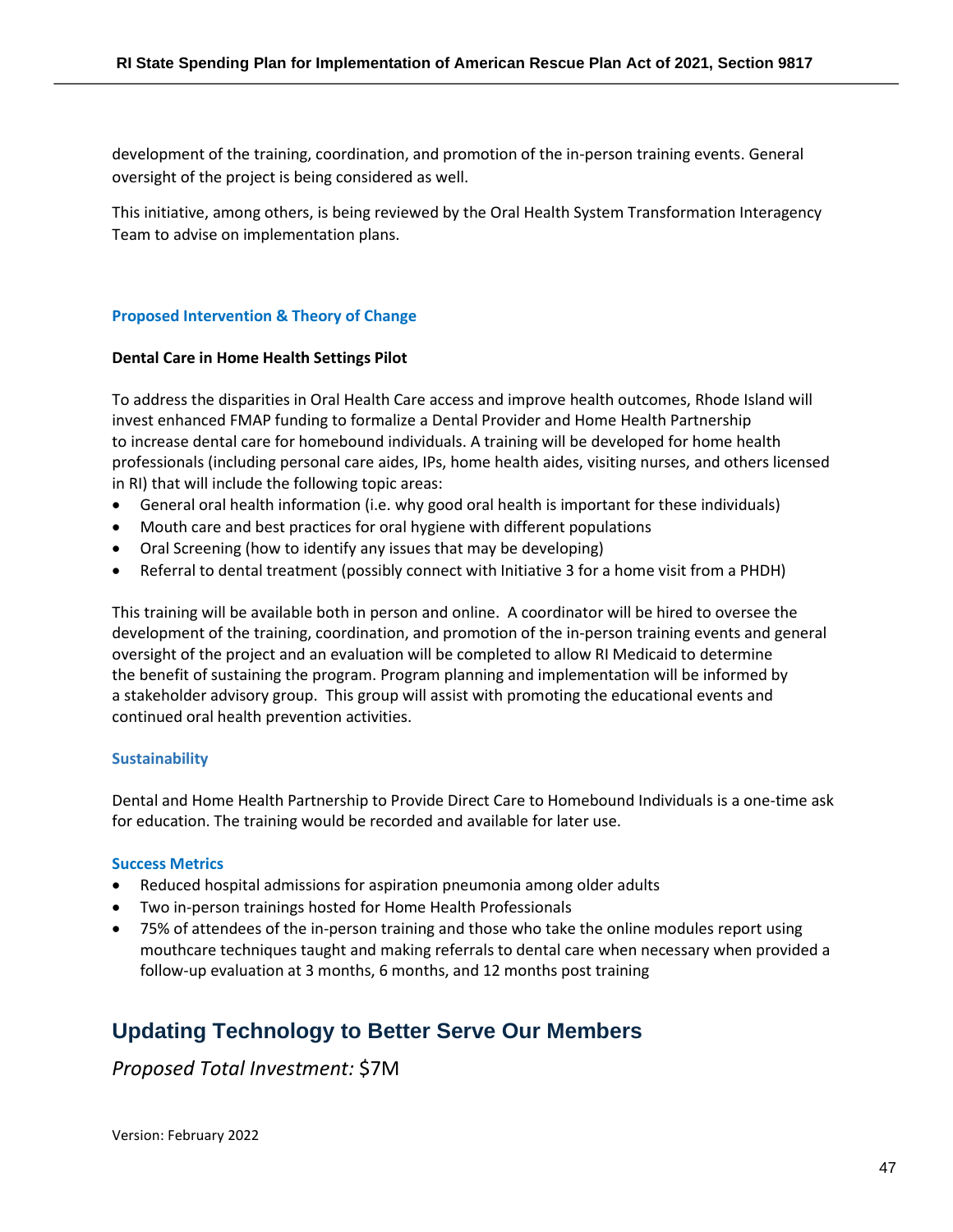development of the training, coordination, and promotion of the in-person training events. General oversight of the project is being considered as well.

This initiative, among others, is being reviewed by the Oral Health System Transformation Interagency Team to advise on implementation plans.

### Proposed Intervention & Theory of Change

**Dental Care in Home Health Settings Pilot**

To address the disparities in Oral Health Care access and improve health outcomes, Rhode Island will invest enhanced FMAP funding to formalize a Dental Provider and Home Health Partnership to increase dental care for homebound individuals. A training will be developed for home health professionals (including personal care aides, IPs, home health aides, visiting nurses, and others licensed in RI) that will include the following topic areas:

- General oral health information (i.e. why good oral health is important for these individuals)
- Mouth care and best practices for oral hygiene with different populations
- Oral Screening (how to identify any issues that may be developing)
- Referral to dental treatment (possibly connect with Initiative 3 for a home visit from a PHDH)

This training will be available both in person and online. A coordinator will be hired to oversee the development of the training, coordination, and promotion of the in-person training events and general oversight of the project and an evaluation will be completed to allow RI Medicaid to determine the benefit of sustaining the program. Program planning and implementation will be informed by a stakeholder advisory group. This group will assist with promoting the educational events and continued oral health prevention activities.

### Sustainability

Dental and Home Health Partnership to Provide Direct Care to Homebound Individuals is a one-time ask for education. The training would be recorded and available for later use.

### Success Metrics

- Reduced hospital admissions for aspiration pneumonia among older adults
- Two in-person trainings hosted for Home Health Professionals
- 75% of attendees of the in-person training and those who take the online modules report using mouthcare techniques taught and making referrals to dental care when necessary when provided a follow-up evaluation at 3 months, 6 months, and 12 months post training

## Updating Technology to Better Serve Our Members

*Proposed Total Investment:* $7M

Version: February 2022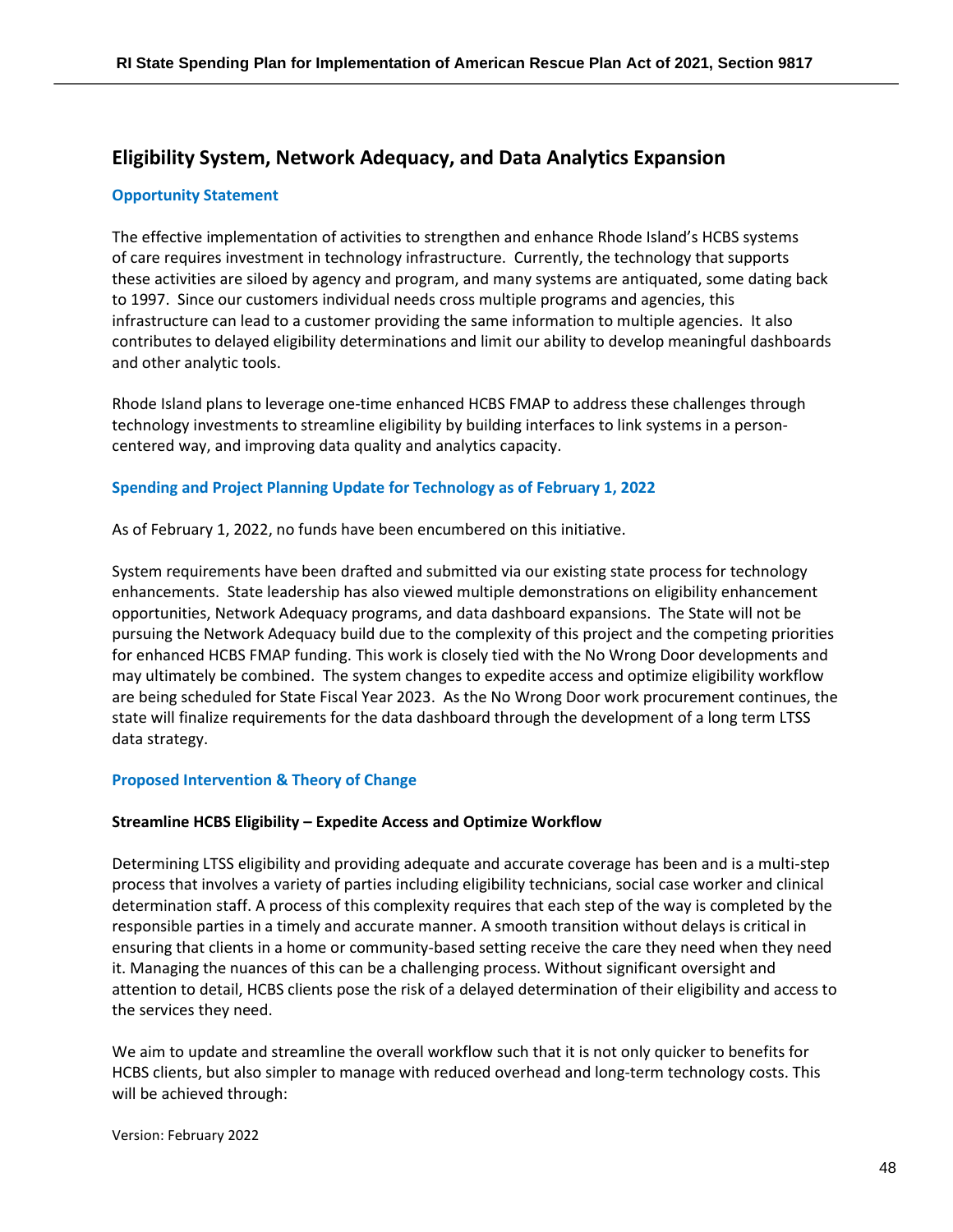## Eligibility System, Network Adequacy, and Data Analytics Expansion

### Opportunity Statement

The effective implementation of activities to strengthen and enhance Rhode Island's HCBS systems of care requires investment in technology infrastructure. Currently, the technology that supports these activities are siloed by agency and program, and many systems are antiquated, some dating back to 1997. Since our customers individual needs cross multiple programs and agencies, this infrastructure can lead to a customer providing the same information to multiple agencies. It also contributes to delayed eligibility determinations and limit our ability to develop meaningful dashboards and other analytic tools.

Rhode Island plans to leverage one-time enhanced HCBS FMAP to address these challenges through technology investments to streamline eligibility by building interfaces to link systems in a person-centered way, and improving data quality and analytics capacity.

### Spending and Project Planning Update for Technology as of February 1, 2022

As of February 1, 2022, no funds have been encumbered on this initiative.

System requirements have been drafted and submitted via our existing state process for technology enhancements. State leadership has also viewed multiple demonstrations on eligibility enhancement opportunities, Network Adequacy programs, and data dashboard expansions. The State will not be pursuing the Network Adequacy build due to the complexity of this project and the competing priorities for enhanced HCBS FMAP funding. This work is closely tied with the No Wrong Door developments and may ultimately be combined. The system changes to expedite access and optimize eligibility workflow are being scheduled for State Fiscal Year 2023. As the No Wrong Door work procurement continues, the state will finalize requirements for the data dashboard through the development of a long term LTSS data strategy.

### Proposed Intervention & Theory of Change

**Streamline HCBS Eligibility – Expedite Access and Optimize Workflow**

Determining LTSS eligibility and providing adequate and accurate coverage has been and is a multi-step process that involves a variety of parties including eligibility technicians, social case worker and clinical determination staff. A process of this complexity requires that each step of the way is completed by the responsible parties in a timely and accurate manner. A smooth transition without delays is critical in ensuring that clients in a home or community-based setting receive the care they need when they need it. Managing the nuances of this can be a challenging process. Without significant oversight and attention to detail, HCBS clients pose the risk of a delayed determination of their eligibility and access to the services they need.

We aim to update and streamline the overall workflow such that it is not only quicker to benefits for HCBS clients, but also simpler to manage with reduced overhead and long-term technology costs. This will be achieved through:

Version: February 2022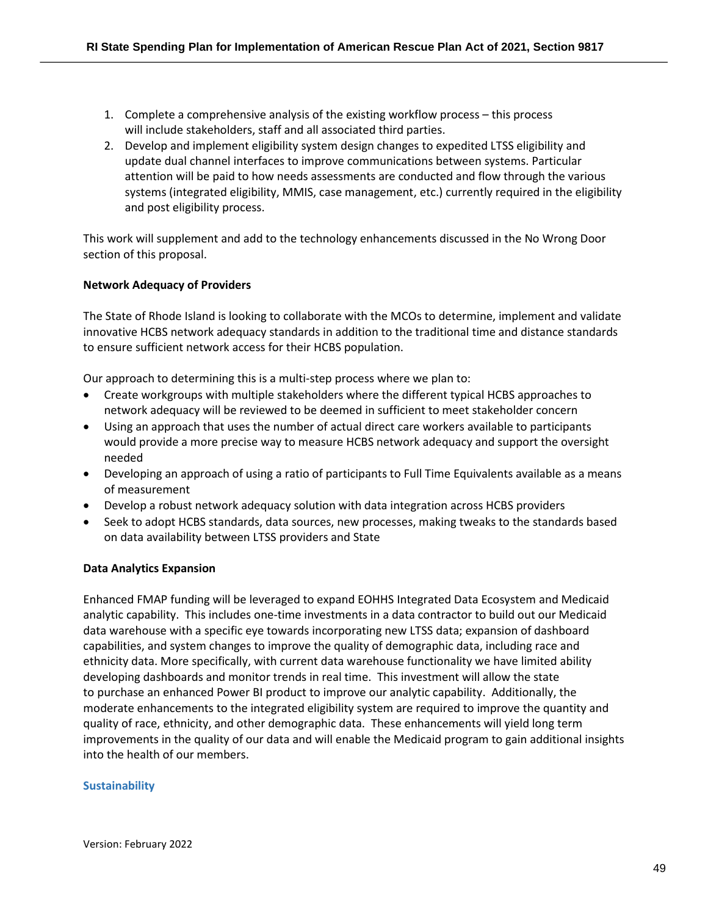1. Complete a comprehensive analysis of the existing workflow process – this process will include stakeholders, staff and all associated third parties.
2. Develop and implement eligibility system design changes to expedited LTSS eligibility and update dual channel interfaces to improve communications between systems. Particular attention will be paid to how needs assessments are conducted and flow through the various systems (integrated eligibility, MMIS, case management, etc.) currently required in the eligibility and post eligibility process.

This work will supplement and add to the technology enhancements discussed in the No Wrong Door section of this proposal.

**Network Adequacy of Providers**

The State of Rhode Island is looking to collaborate with the MCOs to determine, implement and validate innovative HCBS network adequacy standards in addition to the traditional time and distance standards to ensure sufficient network access for their HCBS population.

Our approach to determining this is a multi-step process where we plan to:

- Create workgroups with multiple stakeholders where the different typical HCBS approaches to network adequacy will be reviewed to be deemed in sufficient to meet stakeholder concern
- Using an approach that uses the number of actual direct care workers available to participants would provide a more precise way to measure HCBS network adequacy and support the oversight needed
- Developing an approach of using a ratio of participants to Full Time Equivalents available as a means of measurement
- Develop a robust network adequacy solution with data integration across HCBS providers
- Seek to adopt HCBS standards, data sources, new processes, making tweaks to the standards based on data availability between LTSS providers and State

**Data Analytics Expansion**

Enhanced FMAP funding will be leveraged to expand EOHHS Integrated Data Ecosystem and Medicaid analytic capability. This includes one-time investments in a data contractor to build out our Medicaid data warehouse with a specific eye towards incorporating new LTSS data; expansion of dashboard capabilities, and system changes to improve the quality of demographic data, including race and ethnicity data. More specifically, with current data warehouse functionality we have limited ability developing dashboards and monitor trends in real time. This investment will allow the state to purchase an enhanced Power BI product to improve our analytic capability. Additionally, the moderate enhancements to the integrated eligibility system are required to improve the quantity and quality of race, ethnicity, and other demographic data. These enhancements will yield long term improvements in the quality of our data and will enable the Medicaid program to gain additional insights into the health of our members.

## Sustainability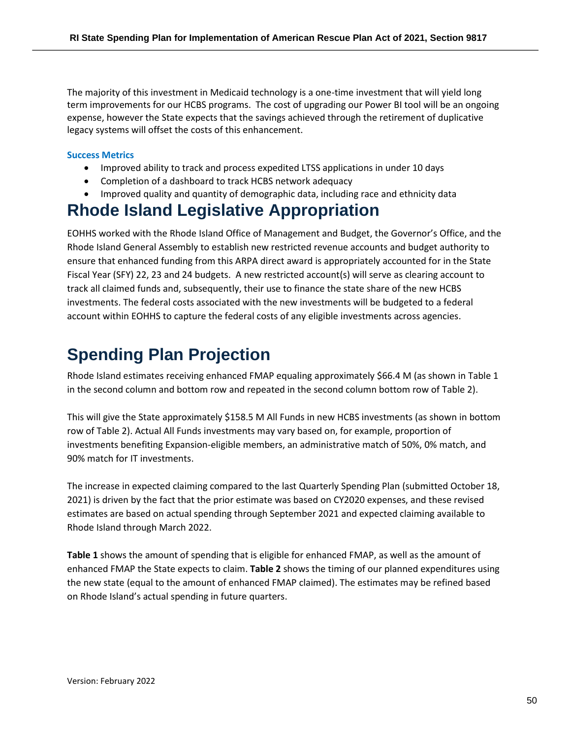The majority of this investment in Medicaid technology is a one-time investment that will yield long term improvements for our HCBS programs. The cost of upgrading our Power BI tool will be an ongoing expense, however the State expects that the savings achieved through the retirement of duplicative legacy systems will offset the costs of this enhancement.

### Success Metrics

- Improved ability to track and process expedited LTSS applications in under 10 days
- Completion of a dashboard to track HCBS network adequacy
- Improved quality and quantity of demographic data, including race and ethnicity data

# Rhode Island Legislative Appropriation

EOHHS worked with the Rhode Island Office of Management and Budget, the Governor's Office, and the Rhode Island General Assembly to establish new restricted revenue accounts and budget authority to ensure that enhanced funding from this ARPA direct award is appropriately accounted for in the State Fiscal Year (SFY) 22, 23 and 24 budgets. A new restricted account(s) will serve as clearing account to track all claimed funds and, subsequently, their use to finance the state share of the new HCBS investments. The federal costs associated with the new investments will be budgeted to a federal account within EOHHS to capture the federal costs of any eligible investments across agencies.

# Spending Plan Projection

Rhode Island estimates receiving enhanced FMAP equaling approximately $66.4 M (as shown in Table 1 in the second column and bottom row and repeated in the second column bottom row of Table 2).

This will give the State approximately $158.5 M All Funds in new HCBS investments (as shown in bottom row of Table 2). Actual All Funds investments may vary based on, for example, proportion of investments benefiting Expansion-eligible members, an administrative match of 50%, 0% match, and 90% match for IT investments.

The increase in expected claiming compared to the last Quarterly Spending Plan (submitted October 18, 2021) is driven by the fact that the prior estimate was based on CY2020 expenses, and these revised estimates are based on actual spending through September 2021 and expected claiming available to Rhode Island through March 2022.

**Table 1** shows the amount of spending that is eligible for enhanced FMAP, as well as the amount of enhanced FMAP the State expects to claim. **Table 2** shows the timing of our planned expenditures using the new state (equal to the amount of enhanced FMAP claimed). The estimates may be refined based on Rhode Island's actual spending in future quarters.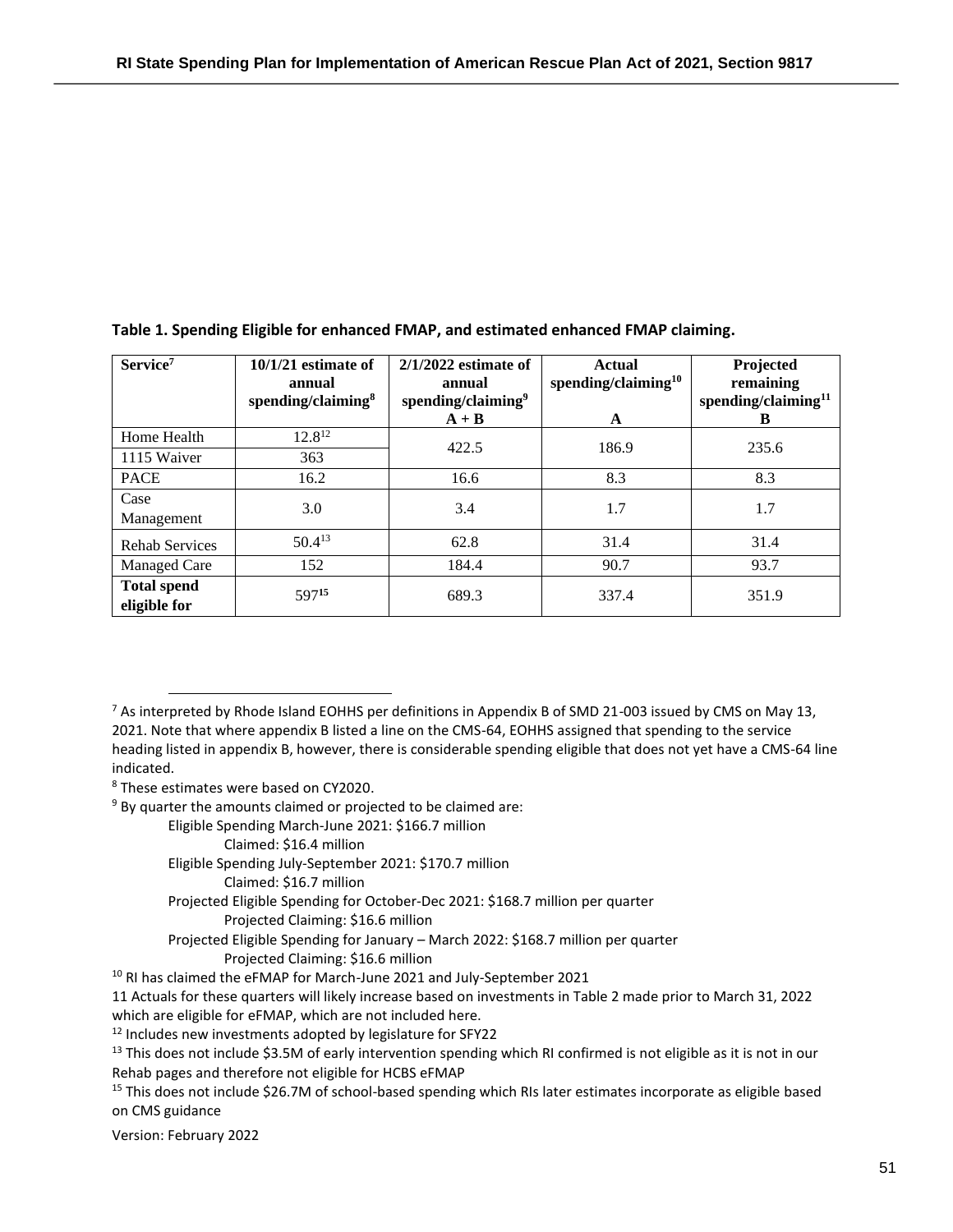**Table 1. Spending Eligible for enhanced FMAP, and estimated enhanced FMAP claiming.**

| Service[7] | 10/1/21 estimate of annual spending/claiming[8] | 2/1/2022 estimate of annual spending/claiming[9] A + B | Actual spending/claiming[10] A | Projected remaining spending/claiming[11] B |
|---|---|---|---|---|
| Home Health | 12.8[12] | 422.5 | 186.9 | 235.6 |
| 1115 Waiver | 363 | | | |
| PACE | 16.2 | 16.6 | 8.3 | 8.3 |
| Case Management | 3.0 | 3.4 | 1.7 | 1.7 |
| Rehab Services | 50.4[13] | 62.8 | 31.4 | 31.4 |
| Managed Care | 152 | 184.4 | 90.7 | 93.7 |
| **Total spend eligible for** | 597[15] | 689.3 | 337.4 | 351.9 |

[7] As interpreted by Rhode Island EOHHS per definitions in Appendix B of SMD 21-003 issued by CMS on May 13, 2021. Note that where appendix B listed a line on the CMS-64, EOHHS assigned that spending to the service heading listed in appendix B, however, there is considerable spending eligible that does not yet have a CMS-64 line indicated.

[8] These estimates were based on CY2020.

[9] By quarter the amounts claimed or projected to be claimed are:

- Eligible Spending March-June 2021: $166.7 million
  - Claimed: $16.4 million
- Eligible Spending July-September 2021: $170.7 million
  - Claimed: $16.7 million
- Projected Eligible Spending for October-Dec 2021: $168.7 million per quarter
  - Projected Claiming: $16.6 million
- Projected Eligible Spending for January – March 2022: $168.7 million per quarter
  - Projected Claiming: $16.6 million

[10] RI has claimed the eFMAP for March-June 2021 and July-September 2021

11 Actuals for these quarters will likely increase based on investments in Table 2 made prior to March 31, 2022 which are eligible for eFMAP, which are not included here.

[12] Includes new investments adopted by legislature for SFY22

[13] This does not include $3.5M of early intervention spending which RI confirmed is not eligible as it is not in our Rehab pages and therefore not eligible for HCBS eFMAP

[15] This does not include $26.7M of school-based spending which RIs later estimates incorporate as eligible based on CMS guidance

Version: February 2022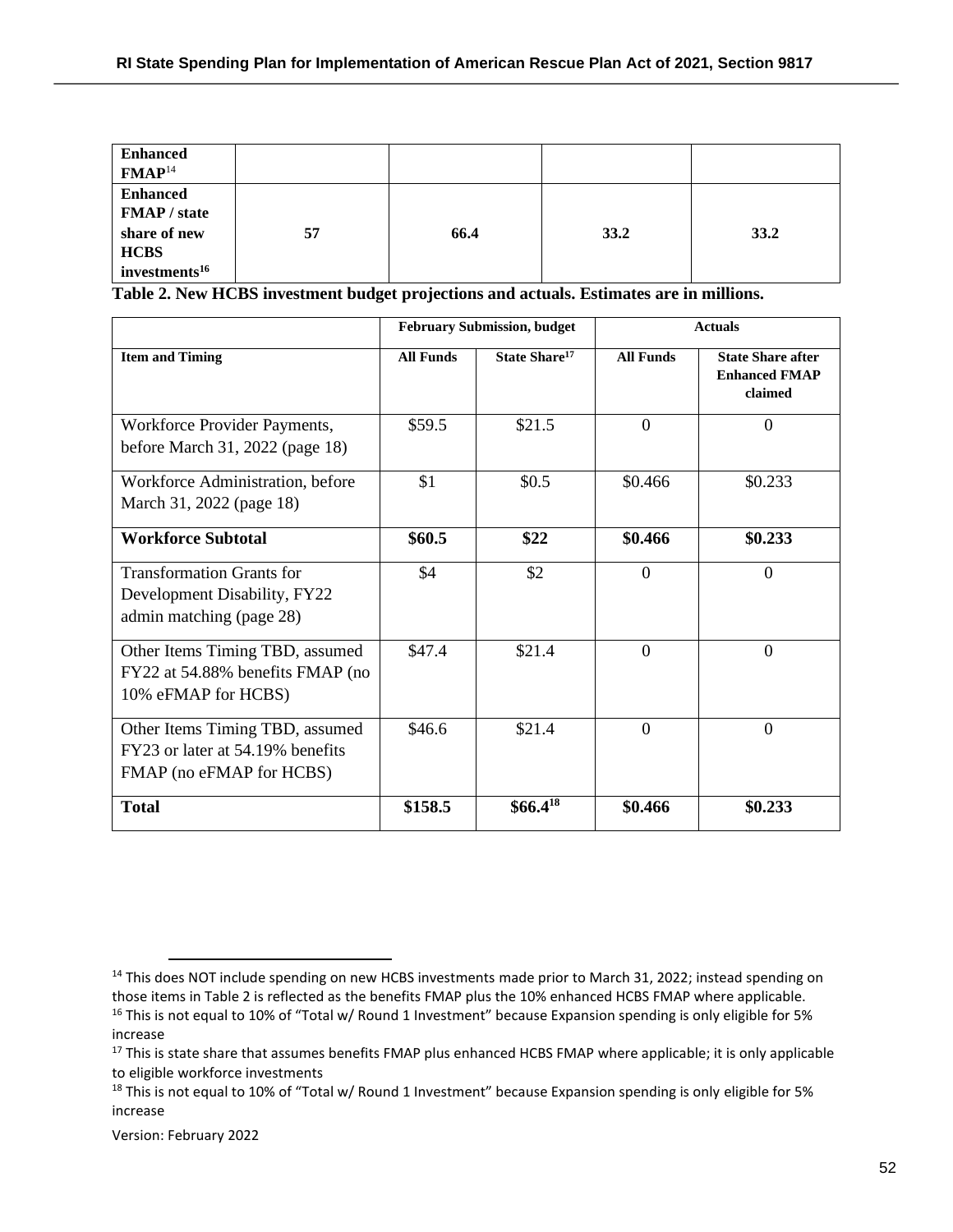| | | | | |
|---|---|---|---|---|
| **Enhanced FMAP**[14] | | | | |
| **Enhanced FMAP / state share of new HCBS investments**[16] | **57** | **66.4** | **33.2** | **33.2** |

**Table 2. New HCBS investment budget projections and actuals. Estimates are in millions.**

| | February Submission, budget | | Actuals | |
|---|---|---|---|---|
| **Item and Timing** | **All Funds** | **State Share**[17] | **All Funds** | **State Share after Enhanced FMAP claimed** |
| Workforce Provider Payments, before March 31, 2022 (page 18) | $59.5 | $21.5 | 0 | 0 |
| Workforce Administration, before March 31, 2022 (page 18) | $1 | $0.5 | $0.466 | $0.233 |
| **Workforce Subtotal** | **$60.5** | **$22** | **$0.466** | **$0.233** |
| Transformation Grants for Development Disability, FY22 admin matching (page 28) | $4 | $2 | 0 | 0 |
| Other Items Timing TBD, assumed FY22 at 54.88% benefits FMAP (no 10% eFMAP for HCBS) | $47.4 | $21.4 | 0 | 0 |
| Other Items Timing TBD, assumed FY23 or later at 54.19% benefits FMAP (no eFMAP for HCBS) | $46.6 | $21.4 | 0 | 0 |
| **Total** | **$158.5** | **$66.4**[18] | **$0.466** | **$0.233** |

[14] This does NOT include spending on new HCBS investments made prior to March 31, 2022; instead spending on those items in Table 2 is reflected as the benefits FMAP plus the 10% enhanced HCBS FMAP where applicable.

[16] This is not equal to 10% of "Total w/ Round 1 Investment" because Expansion spending is only eligible for 5% increase

[17] This is state share that assumes benefits FMAP plus enhanced HCBS FMAP where applicable; it is only applicable to eligible workforce investments

[18] This is not equal to 10% of "Total w/ Round 1 Investment" because Expansion spending is only eligible for 5% increase

Version: February 2022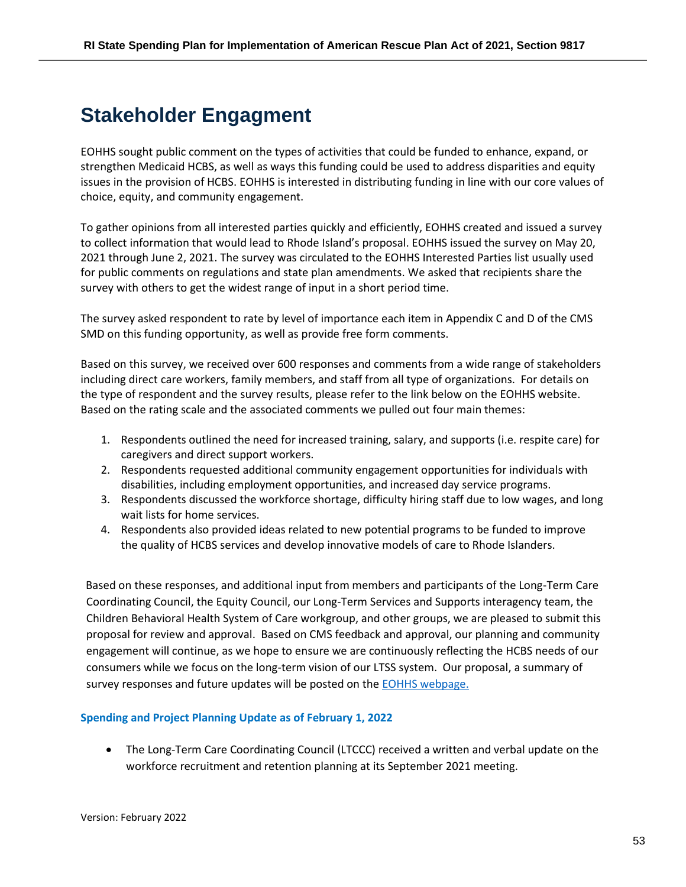# Stakeholder Engagment

EOHHS sought public comment on the types of activities that could be funded to enhance, expand, or strengthen Medicaid HCBS, as well as ways this funding could be used to address disparities and equity issues in the provision of HCBS. EOHHS is interested in distributing funding in line with our core values of choice, equity, and community engagement.

To gather opinions from all interested parties quickly and efficiently, EOHHS created and issued a survey to collect information that would lead to Rhode Island's proposal. EOHHS issued the survey on May 20, 2021 through June 2, 2021. The survey was circulated to the EOHHS Interested Parties list usually used for public comments on regulations and state plan amendments. We asked that recipients share the survey with others to get the widest range of input in a short period time.

The survey asked respondent to rate by level of importance each item in Appendix C and D of the CMS SMD on this funding opportunity, as well as provide free form comments.

Based on this survey, we received over 600 responses and comments from a wide range of stakeholders including direct care workers, family members, and staff from all type of organizations. For details on the type of respondent and the survey results, please refer to the link below on the EOHHS website. Based on the rating scale and the associated comments we pulled out four main themes:

1. Respondents outlined the need for increased training, salary, and supports (i.e. respite care) for caregivers and direct support workers.
2. Respondents requested additional community engagement opportunities for individuals with disabilities, including employment opportunities, and increased day service programs.
3. Respondents discussed the workforce shortage, difficulty hiring staff due to low wages, and long wait lists for home services.
4. Respondents also provided ideas related to new potential programs to be funded to improve the quality of HCBS services and develop innovative models of care to Rhode Islanders.

Based on these responses, and additional input from members and participants of the Long-Term Care Coordinating Council, the Equity Council, our Long-Term Services and Supports interagency team, the Children Behavioral Health System of Care workgroup, and other groups, we are pleased to submit this proposal for review and approval. Based on CMS feedback and approval, our planning and community engagement will continue, as we hope to ensure we are continuously reflecting the HCBS needs of our consumers while we focus on the long-term vision of our LTSS system. Our proposal, a summary of survey responses and future updates will be posted on the EOHHS webpage.

#### Spending and Project Planning Update as of February 1, 2022

- The Long-Term Care Coordinating Council (LTCCC) received a written and verbal update on the workforce recruitment and retention planning at its September 2021 meeting.

Version: February 2022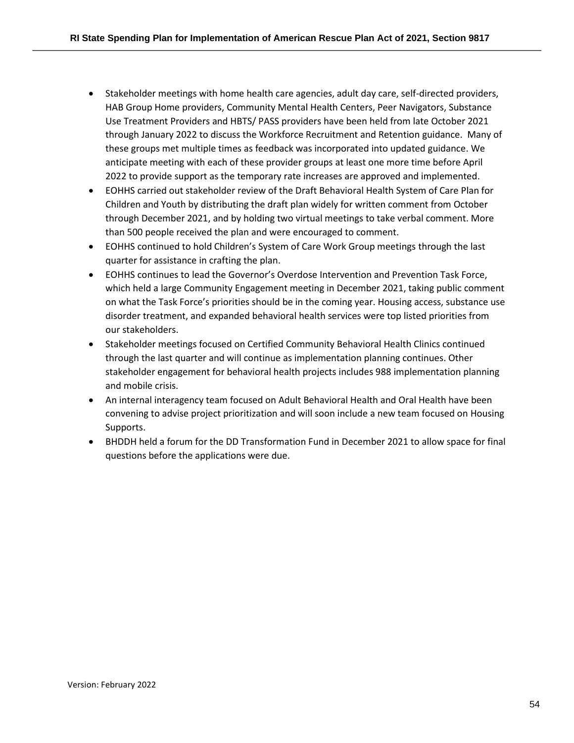- Stakeholder meetings with home health care agencies, adult day care, self-directed providers, HAB Group Home providers, Community Mental Health Centers, Peer Navigators, Substance Use Treatment Providers and HBTS/ PASS providers have been held from late October 2021 through January 2022 to discuss the Workforce Recruitment and Retention guidance. Many of these groups met multiple times as feedback was incorporated into updated guidance. We anticipate meeting with each of these provider groups at least one more time before April 2022 to provide support as the temporary rate increases are approved and implemented.
- EOHHS carried out stakeholder review of the Draft Behavioral Health System of Care Plan for Children and Youth by distributing the draft plan widely for written comment from October through December 2021, and by holding two virtual meetings to take verbal comment. More than 500 people received the plan and were encouraged to comment.
- EOHHS continued to hold Children's System of Care Work Group meetings through the last quarter for assistance in crafting the plan.
- EOHHS continues to lead the Governor's Overdose Intervention and Prevention Task Force, which held a large Community Engagement meeting in December 2021, taking public comment on what the Task Force's priorities should be in the coming year. Housing access, substance use disorder treatment, and expanded behavioral health services were top listed priorities from our stakeholders.
- Stakeholder meetings focused on Certified Community Behavioral Health Clinics continued through the last quarter and will continue as implementation planning continues. Other stakeholder engagement for behavioral health projects includes 988 implementation planning and mobile crisis.
- An internal interagency team focused on Adult Behavioral Health and Oral Health have been convening to advise project prioritization and will soon include a new team focused on Housing Supports.
- BHDDH held a forum for the DD Transformation Fund in December 2021 to allow space for final questions before the applications were due.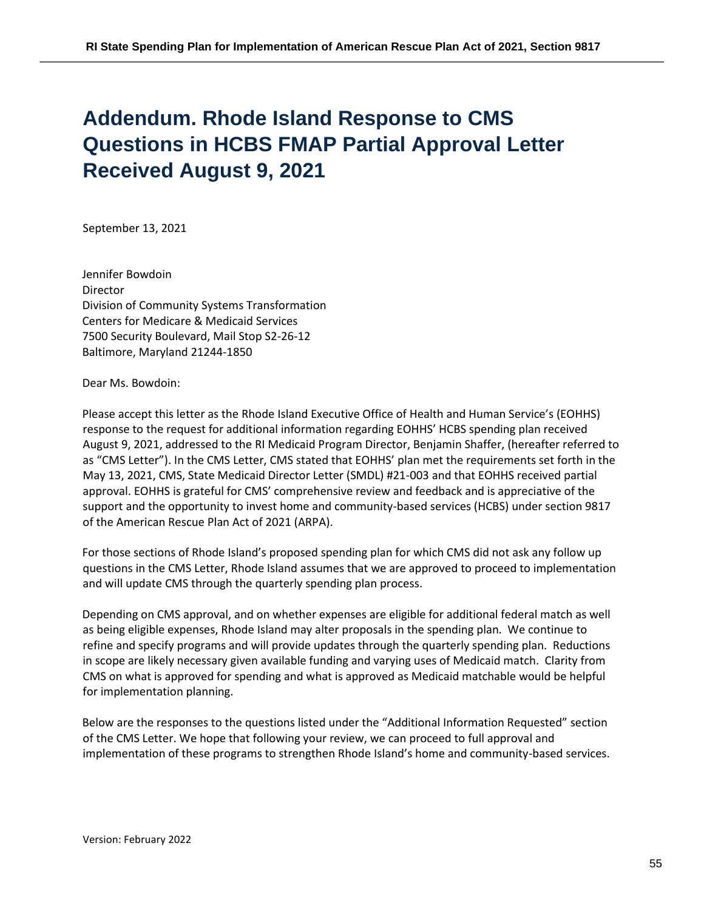# Addendum. Rhode Island Response to CMS Questions in HCBS FMAP Partial Approval Letter Received August 9, 2021

September 13, 2021

Jennifer Bowdoin
Director
Division of Community Systems Transformation
Centers for Medicare & Medicaid Services
7500 Security Boulevard, Mail Stop S2-26-12
Baltimore, Maryland 21244-1850

Dear Ms. Bowdoin:

Please accept this letter as the Rhode Island Executive Office of Health and Human Service's (EOHHS) response to the request for additional information regarding EOHHS' HCBS spending plan received August 9, 2021, addressed to the RI Medicaid Program Director, Benjamin Shaffer, (hereafter referred to as "CMS Letter"). In the CMS Letter, CMS stated that EOHHS' plan met the requirements set forth in the May 13, 2021, CMS, State Medicaid Director Letter (SMDL) #21-003 and that EOHHS received partial approval. EOHHS is grateful for CMS' comprehensive review and feedback and is appreciative of the support and the opportunity to invest home and community-based services (HCBS) under section 9817 of the American Rescue Plan Act of 2021 (ARPA).

For those sections of Rhode Island's proposed spending plan for which CMS did not ask any follow up questions in the CMS Letter, Rhode Island assumes that we are approved to proceed to implementation and will update CMS through the quarterly spending plan process.

Depending on CMS approval, and on whether expenses are eligible for additional federal match as well as being eligible expenses, Rhode Island may alter proposals in the spending plan. We continue to refine and specify programs and will provide updates through the quarterly spending plan. Reductions in scope are likely necessary given available funding and varying uses of Medicaid match. Clarity from CMS on what is approved for spending and what is approved as Medicaid matchable would be helpful for implementation planning.

Below are the responses to the questions listed under the "Additional Information Requested" section of the CMS Letter. We hope that following your review, we can proceed to full approval and implementation of these programs to strengthen Rhode Island's home and community-based services.

Version: February 2022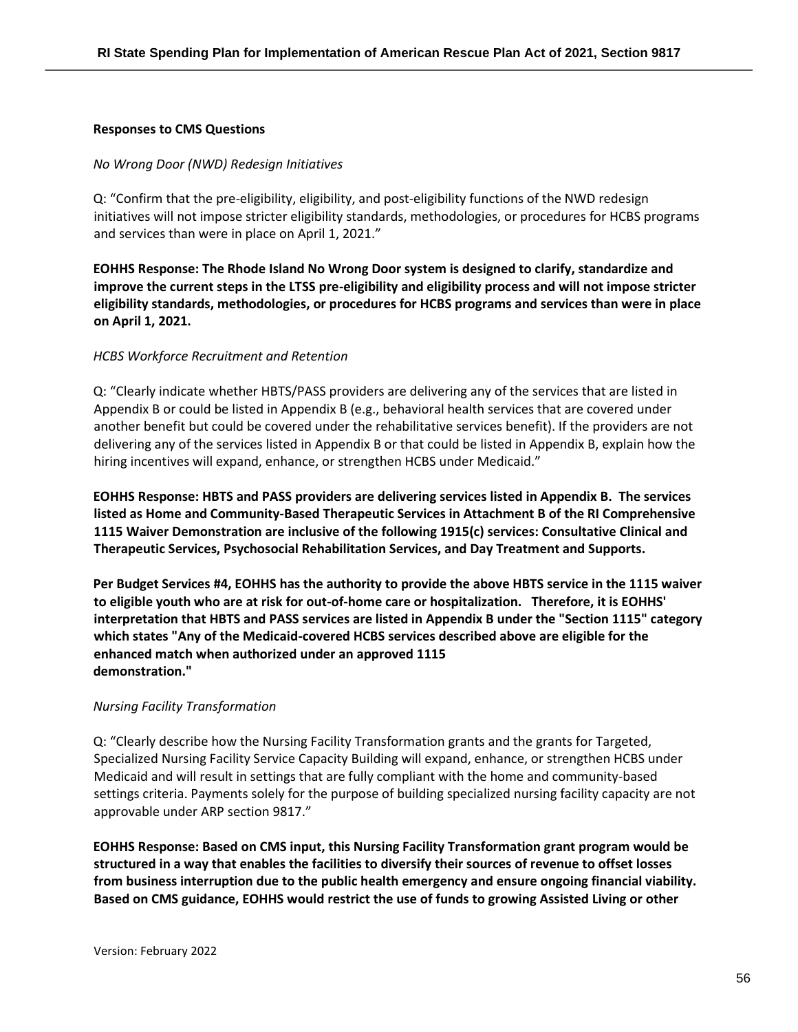**Responses to CMS Questions**

*No Wrong Door (NWD) Redesign Initiatives*

Q: "Confirm that the pre-eligibility, eligibility, and post-eligibility functions of the NWD redesign initiatives will not impose stricter eligibility standards, methodologies, or procedures for HCBS programs and services than were in place on April 1, 2021."

**EOHHS Response: The Rhode Island No Wrong Door system is designed to clarify, standardize and improve the current steps in the LTSS pre-eligibility and eligibility process and will not impose stricter eligibility standards, methodologies, or procedures for HCBS programs and services than were in place on April 1, 2021.**

*HCBS Workforce Recruitment and Retention*

Q: "Clearly indicate whether HBTS/PASS providers are delivering any of the services that are listed in Appendix B or could be listed in Appendix B (e.g., behavioral health services that are covered under another benefit but could be covered under the rehabilitative services benefit). If the providers are not delivering any of the services listed in Appendix B or that could be listed in Appendix B, explain how the hiring incentives will expand, enhance, or strengthen HCBS under Medicaid."

**EOHHS Response: HBTS and PASS providers are delivering services listed in Appendix B. The services listed as Home and Community-Based Therapeutic Services in Attachment B of the RI Comprehensive 1115 Waiver Demonstration are inclusive of the following 1915(c) services: Consultative Clinical and Therapeutic Services, Psychosocial Rehabilitation Services, and Day Treatment and Supports.**

**Per Budget Services #4, EOHHS has the authority to provide the above HBTS service in the 1115 waiver to eligible youth who are at risk for out-of-home care or hospitalization. Therefore, it is EOHHS' interpretation that HBTS and PASS services are listed in Appendix B under the "Section 1115" category which states "Any of the Medicaid-covered HCBS services described above are eligible for the enhanced match when authorized under an approved 1115 demonstration."**

*Nursing Facility Transformation*

Q: "Clearly describe how the Nursing Facility Transformation grants and the grants for Targeted, Specialized Nursing Facility Service Capacity Building will expand, enhance, or strengthen HCBS under Medicaid and will result in settings that are fully compliant with the home and community-based settings criteria. Payments solely for the purpose of building specialized nursing facility capacity are not approvable under ARP section 9817."

**EOHHS Response: Based on CMS input, this Nursing Facility Transformation grant program would be structured in a way that enables the facilities to diversify their sources of revenue to offset losses from business interruption due to the public health emergency and ensure ongoing financial viability. Based on CMS guidance, EOHHS would restrict the use of funds to growing Assisted Living or other**

Version: February 2022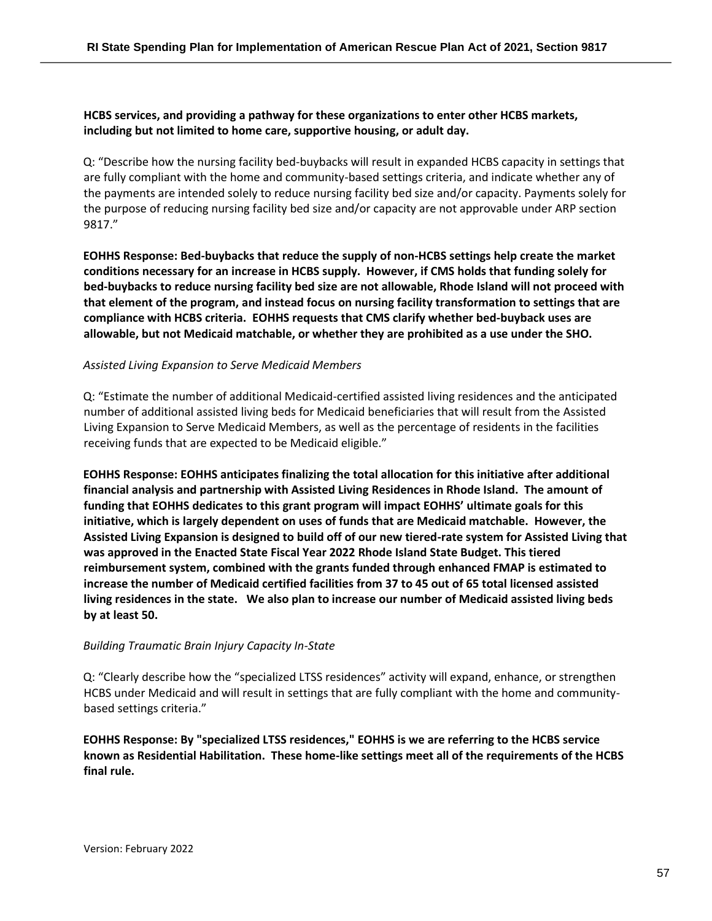**HCBS services, and providing a pathway for these organizations to enter other HCBS markets, including but not limited to home care, supportive housing, or adult day.**

Q: "Describe how the nursing facility bed-buybacks will result in expanded HCBS capacity in settings that are fully compliant with the home and community-based settings criteria, and indicate whether any of the payments are intended solely to reduce nursing facility bed size and/or capacity. Payments solely for the purpose of reducing nursing facility bed size and/or capacity are not approvable under ARP section 9817."

**EOHHS Response: Bed-buybacks that reduce the supply of non-HCBS settings help create the market conditions necessary for an increase in HCBS supply. However, if CMS holds that funding solely for bed-buybacks to reduce nursing facility bed size are not allowable, Rhode Island will not proceed with that element of the program, and instead focus on nursing facility transformation to settings that are compliance with HCBS criteria. EOHHS requests that CMS clarify whether bed-buyback uses are allowable, but not Medicaid matchable, or whether they are prohibited as a use under the SHO.**

*Assisted Living Expansion to Serve Medicaid Members*

Q: "Estimate the number of additional Medicaid-certified assisted living residences and the anticipated number of additional assisted living beds for Medicaid beneficiaries that will result from the Assisted Living Expansion to Serve Medicaid Members, as well as the percentage of residents in the facilities receiving funds that are expected to be Medicaid eligible."

**EOHHS Response: EOHHS anticipates finalizing the total allocation for this initiative after additional financial analysis and partnership with Assisted Living Residences in Rhode Island. The amount of funding that EOHHS dedicates to this grant program will impact EOHHS' ultimate goals for this initiative, which is largely dependent on uses of funds that are Medicaid matchable. However, the Assisted Living Expansion is designed to build off of our new tiered-rate system for Assisted Living that was approved in the Enacted State Fiscal Year 2022 Rhode Island State Budget. This tiered reimbursement system, combined with the grants funded through enhanced FMAP is estimated to increase the number of Medicaid certified facilities from 37 to 45 out of 65 total licensed assisted living residences in the state. We also plan to increase our number of Medicaid assisted living beds by at least 50.**

*Building Traumatic Brain Injury Capacity In-State*

Q: "Clearly describe how the "specialized LTSS residences" activity will expand, enhance, or strengthen HCBS under Medicaid and will result in settings that are fully compliant with the home and community-based settings criteria."

**EOHHS Response: By "specialized LTSS residences," EOHHS is we are referring to the HCBS service known as Residential Habilitation. These home-like settings meet all of the requirements of the HCBS final rule.**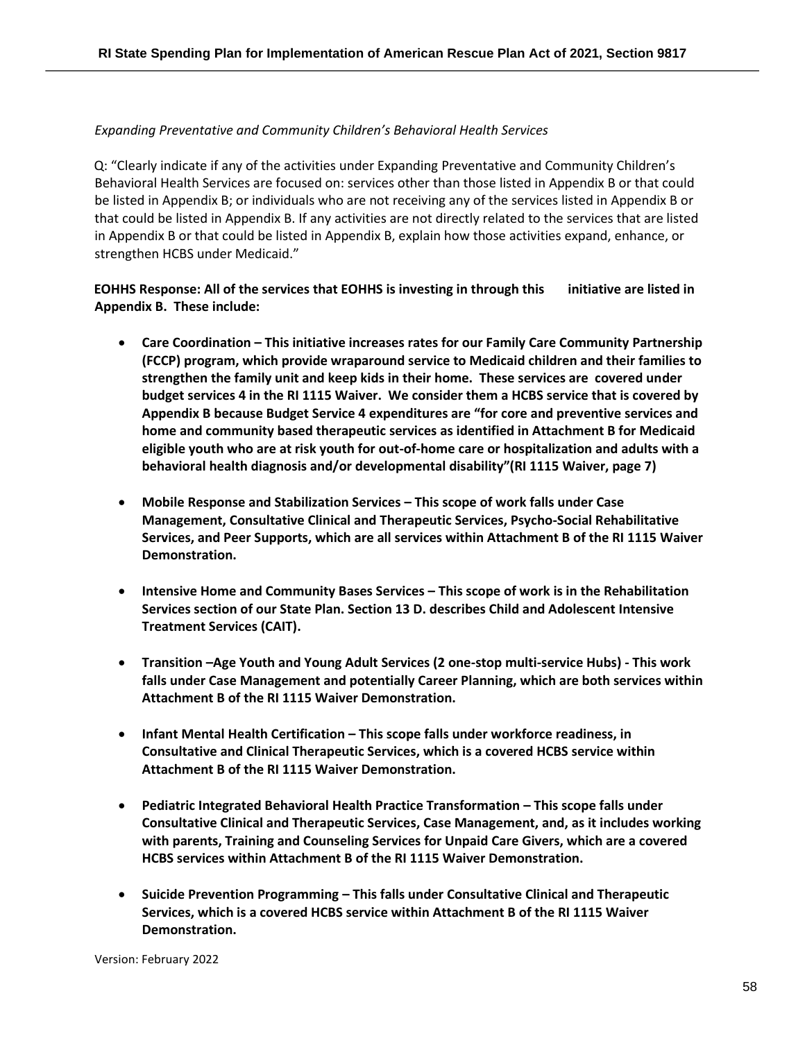*Expanding Preventative and Community Children's Behavioral Health Services*

Q: "Clearly indicate if any of the activities under Expanding Preventative and Community Children's Behavioral Health Services are focused on: services other than those listed in Appendix B or that could be listed in Appendix B; or individuals who are not receiving any of the services listed in Appendix B or that could be listed in Appendix B. If any activities are not directly related to the services that are listed in Appendix B or that could be listed in Appendix B, explain how those activities expand, enhance, or strengthen HCBS under Medicaid."

**EOHHS Response: All of the services that EOHHS is investing in through this initiative are listed in Appendix B. These include:**

- **Care Coordination – This initiative increases rates for our Family Care Community Partnership (FCCP) program, which provide wraparound service to Medicaid children and their families to strengthen the family unit and keep kids in their home. These services are covered under budget services 4 in the RI 1115 Waiver. We consider them a HCBS service that is covered by Appendix B because Budget Service 4 expenditures are "for core and preventive services and home and community based therapeutic services as identified in Attachment B for Medicaid eligible youth who are at risk youth for out-of-home care or hospitalization and adults with a behavioral health diagnosis and/or developmental disability"(RI 1115 Waiver, page 7)**

- **Mobile Response and Stabilization Services – This scope of work falls under Case Management, Consultative Clinical and Therapeutic Services, Psycho-Social Rehabilitative Services, and Peer Supports, which are all services within Attachment B of the RI 1115 Waiver Demonstration.**

- **Intensive Home and Community Bases Services – This scope of work is in the Rehabilitation Services section of our State Plan. Section 13 D. describes Child and Adolescent Intensive Treatment Services (CAIT).**

- **Transition –Age Youth and Young Adult Services (2 one-stop multi-service Hubs) - This work falls under Case Management and potentially Career Planning, which are both services within Attachment B of the RI 1115 Waiver Demonstration.**

- **Infant Mental Health Certification – This scope falls under workforce readiness, in Consultative and Clinical Therapeutic Services, which is a covered HCBS service within Attachment B of the RI 1115 Waiver Demonstration.**

- **Pediatric Integrated Behavioral Health Practice Transformation – This scope falls under Consultative Clinical and Therapeutic Services, Case Management, and, as it includes working with parents, Training and Counseling Services for Unpaid Care Givers, which are a covered HCBS services within Attachment B of the RI 1115 Waiver Demonstration.**

- **Suicide Prevention Programming – This falls under Consultative Clinical and Therapeutic Services, which is a covered HCBS service within Attachment B of the RI 1115 Waiver Demonstration.**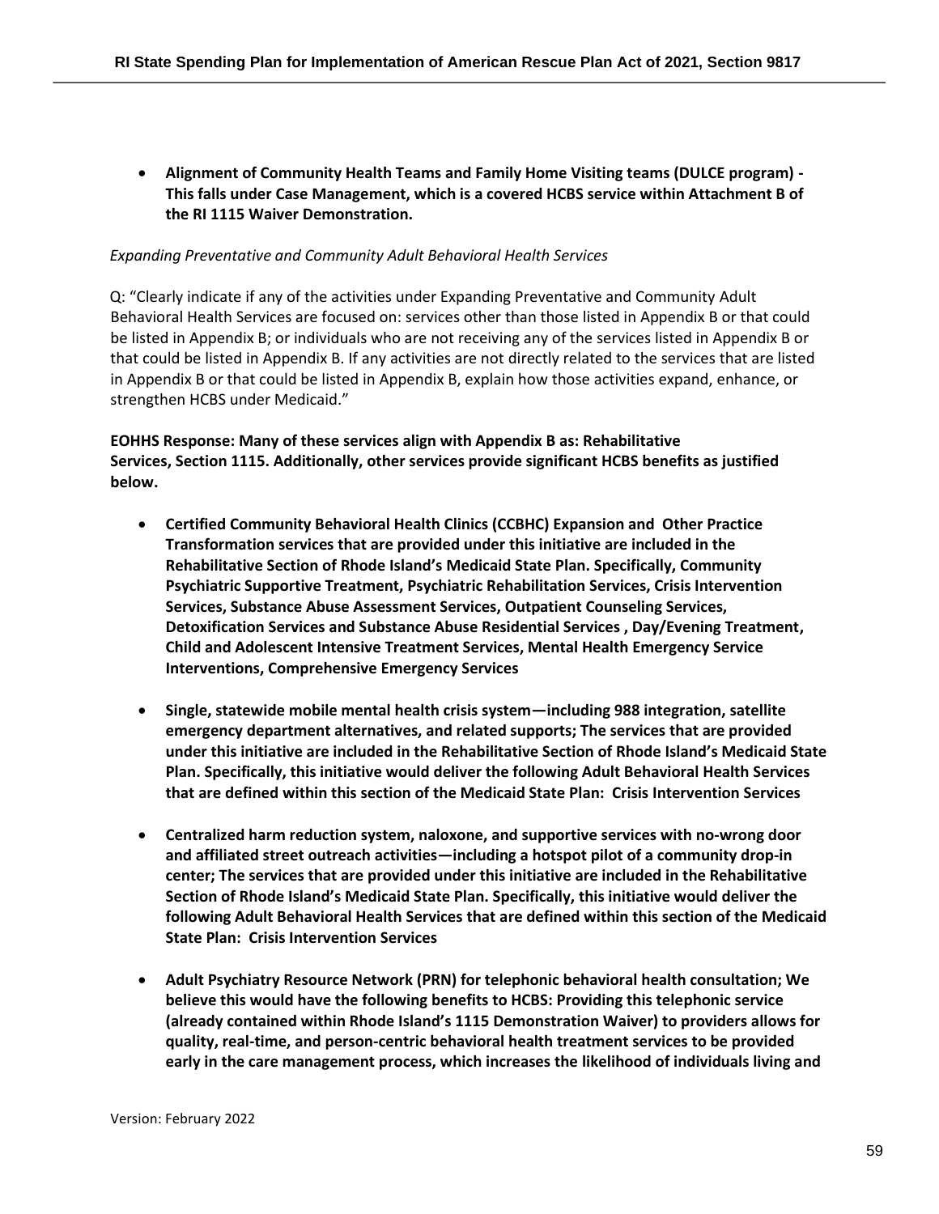- **Alignment of Community Health Teams and Family Home Visiting teams (DULCE program) - This falls under Case Management, which is a covered HCBS service within Attachment B of the RI 1115 Waiver Demonstration.**

*Expanding Preventative and Community Adult Behavioral Health Services*

Q: "Clearly indicate if any of the activities under Expanding Preventative and Community Adult Behavioral Health Services are focused on: services other than those listed in Appendix B or that could be listed in Appendix B; or individuals who are not receiving any of the services listed in Appendix B or that could be listed in Appendix B. If any activities are not directly related to the services that are listed in Appendix B or that could be listed in Appendix B, explain how those activities expand, enhance, or strengthen HCBS under Medicaid."

**EOHHS Response: Many of these services align with Appendix B as: Rehabilitative Services, Section 1115. Additionally, other services provide significant HCBS benefits as justified below.**

- **Certified Community Behavioral Health Clinics (CCBHC) Expansion and Other Practice Transformation services that are provided under this initiative are included in the Rehabilitative Section of Rhode Island's Medicaid State Plan. Specifically, Community Psychiatric Supportive Treatment, Psychiatric Rehabilitation Services, Crisis Intervention Services, Substance Abuse Assessment Services, Outpatient Counseling Services, Detoxification Services and Substance Abuse Residential Services , Day/Evening Treatment, Child and Adolescent Intensive Treatment Services, Mental Health Emergency Service Interventions, Comprehensive Emergency Services**

- **Single, statewide mobile mental health crisis system—including 988 integration, satellite emergency department alternatives, and related supports; The services that are provided under this initiative are included in the Rehabilitative Section of Rhode Island's Medicaid State Plan. Specifically, this initiative would deliver the following Adult Behavioral Health Services that are defined within this section of the Medicaid State Plan: Crisis Intervention Services**

- **Centralized harm reduction system, naloxone, and supportive services with no-wrong door and affiliated street outreach activities—including a hotspot pilot of a community drop-in center; The services that are provided under this initiative are included in the Rehabilitative Section of Rhode Island's Medicaid State Plan. Specifically, this initiative would deliver the following Adult Behavioral Health Services that are defined within this section of the Medicaid State Plan: Crisis Intervention Services**

- **Adult Psychiatry Resource Network (PRN) for telephonic behavioral health consultation; We believe this would have the following benefits to HCBS: Providing this telephonic service (already contained within Rhode Island's 1115 Demonstration Waiver) to providers allows for quality, real-time, and person-centric behavioral health treatment services to be provided early in the care management process, which increases the likelihood of individuals living and**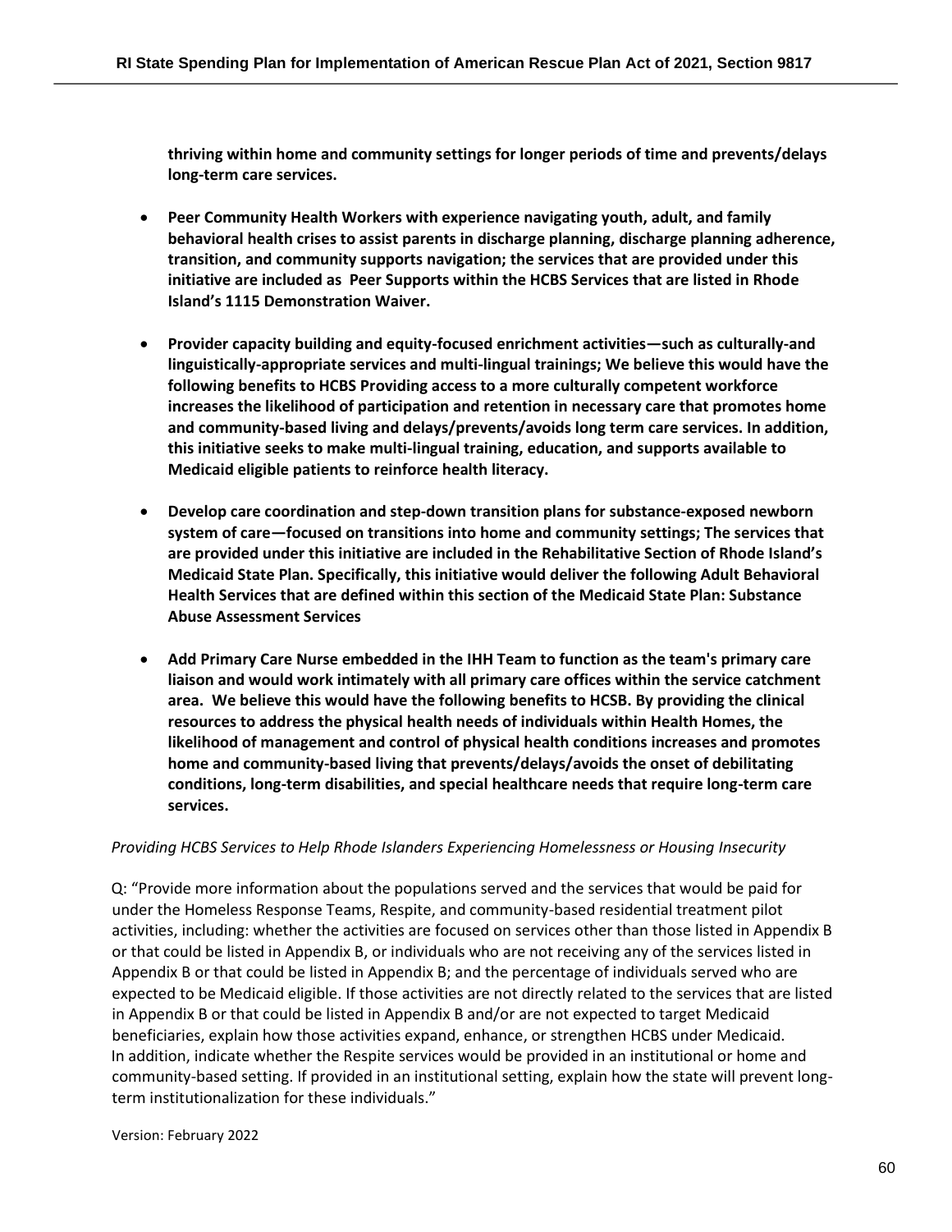**thriving within home and community settings for longer periods of time and prevents/delays long-term care services.**

- **Peer Community Health Workers with experience navigating youth, adult, and family behavioral health crises to assist parents in discharge planning, discharge planning adherence, transition, and community supports navigation; the services that are provided under this initiative are included as Peer Supports within the HCBS Services that are listed in Rhode Island's 1115 Demonstration Waiver.**

- **Provider capacity building and equity-focused enrichment activities—such as culturally-and linguistically-appropriate services and multi-lingual trainings; We believe this would have the following benefits to HCBS Providing access to a more culturally competent workforce increases the likelihood of participation and retention in necessary care that promotes home and community-based living and delays/prevents/avoids long term care services. In addition, this initiative seeks to make multi-lingual training, education, and supports available to Medicaid eligible patients to reinforce health literacy.**

- **Develop care coordination and step-down transition plans for substance-exposed newborn system of care—focused on transitions into home and community settings; The services that are provided under this initiative are included in the Rehabilitative Section of Rhode Island's Medicaid State Plan. Specifically, this initiative would deliver the following Adult Behavioral Health Services that are defined within this section of the Medicaid State Plan: Substance Abuse Assessment Services**

- **Add Primary Care Nurse embedded in the IHH Team to function as the team's primary care liaison and would work intimately with all primary care offices within the service catchment area. We believe this would have the following benefits to HCSB. By providing the clinical resources to address the physical health needs of individuals within Health Homes, the likelihood of management and control of physical health conditions increases and promotes home and community-based living that prevents/delays/avoids the onset of debilitating conditions, long-term disabilities, and special healthcare needs that require long-term care services.**

*Providing HCBS Services to Help Rhode Islanders Experiencing Homelessness or Housing Insecurity*

Q: "Provide more information about the populations served and the services that would be paid for under the Homeless Response Teams, Respite, and community-based residential treatment pilot activities, including: whether the activities are focused on services other than those listed in Appendix B or that could be listed in Appendix B, or individuals who are not receiving any of the services listed in Appendix B or that could be listed in Appendix B; and the percentage of individuals served who are expected to be Medicaid eligible. If those activities are not directly related to the services that are listed in Appendix B or that could be listed in Appendix B and/or are not expected to target Medicaid beneficiaries, explain how those activities expand, enhance, or strengthen HCBS under Medicaid. In addition, indicate whether the Respite services would be provided in an institutional or home and community-based setting. If provided in an institutional setting, explain how the state will prevent long-term institutionalization for these individuals."

Version: February 2022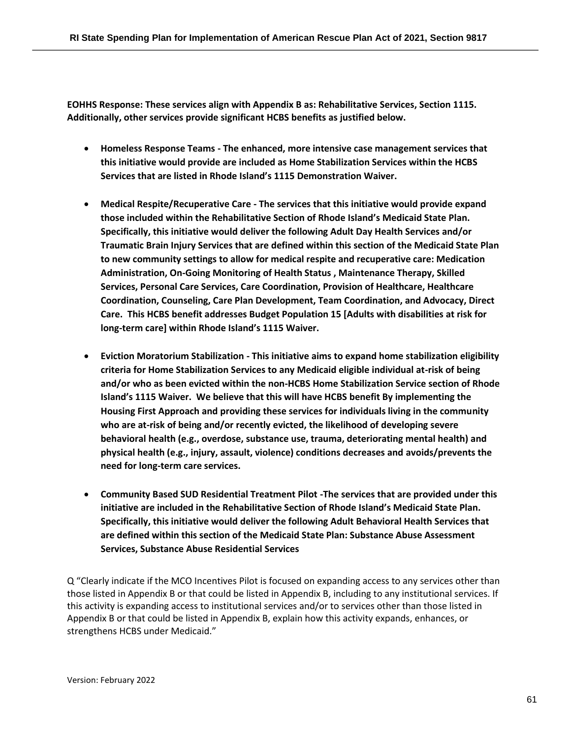**EOHHS Response: These services align with Appendix B as: Rehabilitative Services, Section 1115. Additionally, other services provide significant HCBS benefits as justified below.**

- **Homeless Response Teams - The enhanced, more intensive case management services that this initiative would provide are included as Home Stabilization Services within the HCBS Services that are listed in Rhode Island's 1115 Demonstration Waiver.**
- **Medical Respite/Recuperative Care - The services that this initiative would provide expand those included within the Rehabilitative Section of Rhode Island's Medicaid State Plan. Specifically, this initiative would deliver the following Adult Day Health Services and/or Traumatic Brain Injury Services that are defined within this section of the Medicaid State Plan to new community settings to allow for medical respite and recuperative care: Medication Administration, On-Going Monitoring of Health Status , Maintenance Therapy, Skilled Services, Personal Care Services, Care Coordination, Provision of Healthcare, Healthcare Coordination, Counseling, Care Plan Development, Team Coordination, and Advocacy, Direct Care. This HCBS benefit addresses Budget Population 15 [Adults with disabilities at risk for long-term care] within Rhode Island's 1115 Waiver.**
- **Eviction Moratorium Stabilization - This initiative aims to expand home stabilization eligibility criteria for Home Stabilization Services to any Medicaid eligible individual at-risk of being and/or who as been evicted within the non-HCBS Home Stabilization Service section of Rhode Island's 1115 Waiver. We believe that this will have HCBS benefit By implementing the Housing First Approach and providing these services for individuals living in the community who are at-risk of being and/or recently evicted, the likelihood of developing severe behavioral health (e.g., overdose, substance use, trauma, deteriorating mental health) and physical health (e.g., injury, assault, violence) conditions decreases and avoids/prevents the need for long-term care services.**
- **Community Based SUD Residential Treatment Pilot -The services that are provided under this initiative are included in the Rehabilitative Section of Rhode Island's Medicaid State Plan. Specifically, this initiative would deliver the following Adult Behavioral Health Services that are defined within this section of the Medicaid State Plan: Substance Abuse Assessment Services, Substance Abuse Residential Services**

Q "Clearly indicate if the MCO Incentives Pilot is focused on expanding access to any services other than those listed in Appendix B or that could be listed in Appendix B, including to any institutional services. If this activity is expanding access to institutional services and/or to services other than those listed in Appendix B or that could be listed in Appendix B, explain how this activity expands, enhances, or strengthens HCBS under Medicaid."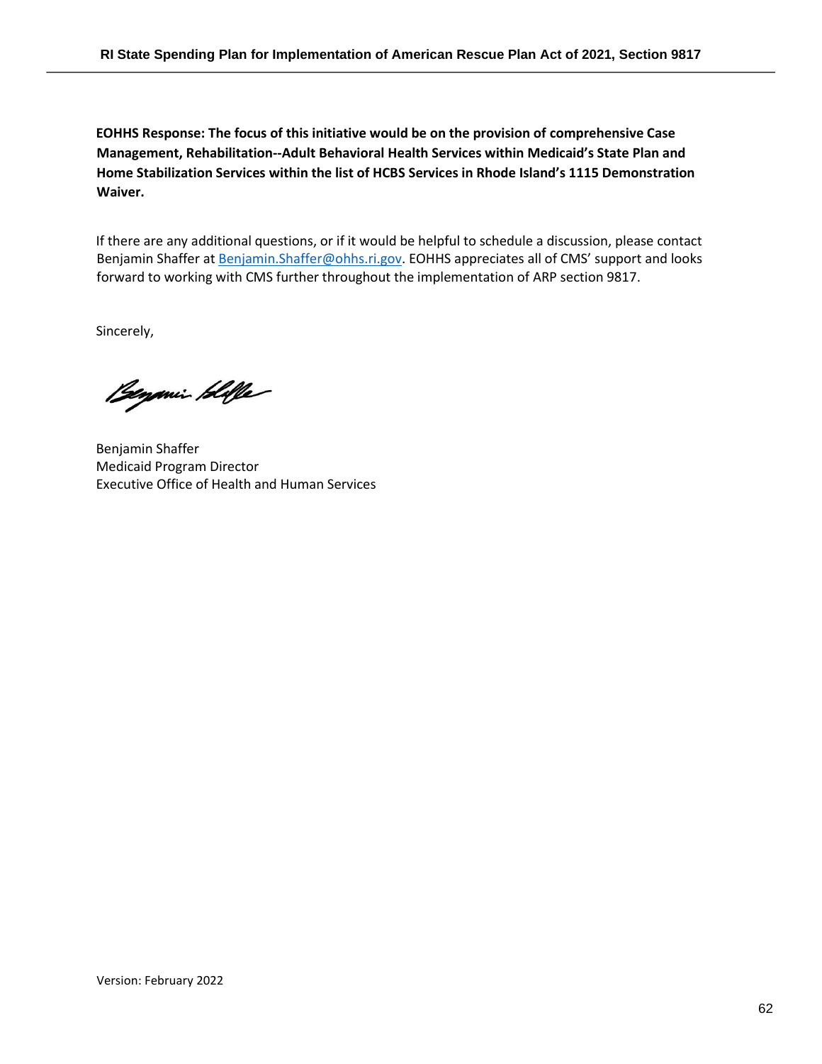**EOHHS Response: The focus of this initiative would be on the provision of comprehensive Case Management, Rehabilitation--Adult Behavioral Health Services within Medicaid's State Plan and Home Stabilization Services within the list of HCBS Services in Rhode Island's 1115 Demonstration Waiver.**

If there are any additional questions, or if it would be helpful to schedule a discussion, please contact Benjamin Shaffer at Benjamin.Shaffer@ohhs.ri.gov. EOHHS appreciates all of CMS' support and looks forward to working with CMS further throughout the implementation of ARP section 9817.

Sincerely,

Benjamin Shaffer
Medicaid Program Director
Executive Office of Health and Human Services

Version: February 2022